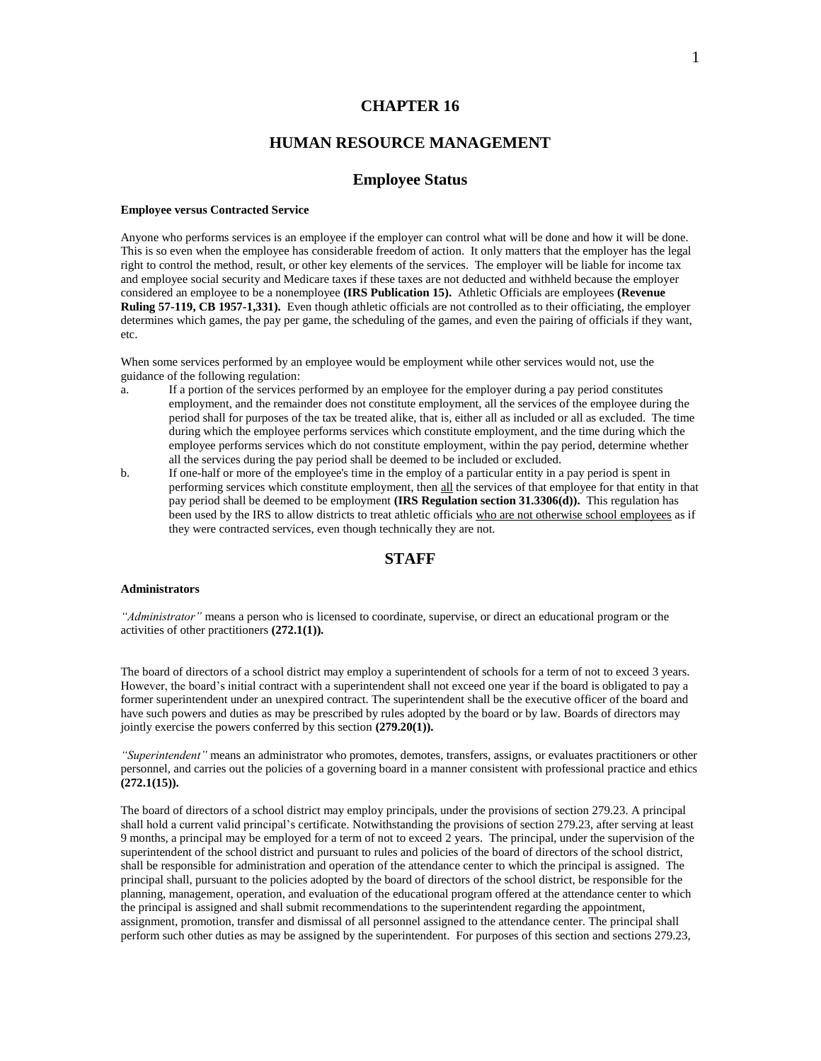# CHAPTER 16

# HUMAN RESOURCE MANAGEMENT

## Employee Status

**Employee versus Contracted Service**

Anyone who performs services is an employee if the employer can control what will be done and how it will be done. This is so even when the employee has considerable freedom of action. It only matters that the employer has the legal right to control the method, result, or other key elements of the services. The employer will be liable for income tax and employee social security and Medicare taxes if these taxes are not deducted and withheld because the employer considered an employee to be a nonemployee **(IRS Publication 15).** Athletic Officials are employees **(Revenue Ruling 57-119, CB 1957-1,331).** Even though athletic officials are not controlled as to their officiating, the employer determines which games, the pay per game, the scheduling of the games, and even the pairing of officials if they want, etc.

When some services performed by an employee would be employment while other services would not, use the guidance of the following regulation:

a. If a portion of the services performed by an employee for the employer during a pay period constitutes employment, and the remainder does not constitute employment, all the services of the employee during the period shall for purposes of the tax be treated alike, that is, either all as included or all as excluded. The time during which the employee performs services which constitute employment, and the time during which the employee performs services which do not constitute employment, within the pay period, determine whether all the services during the pay period shall be deemed to be included or excluded.

b. If one-half or more of the employee's time in the employ of a particular entity in a pay period is spent in performing services which constitute employment, then <u>all</u> the services of that employee for that entity in that pay period shall be deemed to be employment **(IRS Regulation section 31.3306(d)).** This regulation has been used by the IRS to allow districts to treat athletic officials <u>who are not otherwise school employees</u> as if they were contracted services, even though technically they are not.

## STAFF

**Administrators**

*"Administrator"* means a person who is licensed to coordinate, supervise, or direct an educational program or the activities of other practitioners **(272.1(1)).**

The board of directors of a school district may employ a superintendent of schools for a term of not to exceed 3 years. However, the board's initial contract with a superintendent shall not exceed one year if the board is obligated to pay a former superintendent under an unexpired contract. The superintendent shall be the executive officer of the board and have such powers and duties as may be prescribed by rules adopted by the board or by law. Boards of directors may jointly exercise the powers conferred by this section **(279.20(1)).**

*"Superintendent"* means an administrator who promotes, demotes, transfers, assigns, or evaluates practitioners or other personnel, and carries out the policies of a governing board in a manner consistent with professional practice and ethics **(272.1(15)).**

The board of directors of a school district may employ principals, under the provisions of section 279.23. A principal shall hold a current valid principal's certificate. Notwithstanding the provisions of section 279.23, after serving at least 9 months, a principal may be employed for a term of not to exceed 2 years. The principal, under the supervision of the superintendent of the school district and pursuant to rules and policies of the board of directors of the school district, shall be responsible for administration and operation of the attendance center to which the principal is assigned. The principal shall, pursuant to the policies adopted by the board of directors of the school district, be responsible for the planning, management, operation, and evaluation of the educational program offered at the attendance center to which the principal is assigned and shall submit recommendations to the superintendent regarding the appointment, assignment, promotion, transfer and dismissal of all personnel assigned to the attendance center. The principal shall perform such other duties as may be assigned by the superintendent. For purposes of this section and sections 279.23,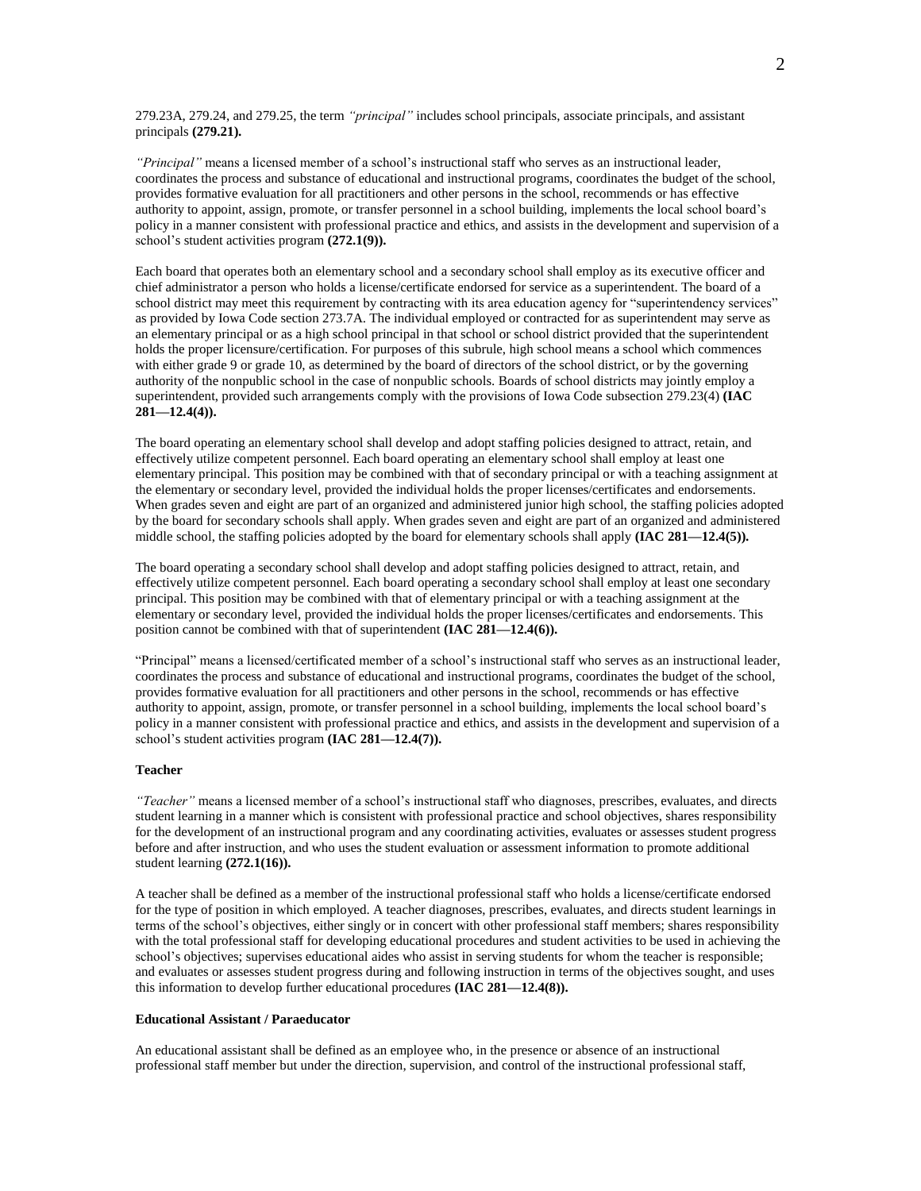279.23A, 279.24, and 279.25, the term *"principal"* includes school principals, associate principals, and assistant principals **(279.21).**

*"Principal"* means a licensed member of a school's instructional staff who serves as an instructional leader, coordinates the process and substance of educational and instructional programs, coordinates the budget of the school, provides formative evaluation for all practitioners and other persons in the school, recommends or has effective authority to appoint, assign, promote, or transfer personnel in a school building, implements the local school board's policy in a manner consistent with professional practice and ethics, and assists in the development and supervision of a school's student activities program **(272.1(9)).**

Each board that operates both an elementary school and a secondary school shall employ as its executive officer and chief administrator a person who holds a license/certificate endorsed for service as a superintendent. The board of a school district may meet this requirement by contracting with its area education agency for "superintendency services" as provided by Iowa Code section 273.7A. The individual employed or contracted for as superintendent may serve as an elementary principal or as a high school principal in that school or school district provided that the superintendent holds the proper licensure/certification. For purposes of this subrule, high school means a school which commences with either grade 9 or grade 10, as determined by the board of directors of the school district, or by the governing authority of the nonpublic school in the case of nonpublic schools. Boards of school districts may jointly employ a superintendent, provided such arrangements comply with the provisions of Iowa Code subsection 279.23(4) **(IAC 281—12.4(4)).**

The board operating an elementary school shall develop and adopt staffing policies designed to attract, retain, and effectively utilize competent personnel. Each board operating an elementary school shall employ at least one elementary principal. This position may be combined with that of secondary principal or with a teaching assignment at the elementary or secondary level, provided the individual holds the proper licenses/certificates and endorsements. When grades seven and eight are part of an organized and administered junior high school, the staffing policies adopted by the board for secondary schools shall apply. When grades seven and eight are part of an organized and administered middle school, the staffing policies adopted by the board for elementary schools shall apply **(IAC 281—12.4(5)).**

The board operating a secondary school shall develop and adopt staffing policies designed to attract, retain, and effectively utilize competent personnel. Each board operating a secondary school shall employ at least one secondary principal. This position may be combined with that of elementary principal or with a teaching assignment at the elementary or secondary level, provided the individual holds the proper licenses/certificates and endorsements. This position cannot be combined with that of superintendent **(IAC 281—12.4(6)).**

"Principal" means a licensed/certificated member of a school's instructional staff who serves as an instructional leader, coordinates the process and substance of educational and instructional programs, coordinates the budget of the school, provides formative evaluation for all practitioners and other persons in the school, recommends or has effective authority to appoint, assign, promote, or transfer personnel in a school building, implements the local school board's policy in a manner consistent with professional practice and ethics, and assists in the development and supervision of a school's student activities program **(IAC 281—12.4(7)).**

**Teacher**

*"Teacher"* means a licensed member of a school's instructional staff who diagnoses, prescribes, evaluates, and directs student learning in a manner which is consistent with professional practice and school objectives, shares responsibility for the development of an instructional program and any coordinating activities, evaluates or assesses student progress before and after instruction, and who uses the student evaluation or assessment information to promote additional student learning **(272.1(16)).**

A teacher shall be defined as a member of the instructional professional staff who holds a license/certificate endorsed for the type of position in which employed. A teacher diagnoses, prescribes, evaluates, and directs student learnings in terms of the school's objectives, either singly or in concert with other professional staff members; shares responsibility with the total professional staff for developing educational procedures and student activities to be used in achieving the school's objectives; supervises educational aides who assist in serving students for whom the teacher is responsible; and evaluates or assesses student progress during and following instruction in terms of the objectives sought, and uses this information to develop further educational procedures **(IAC 281—12.4(8)).**

**Educational Assistant / Paraeducator**

An educational assistant shall be defined as an employee who, in the presence or absence of an instructional professional staff member but under the direction, supervision, and control of the instructional professional staff,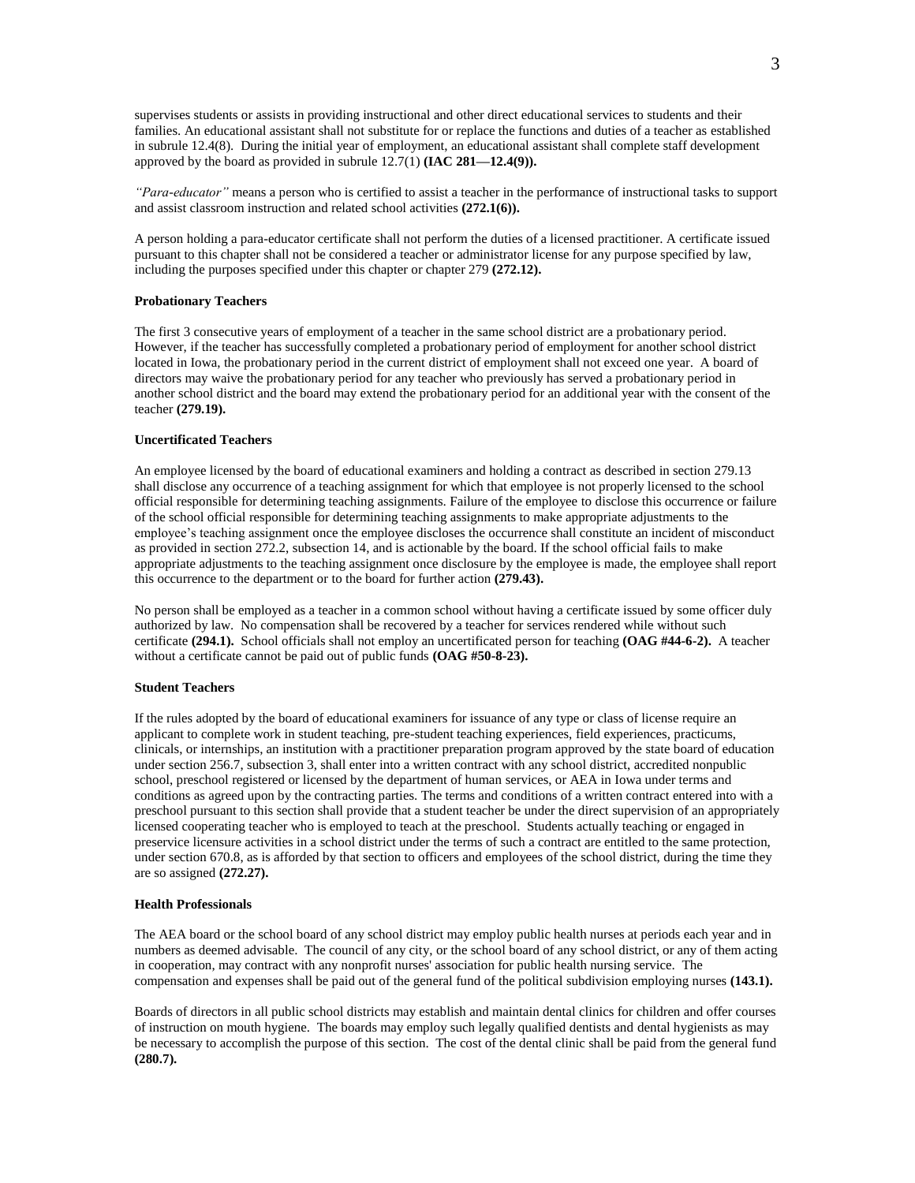supervises students or assists in providing instructional and other direct educational services to students and their families. An educational assistant shall not substitute for or replace the functions and duties of a teacher as established in subrule 12.4(8). During the initial year of employment, an educational assistant shall complete staff development approved by the board as provided in subrule 12.7(1) **(IAC 281—12.4(9)).**

*"Para-educator"* means a person who is certified to assist a teacher in the performance of instructional tasks to support and assist classroom instruction and related school activities **(272.1(6)).**

A person holding a para-educator certificate shall not perform the duties of a licensed practitioner. A certificate issued pursuant to this chapter shall not be considered a teacher or administrator license for any purpose specified by law, including the purposes specified under this chapter or chapter 279 **(272.12).**

**Probationary Teachers**

The first 3 consecutive years of employment of a teacher in the same school district are a probationary period. However, if the teacher has successfully completed a probationary period of employment for another school district located in Iowa, the probationary period in the current district of employment shall not exceed one year. A board of directors may waive the probationary period for any teacher who previously has served a probationary period in another school district and the board may extend the probationary period for an additional year with the consent of the teacher **(279.19).**

**Uncertificated Teachers**

An employee licensed by the board of educational examiners and holding a contract as described in section 279.13 shall disclose any occurrence of a teaching assignment for which that employee is not properly licensed to the school official responsible for determining teaching assignments. Failure of the employee to disclose this occurrence or failure of the school official responsible for determining teaching assignments to make appropriate adjustments to the employee's teaching assignment once the employee discloses the occurrence shall constitute an incident of misconduct as provided in section 272.2, subsection 14, and is actionable by the board. If the school official fails to make appropriate adjustments to the teaching assignment once disclosure by the employee is made, the employee shall report this occurrence to the department or to the board for further action **(279.43).**

No person shall be employed as a teacher in a common school without having a certificate issued by some officer duly authorized by law. No compensation shall be recovered by a teacher for services rendered while without such certificate **(294.1).** School officials shall not employ an uncertificated person for teaching **(OAG #44-6-2).** A teacher without a certificate cannot be paid out of public funds **(OAG #50-8-23).**

**Student Teachers**

If the rules adopted by the board of educational examiners for issuance of any type or class of license require an applicant to complete work in student teaching, pre-student teaching experiences, field experiences, practicums, clinicals, or internships, an institution with a practitioner preparation program approved by the state board of education under section 256.7, subsection 3, shall enter into a written contract with any school district, accredited nonpublic school, preschool registered or licensed by the department of human services, or AEA in Iowa under terms and conditions as agreed upon by the contracting parties. The terms and conditions of a written contract entered into with a preschool pursuant to this section shall provide that a student teacher be under the direct supervision of an appropriately licensed cooperating teacher who is employed to teach at the preschool. Students actually teaching or engaged in preservice licensure activities in a school district under the terms of such a contract are entitled to the same protection, under section 670.8, as is afforded by that section to officers and employees of the school district, during the time they are so assigned **(272.27).**

**Health Professionals**

The AEA board or the school board of any school district may employ public health nurses at periods each year and in numbers as deemed advisable. The council of any city, or the school board of any school district, or any of them acting in cooperation, may contract with any nonprofit nurses' association for public health nursing service. The compensation and expenses shall be paid out of the general fund of the political subdivision employing nurses **(143.1).**

Boards of directors in all public school districts may establish and maintain dental clinics for children and offer courses of instruction on mouth hygiene. The boards may employ such legally qualified dentists and dental hygienists as may be necessary to accomplish the purpose of this section. The cost of the dental clinic shall be paid from the general fund **(280.7).**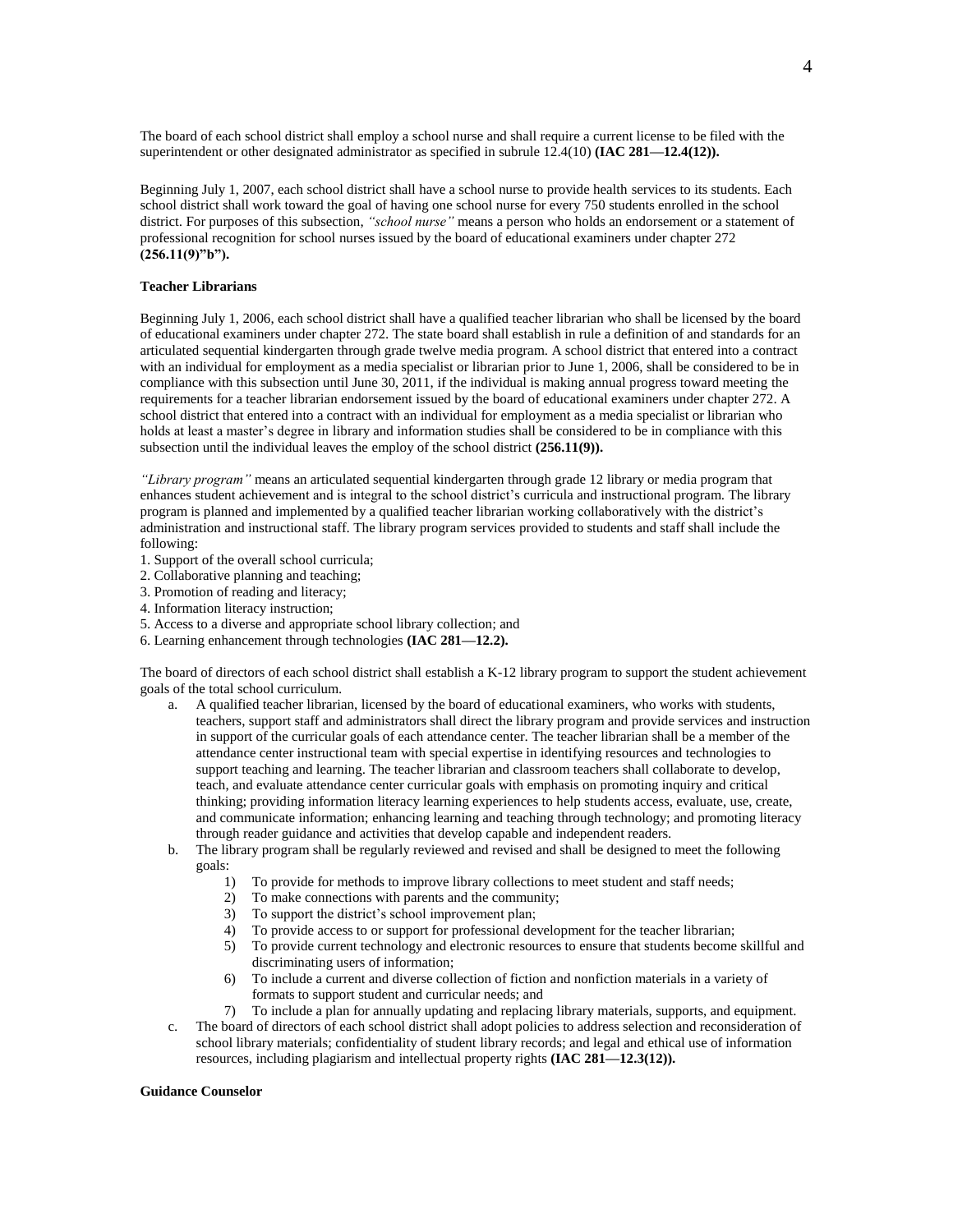The board of each school district shall employ a school nurse and shall require a current license to be filed with the superintendent or other designated administrator as specified in subrule 12.4(10) **(IAC 281—12.4(12)).**

Beginning July 1, 2007, each school district shall have a school nurse to provide health services to its students. Each school district shall work toward the goal of having one school nurse for every 750 students enrolled in the school district. For purposes of this subsection, *"school nurse"* means a person who holds an endorsement or a statement of professional recognition for school nurses issued by the board of educational examiners under chapter 272 **(256.11(9)"b").**

### Teacher Librarians

Beginning July 1, 2006, each school district shall have a qualified teacher librarian who shall be licensed by the board of educational examiners under chapter 272. The state board shall establish in rule a definition of and standards for an articulated sequential kindergarten through grade twelve media program. A school district that entered into a contract with an individual for employment as a media specialist or librarian prior to June 1, 2006, shall be considered to be in compliance with this subsection until June 30, 2011, if the individual is making annual progress toward meeting the requirements for a teacher librarian endorsement issued by the board of educational examiners under chapter 272. A school district that entered into a contract with an individual for employment as a media specialist or librarian who holds at least a master's degree in library and information studies shall be considered to be in compliance with this subsection until the individual leaves the employ of the school district **(256.11(9)).**

*"Library program"* means an articulated sequential kindergarten through grade 12 library or media program that enhances student achievement and is integral to the school district's curricula and instructional program. The library program is planned and implemented by a qualified teacher librarian working collaboratively with the district's administration and instructional staff. The library program services provided to students and staff shall include the following:

1. Support of the overall school curricula;
2. Collaborative planning and teaching;
3. Promotion of reading and literacy;
4. Information literacy instruction;
5. Access to a diverse and appropriate school library collection; and
6. Learning enhancement through technologies **(IAC 281—12.2).**

The board of directors of each school district shall establish a K-12 library program to support the student achievement goals of the total school curriculum.

a. A qualified teacher librarian, licensed by the board of educational examiners, who works with students, teachers, support staff and administrators shall direct the library program and provide services and instruction in support of the curricular goals of each attendance center. The teacher librarian shall be a member of the attendance center instructional team with special expertise in identifying resources and technologies to support teaching and learning. The teacher librarian and classroom teachers shall collaborate to develop, teach, and evaluate attendance center curricular goals with emphasis on promoting inquiry and critical thinking; providing information literacy learning experiences to help students access, evaluate, use, create, and communicate information; enhancing learning and teaching through technology; and promoting literacy through reader guidance and activities that develop capable and independent readers.

b. The library program shall be regularly reviewed and revised and shall be designed to meet the following goals:
    1) To provide for methods to improve library collections to meet student and staff needs;
    2) To make connections with parents and the community;
    3) To support the district's school improvement plan;
    4) To provide access to or support for professional development for the teacher librarian;
    5) To provide current technology and electronic resources to ensure that students become skillful and discriminating users of information;
    6) To include a current and diverse collection of fiction and nonfiction materials in a variety of formats to support student and curricular needs; and
    7) To include a plan for annually updating and replacing library materials, supports, and equipment.

c. The board of directors of each school district shall adopt policies to address selection and reconsideration of school library materials; confidentiality of student library records; and legal and ethical use of information resources, including plagiarism and intellectual property rights **(IAC 281—12.3(12)).**

### Guidance Counselor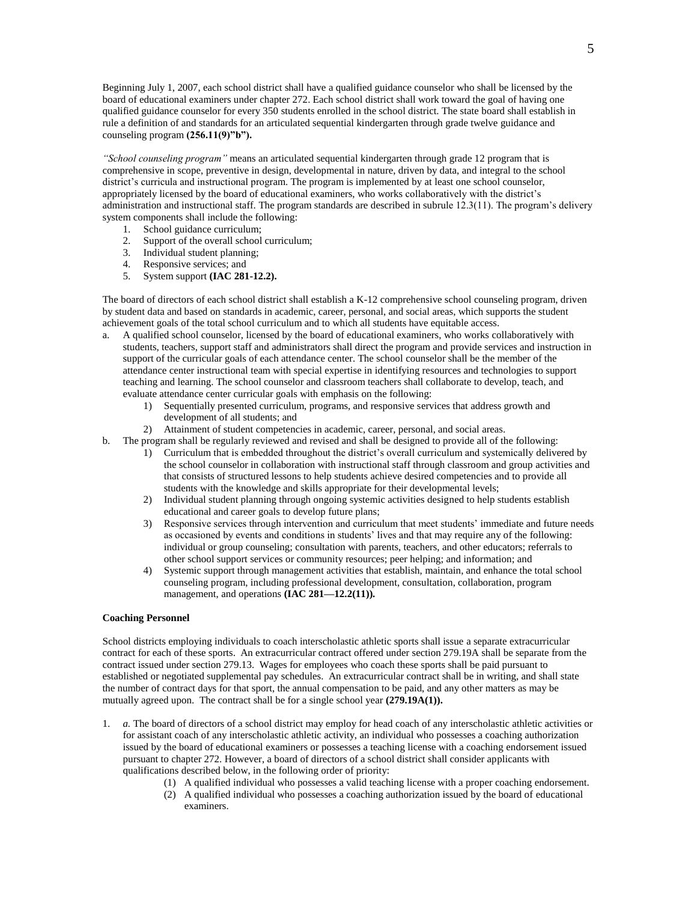Beginning July 1, 2007, each school district shall have a qualified guidance counselor who shall be licensed by the board of educational examiners under chapter 272. Each school district shall work toward the goal of having one qualified guidance counselor for every 350 students enrolled in the school district. The state board shall establish in rule a definition of and standards for an articulated sequential kindergarten through grade twelve guidance and counseling program **(256.11(9)"b").**

*"School counseling program"* means an articulated sequential kindergarten through grade 12 program that is comprehensive in scope, preventive in design, developmental in nature, driven by data, and integral to the school district's curricula and instructional program. The program is implemented by at least one school counselor, appropriately licensed by the board of educational examiners, who works collaboratively with the district's administration and instructional staff. The program standards are described in subrule 12.3(11). The program's delivery system components shall include the following:

1. School guidance curriculum;
2. Support of the overall school curriculum;
3. Individual student planning;
4. Responsive services; and
5. System support **(IAC 281-12.2).**

The board of directors of each school district shall establish a K-12 comprehensive school counseling program, driven by student data and based on standards in academic, career, personal, and social areas, which supports the student achievement goals of the total school curriculum and to which all students have equitable access.

a. A qualified school counselor, licensed by the board of educational examiners, who works collaboratively with students, teachers, support staff and administrators shall direct the program and provide services and instruction in support of the curricular goals of each attendance center. The school counselor shall be the member of the attendance center instructional team with special expertise in identifying resources and technologies to support teaching and learning. The school counselor and classroom teachers shall collaborate to develop, teach, and evaluate attendance center curricular goals with emphasis on the following:
    1) Sequentially presented curriculum, programs, and responsive services that address growth and development of all students; and
    2) Attainment of student competencies in academic, career, personal, and social areas.
b. The program shall be regularly reviewed and revised and shall be designed to provide all of the following:
    1) Curriculum that is embedded throughout the district's overall curriculum and systemically delivered by the school counselor in collaboration with instructional staff through classroom and group activities and that consists of structured lessons to help students achieve desired competencies and to provide all students with the knowledge and skills appropriate for their developmental levels;
    2) Individual student planning through ongoing systemic activities designed to help students establish educational and career goals to develop future plans;
    3) Responsive services through intervention and curriculum that meet students' immediate and future needs as occasioned by events and conditions in students' lives and that may require any of the following: individual or group counseling; consultation with parents, teachers, and other educators; referrals to other school support services or community resources; peer helping; and information; and
    4) Systemic support through management activities that establish, maintain, and enhance the total school counseling program, including professional development, consultation, collaboration, program management, and operations **(IAC 281—12.2(11)).**

**Coaching Personnel**

School districts employing individuals to coach interscholastic athletic sports shall issue a separate extracurricular contract for each of these sports. An extracurricular contract offered under section 279.19A shall be separate from the contract issued under section 279.13. Wages for employees who coach these sports shall be paid pursuant to established or negotiated supplemental pay schedules. An extracurricular contract shall be in writing, and shall state the number of contract days for that sport, the annual compensation to be paid, and any other matters as may be mutually agreed upon. The contract shall be for a single school year **(279.19A(1)).**

1. *a.* The board of directors of a school district may employ for head coach of any interscholastic athletic activities or for assistant coach of any interscholastic athletic activity, an individual who possesses a coaching authorization issued by the board of educational examiners or possesses a teaching license with a coaching endorsement issued pursuant to chapter 272. However, a board of directors of a school district shall consider applicants with qualifications described below, in the following order of priority:
    (1) A qualified individual who possesses a valid teaching license with a proper coaching endorsement.
    (2) A qualified individual who possesses a coaching authorization issued by the board of educational examiners.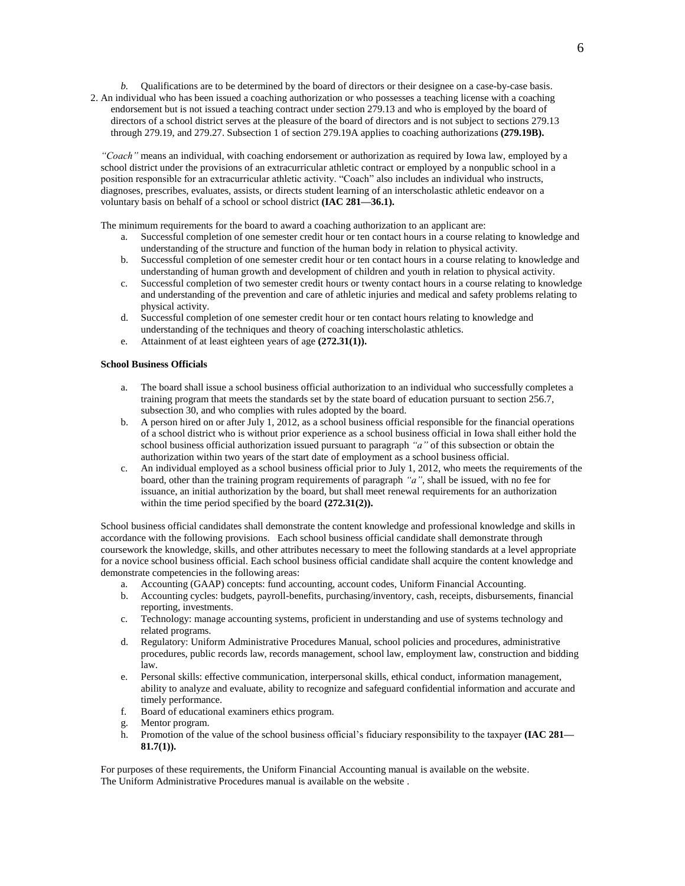*b.* Qualifications are to be determined by the board of directors or their designee on a case-by-case basis.

2. An individual who has been issued a coaching authorization or who possesses a teaching license with a coaching endorsement but is not issued a teaching contract under section 279.13 and who is employed by the board of directors of a school district serves at the pleasure of the board of directors and is not subject to sections 279.13 through 279.19, and 279.27. Subsection 1 of section 279.19A applies to coaching authorizations **(279.19B).**

*"Coach"* means an individual, with coaching endorsement or authorization as required by Iowa law, employed by a school district under the provisions of an extracurricular athletic contract or employed by a nonpublic school in a position responsible for an extracurricular athletic activity. "Coach" also includes an individual who instructs, diagnoses, prescribes, evaluates, assists, or directs student learning of an interscholastic athletic endeavor on a voluntary basis on behalf of a school or school district **(IAC 281—36.1).**

The minimum requirements for the board to award a coaching authorization to an applicant are:

a. Successful completion of one semester credit hour or ten contact hours in a course relating to knowledge and understanding of the structure and function of the human body in relation to physical activity.
b. Successful completion of one semester credit hour or ten contact hours in a course relating to knowledge and understanding of human growth and development of children and youth in relation to physical activity.
c. Successful completion of two semester credit hours or twenty contact hours in a course relating to knowledge and understanding of the prevention and care of athletic injuries and medical and safety problems relating to physical activity.
d. Successful completion of one semester credit hour or ten contact hours relating to knowledge and understanding of the techniques and theory of coaching interscholastic athletics.
e. Attainment of at least eighteen years of age **(272.31(1)).**

**School Business Officials**

a. The board shall issue a school business official authorization to an individual who successfully completes a training program that meets the standards set by the state board of education pursuant to section 256.7, subsection 30, and who complies with rules adopted by the board.
b. A person hired on or after July 1, 2012, as a school business official responsible for the financial operations of a school district who is without prior experience as a school business official in Iowa shall either hold the school business official authorization issued pursuant to paragraph *"a"* of this subsection or obtain the authorization within two years of the start date of employment as a school business official.
c. An individual employed as a school business official prior to July 1, 2012, who meets the requirements of the board, other than the training program requirements of paragraph *"a"*, shall be issued, with no fee for issuance, an initial authorization by the board, but shall meet renewal requirements for an authorization within the time period specified by the board **(272.31(2)).**

School business official candidates shall demonstrate the content knowledge and professional knowledge and skills in accordance with the following provisions. Each school business official candidate shall demonstrate through coursework the knowledge, skills, and other attributes necessary to meet the following standards at a level appropriate for a novice school business official. Each school business official candidate shall acquire the content knowledge and demonstrate competencies in the following areas:

a. Accounting (GAAP) concepts: fund accounting, account codes, Uniform Financial Accounting.
b. Accounting cycles: budgets, payroll-benefits, purchasing/inventory, cash, receipts, disbursements, financial reporting, investments.
c. Technology: manage accounting systems, proficient in understanding and use of systems technology and related programs.
d. Regulatory: Uniform Administrative Procedures Manual, school policies and procedures, administrative procedures, public records law, records management, school law, employment law, construction and bidding law.
e. Personal skills: effective communication, interpersonal skills, ethical conduct, information management, ability to analyze and evaluate, ability to recognize and safeguard confidential information and accurate and timely performance.
f. Board of educational examiners ethics program.
g. Mentor program.
h. Promotion of the value of the school business official's fiduciary responsibility to the taxpayer **(IAC 281—81.7(1)).**

For purposes of these requirements, the Uniform Financial Accounting manual is available on the website.
The Uniform Administrative Procedures manual is available on the website .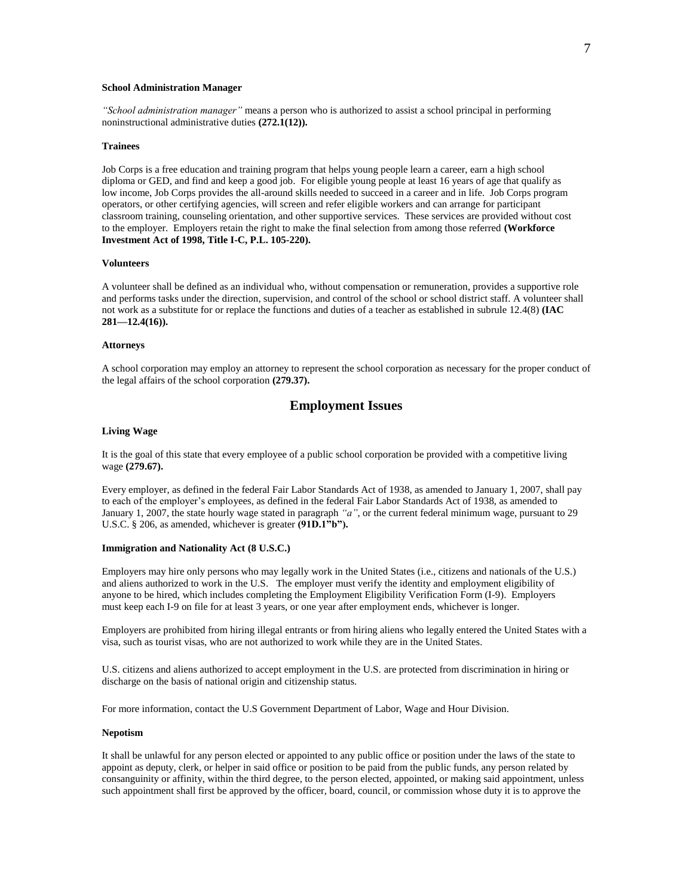#### School Administration Manager

*"School administration manager"* means a person who is authorized to assist a school principal in performing noninstructional administrative duties **(272.1(12)).**

#### Trainees

Job Corps is a free education and training program that helps young people learn a career, earn a high school diploma or GED, and find and keep a good job. For eligible young people at least 16 years of age that qualify as low income, Job Corps provides the all-around skills needed to succeed in a career and in life. Job Corps program operators, or other certifying agencies, will screen and refer eligible workers and can arrange for participant classroom training, counseling orientation, and other supportive services. These services are provided without cost to the employer. Employers retain the right to make the final selection from among those referred **(Workforce Investment Act of 1998, Title I-C, P.L. 105-220).**

#### Volunteers

A volunteer shall be defined as an individual who, without compensation or remuneration, provides a supportive role and performs tasks under the direction, supervision, and control of the school or school district staff. A volunteer shall not work as a substitute for or replace the functions and duties of a teacher as established in subrule 12.4(8) **(IAC 281—12.4(16)).**

#### Attorneys

A school corporation may employ an attorney to represent the school corporation as necessary for the proper conduct of the legal affairs of the school corporation **(279.37).**

## Employment Issues

#### Living Wage

It is the goal of this state that every employee of a public school corporation be provided with a competitive living wage **(279.67).**

Every employer, as defined in the federal Fair Labor Standards Act of 1938, as amended to January 1, 2007, shall pay to each of the employer's employees, as defined in the federal Fair Labor Standards Act of 1938, as amended to January 1, 2007, the state hourly wage stated in paragraph *"a"*, or the current federal minimum wage, pursuant to 29 U.S.C. § 206, as amended, whichever is greater **(91D.1"b").**

#### Immigration and Nationality Act (8 U.S.C.)

Employers may hire only persons who may legally work in the United States (i.e., citizens and nationals of the U.S.) and aliens authorized to work in the U.S. The employer must verify the identity and employment eligibility of anyone to be hired, which includes completing the Employment Eligibility Verification Form (I-9). Employers must keep each I-9 on file for at least 3 years, or one year after employment ends, whichever is longer.

Employers are prohibited from hiring illegal entrants or from hiring aliens who legally entered the United States with a visa, such as tourist visas, who are not authorized to work while they are in the United States.

U.S. citizens and aliens authorized to accept employment in the U.S. are protected from discrimination in hiring or discharge on the basis of national origin and citizenship status.

For more information, contact the U.S Government Department of Labor, Wage and Hour Division.

#### Nepotism

It shall be unlawful for any person elected or appointed to any public office or position under the laws of the state to appoint as deputy, clerk, or helper in said office or position to be paid from the public funds, any person related by consanguinity or affinity, within the third degree, to the person elected, appointed, or making said appointment, unless such appointment shall first be approved by the officer, board, council, or commission whose duty it is to approve the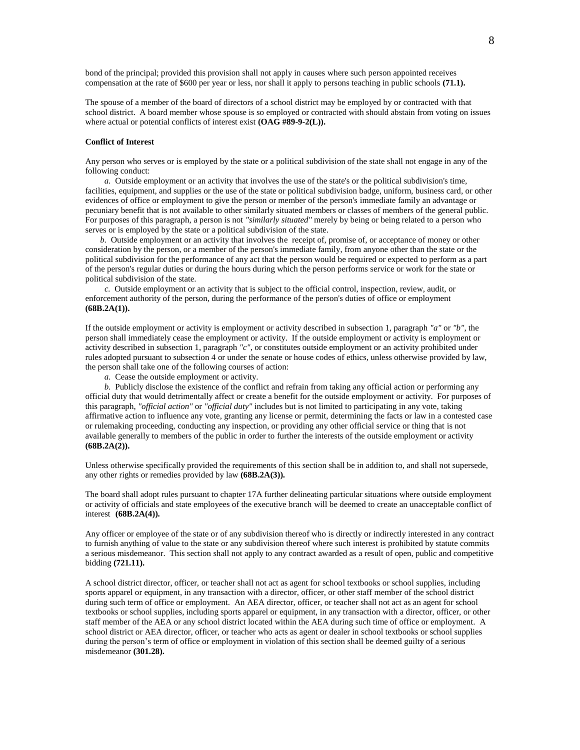bond of the principal; provided this provision shall not apply in causes where such person appointed receives compensation at the rate of $600 per year or less, nor shall it apply to persons teaching in public schools **(71.1).**

The spouse of a member of the board of directors of a school district may be employed by or contracted with that school district. A board member whose spouse is so employed or contracted with should abstain from voting on issues where actual or potential conflicts of interest exist **(OAG #89-9-2(L)).**

**Conflict of Interest**

Any person who serves or is employed by the state or a political subdivision of the state shall not engage in any of the following conduct:

*a*. Outside employment or an activity that involves the use of the state's or the political subdivision's time, facilities, equipment, and supplies or the use of the state or political subdivision badge, uniform, business card, or other evidences of office or employment to give the person or member of the person's immediate family an advantage or pecuniary benefit that is not available to other similarly situated members or classes of members of the general public. For purposes of this paragraph, a person is not *"similarly situated"* merely by being or being related to a person who serves or is employed by the state or a political subdivision of the state.

*b*. Outside employment or an activity that involves the receipt of, promise of, or acceptance of money or other consideration by the person, or a member of the person's immediate family, from anyone other than the state or the political subdivision for the performance of any act that the person would be required or expected to perform as a part of the person's regular duties or during the hours during which the person performs service or work for the state or political subdivision of the state.

*c*. Outside employment or an activity that is subject to the official control, inspection, review, audit, or enforcement authority of the person, during the performance of the person's duties of office or employment **(68B.2A(1)).**

If the outside employment or activity is employment or activity described in subsection 1, paragraph *"a"* or *"b"*, the person shall immediately cease the employment or activity. If the outside employment or activity is employment or activity described in subsection 1, paragraph *"c"*, or constitutes outside employment or an activity prohibited under rules adopted pursuant to subsection 4 or under the senate or house codes of ethics, unless otherwise provided by law, the person shall take one of the following courses of action:

*a*. Cease the outside employment or activity.

*b*. Publicly disclose the existence of the conflict and refrain from taking any official action or performing any official duty that would detrimentally affect or create a benefit for the outside employment or activity. For purposes of this paragraph, *"official action"* or *"official duty"* includes but is not limited to participating in any vote, taking affirmative action to influence any vote, granting any license or permit, determining the facts or law in a contested case or rulemaking proceeding, conducting any inspection, or providing any other official service or thing that is not available generally to members of the public in order to further the interests of the outside employment or activity **(68B.2A(2)).**

Unless otherwise specifically provided the requirements of this section shall be in addition to, and shall not supersede, any other rights or remedies provided by law **(68B.2A(3)).**

The board shall adopt rules pursuant to chapter 17A further delineating particular situations where outside employment or activity of officials and state employees of the executive branch will be deemed to create an unacceptable conflict of interest **(68B.2A(4)).**

Any officer or employee of the state or of any subdivision thereof who is directly or indirectly interested in any contract to furnish anything of value to the state or any subdivision thereof where such interest is prohibited by statute commits a serious misdemeanor. This section shall not apply to any contract awarded as a result of open, public and competitive bidding **(721.11).**

A school district director, officer, or teacher shall not act as agent for school textbooks or school supplies, including sports apparel or equipment, in any transaction with a director, officer, or other staff member of the school district during such term of office or employment. An AEA director, officer, or teacher shall not act as an agent for school textbooks or school supplies, including sports apparel or equipment, in any transaction with a director, officer, or other staff member of the AEA or any school district located within the AEA during such time of office or employment. A school district or AEA director, officer, or teacher who acts as agent or dealer in school textbooks or school supplies during the person's term of office or employment in violation of this section shall be deemed guilty of a serious misdemeanor **(301.28).**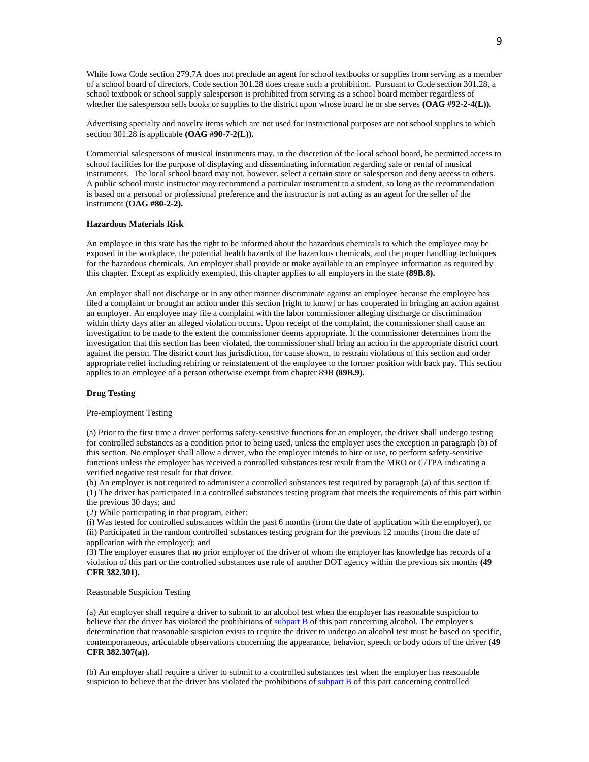While Iowa Code section 279.7A does not preclude an agent for school textbooks or supplies from serving as a member of a school board of directors, Code section 301.28 does create such a prohibition. Pursuant to Code section 301.28, a school textbook or school supply salesperson is prohibited from serving as a school board member regardless of whether the salesperson sells books or supplies to the district upon whose board he or she serves **(OAG #92-2-4(L)).**

Advertising specialty and novelty items which are not used for instructional purposes are not school supplies to which section 301.28 is applicable **(OAG #90-7-2(L)).**

Commercial salespersons of musical instruments may, in the discretion of the local school board, be permitted access to school facilities for the purpose of displaying and disseminating information regarding sale or rental of musical instruments. The local school board may not, however, select a certain store or salesperson and deny access to others. A public school music instructor may recommend a particular instrument to a student, so long as the recommendation is based on a personal or professional preference and the instructor is not acting as an agent for the seller of the instrument **(OAG #80-2-2).**

**Hazardous Materials Risk**

An employee in this state has the right to be informed about the hazardous chemicals to which the employee may be exposed in the workplace, the potential health hazards of the hazardous chemicals, and the proper handling techniques for the hazardous chemicals. An employer shall provide or make available to an employee information as required by this chapter. Except as explicitly exempted, this chapter applies to all employers in the state **(89B.8).**

An employer shall not discharge or in any other manner discriminate against an employee because the employee has filed a complaint or brought an action under this section [right to know] or has cooperated in bringing an action against an employer. An employee may file a complaint with the labor commissioner alleging discharge or discrimination within thirty days after an alleged violation occurs. Upon receipt of the complaint, the commissioner shall cause an investigation to be made to the extent the commissioner deems appropriate. If the commissioner determines from the investigation that this section has been violated, the commissioner shall bring an action in the appropriate district court against the person. The district court has jurisdiction, for cause shown, to restrain violations of this section and order appropriate relief including rehiring or reinstatement of the employee to the former position with back pay. This section applies to an employee of a person otherwise exempt from chapter 89B **(89B.9).**

**Drug Testing**

Pre-employment Testing

(a) Prior to the first time a driver performs safety-sensitive functions for an employer, the driver shall undergo testing for controlled substances as a condition prior to being used, unless the employer uses the exception in paragraph (b) of this section. No employer shall allow a driver, who the employer intends to hire or use, to perform safety-sensitive functions unless the employer has received a controlled substances test result from the MRO or C/TPA indicating a verified negative test result for that driver.
(b) An employer is not required to administer a controlled substances test required by paragraph (a) of this section if:
(1) The driver has participated in a controlled substances testing program that meets the requirements of this part within the previous 30 days; and
(2) While participating in that program, either:
(i) Was tested for controlled substances within the past 6 months (from the date of application with the employer), or
(ii) Participated in the random controlled substances testing program for the previous 12 months (from the date of application with the employer); and
(3) The employer ensures that no prior employer of the driver of whom the employer has knowledge has records of a violation of this part or the controlled substances use rule of another DOT agency within the previous six months **(49 CFR 382.301).**

Reasonable Suspicion Testing

(a) An employer shall require a driver to submit to an alcohol test when the employer has reasonable suspicion to believe that the driver has violated the prohibitions of subpart B of this part concerning alcohol. The employer's determination that reasonable suspicion exists to require the driver to undergo an alcohol test must be based on specific, contemporaneous, articulable observations concerning the appearance, behavior, speech or body odors of the driver **(49 CFR 382.307(a)).**

(b) An employer shall require a driver to submit to a controlled substances test when the employer has reasonable suspicion to believe that the driver has violated the prohibitions of subpart B of this part concerning controlled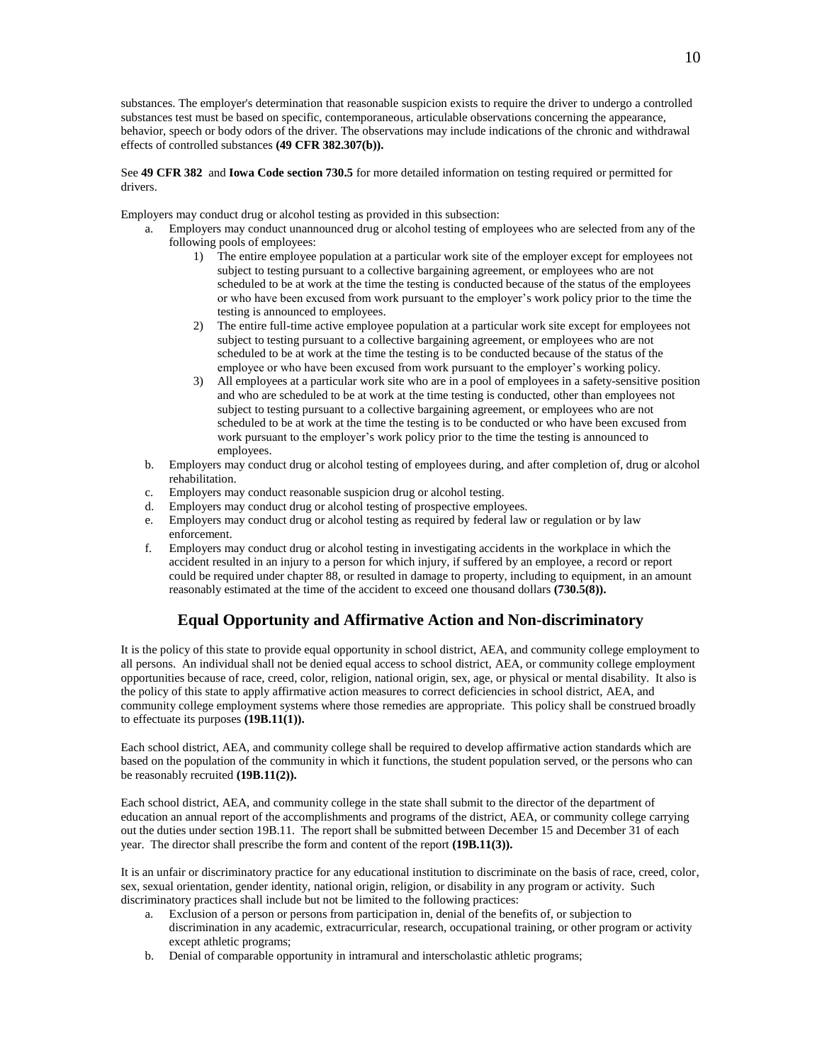substances. The employer's determination that reasonable suspicion exists to require the driver to undergo a controlled substances test must be based on specific, contemporaneous, articulable observations concerning the appearance, behavior, speech or body odors of the driver. The observations may include indications of the chronic and withdrawal effects of controlled substances **(49 CFR 382.307(b)).**

See **49 CFR 382** and **Iowa Code section 730.5** for more detailed information on testing required or permitted for drivers.

Employers may conduct drug or alcohol testing as provided in this subsection:

a. Employers may conduct unannounced drug or alcohol testing of employees who are selected from any of the following pools of employees:
   1) The entire employee population at a particular work site of the employer except for employees not subject to testing pursuant to a collective bargaining agreement, or employees who are not scheduled to be at work at the time the testing is conducted because of the status of the employees or who have been excused from work pursuant to the employer's work policy prior to the time the testing is announced to employees.
   2) The entire full-time active employee population at a particular work site except for employees not subject to testing pursuant to a collective bargaining agreement, or employees who are not scheduled to be at work at the time the testing is to be conducted because of the status of the employee or who have been excused from work pursuant to the employer's working policy.
   3) All employees at a particular work site who are in a pool of employees in a safety-sensitive position and who are scheduled to be at work at the time testing is conducted, other than employees not subject to testing pursuant to a collective bargaining agreement, or employees who are not scheduled to be at work at the time the testing is to be conducted or who have been excused from work pursuant to the employer's work policy prior to the time the testing is announced to employees.
b. Employers may conduct drug or alcohol testing of employees during, and after completion of, drug or alcohol rehabilitation.
c. Employers may conduct reasonable suspicion drug or alcohol testing.
d. Employers may conduct drug or alcohol testing of prospective employees.
e. Employers may conduct drug or alcohol testing as required by federal law or regulation or by law enforcement.
f. Employers may conduct drug or alcohol testing in investigating accidents in the workplace in which the accident resulted in an injury to a person for which injury, if suffered by an employee, a record or report could be required under chapter 88, or resulted in damage to property, including to equipment, in an amount reasonably estimated at the time of the accident to exceed one thousand dollars **(730.5(8)).**

## Equal Opportunity and Affirmative Action and Non-discriminatory

It is the policy of this state to provide equal opportunity in school district, AEA, and community college employment to all persons. An individual shall not be denied equal access to school district, AEA, or community college employment opportunities because of race, creed, color, religion, national origin, sex, age, or physical or mental disability. It also is the policy of this state to apply affirmative action measures to correct deficiencies in school district, AEA, and community college employment systems where those remedies are appropriate. This policy shall be construed broadly to effectuate its purposes **(19B.11(1)).**

Each school district, AEA, and community college shall be required to develop affirmative action standards which are based on the population of the community in which it functions, the student population served, or the persons who can be reasonably recruited **(19B.11(2)).**

Each school district, AEA, and community college in the state shall submit to the director of the department of education an annual report of the accomplishments and programs of the district, AEA, or community college carrying out the duties under section 19B.11. The report shall be submitted between December 15 and December 31 of each year. The director shall prescribe the form and content of the report **(19B.11(3)).**

It is an unfair or discriminatory practice for any educational institution to discriminate on the basis of race, creed, color, sex, sexual orientation, gender identity, national origin, religion, or disability in any program or activity. Such discriminatory practices shall include but not be limited to the following practices:

a. Exclusion of a person or persons from participation in, denial of the benefits of, or subjection to discrimination in any academic, extracurricular, research, occupational training, or other program or activity except athletic programs;
b. Denial of comparable opportunity in intramural and interscholastic athletic programs;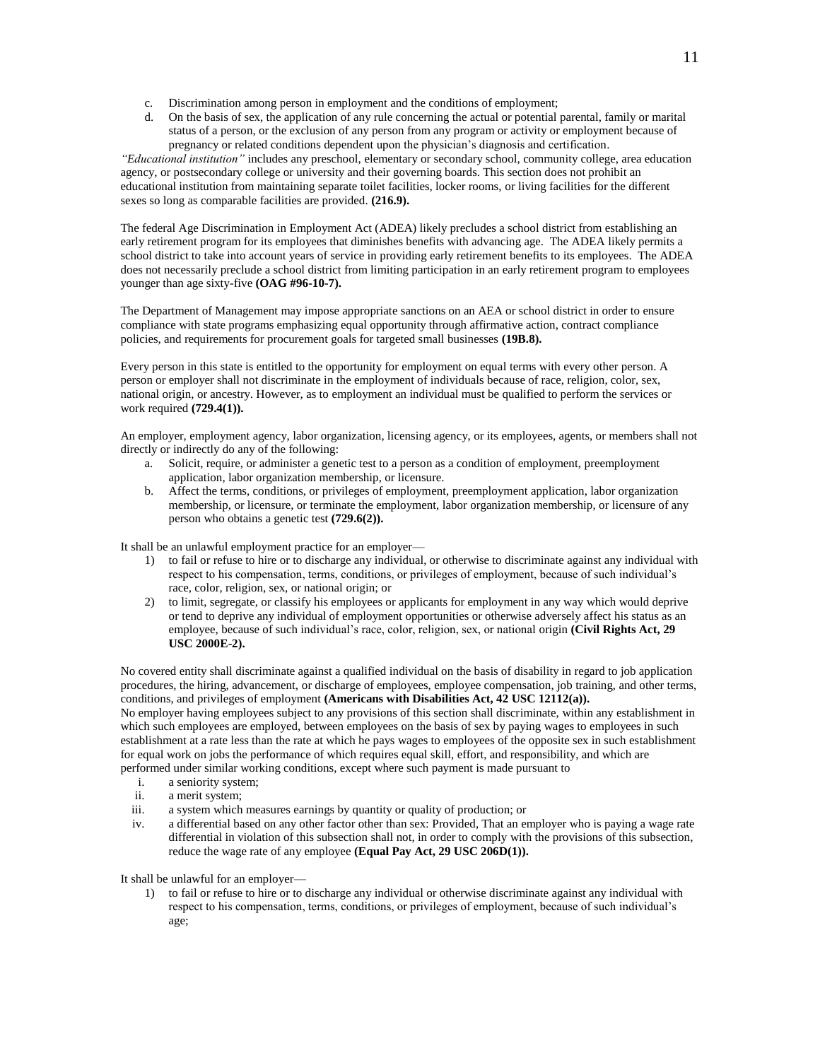c. Discrimination among person in employment and the conditions of employment;
d. On the basis of sex, the application of any rule concerning the actual or potential parental, family or marital status of a person, or the exclusion of any person from any program or activity or employment because of pregnancy or related conditions dependent upon the physician's diagnosis and certification.

*"Educational institution"* includes any preschool, elementary or secondary school, community college, area education agency, or postsecondary college or university and their governing boards. This section does not prohibit an educational institution from maintaining separate toilet facilities, locker rooms, or living facilities for the different sexes so long as comparable facilities are provided. **(216.9).**

The federal Age Discrimination in Employment Act (ADEA) likely precludes a school district from establishing an early retirement program for its employees that diminishes benefits with advancing age. The ADEA likely permits a school district to take into account years of service in providing early retirement benefits to its employees. The ADEA does not necessarily preclude a school district from limiting participation in an early retirement program to employees younger than age sixty-five **(OAG #96-10-7).**

The Department of Management may impose appropriate sanctions on an AEA or school district in order to ensure compliance with state programs emphasizing equal opportunity through affirmative action, contract compliance policies, and requirements for procurement goals for targeted small businesses **(19B.8).**

Every person in this state is entitled to the opportunity for employment on equal terms with every other person. A person or employer shall not discriminate in the employment of individuals because of race, religion, color, sex, national origin, or ancestry. However, as to employment an individual must be qualified to perform the services or work required **(729.4(1)).**

An employer, employment agency, labor organization, licensing agency, or its employees, agents, or members shall not directly or indirectly do any of the following:

a. Solicit, require, or administer a genetic test to a person as a condition of employment, preemployment application, labor organization membership, or licensure.
b. Affect the terms, conditions, or privileges of employment, preemployment application, labor organization membership, or licensure, or terminate the employment, labor organization membership, or licensure of any person who obtains a genetic test **(729.6(2)).**

It shall be an unlawful employment practice for an employer—

1) to fail or refuse to hire or to discharge any individual, or otherwise to discriminate against any individual with respect to his compensation, terms, conditions, or privileges of employment, because of such individual's race, color, religion, sex, or national origin; or
2) to limit, segregate, or classify his employees or applicants for employment in any way which would deprive or tend to deprive any individual of employment opportunities or otherwise adversely affect his status as an employee, because of such individual's race, color, religion, sex, or national origin **(Civil Rights Act, 29 USC 2000E-2).**

No covered entity shall discriminate against a qualified individual on the basis of disability in regard to job application procedures, the hiring, advancement, or discharge of employees, employee compensation, job training, and other terms, conditions, and privileges of employment **(Americans with Disabilities Act, 42 USC 12112(a)).**

No employer having employees subject to any provisions of this section shall discriminate, within any establishment in which such employees are employed, between employees on the basis of sex by paying wages to employees in such establishment at a rate less than the rate at which he pays wages to employees of the opposite sex in such establishment for equal work on jobs the performance of which requires equal skill, effort, and responsibility, and which are performed under similar working conditions, except where such payment is made pursuant to

i. a seniority system;
ii. a merit system;
iii. a system which measures earnings by quantity or quality of production; or
iv. a differential based on any other factor other than sex: Provided, That an employer who is paying a wage rate differential in violation of this subsection shall not, in order to comply with the provisions of this subsection, reduce the wage rate of any employee **(Equal Pay Act, 29 USC 206D(1)).**

It shall be unlawful for an employer—

1) to fail or refuse to hire or to discharge any individual or otherwise discriminate against any individual with respect to his compensation, terms, conditions, or privileges of employment, because of such individual's age;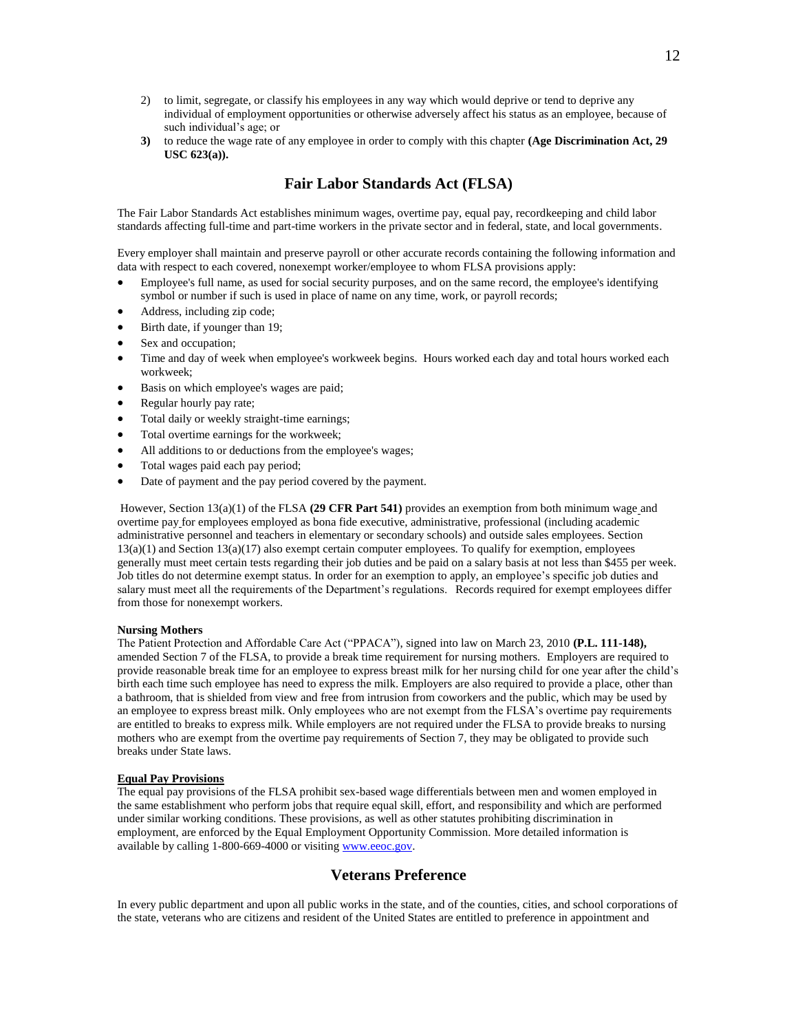2) to limit, segregate, or classify his employees in any way which would deprive or tend to deprive any individual of employment opportunities or otherwise adversely affect his status as an employee, because of such individual's age; or

**3)** to reduce the wage rate of any employee in order to comply with this chapter **(Age Discrimination Act, 29 USC 623(a)).**

## Fair Labor Standards Act (FLSA)

The Fair Labor Standards Act establishes minimum wages, overtime pay, equal pay, recordkeeping and child labor standards affecting full-time and part-time workers in the private sector and in federal, state, and local governments.

Every employer shall maintain and preserve payroll or other accurate records containing the following information and data with respect to each covered, nonexempt worker/employee to whom FLSA provisions apply:

- Employee's full name, as used for social security purposes, and on the same record, the employee's identifying symbol or number if such is used in place of name on any time, work, or payroll records;
- Address, including zip code;
- Birth date, if younger than 19;
- Sex and occupation;
- Time and day of week when employee's workweek begins. Hours worked each day and total hours worked each workweek;
- Basis on which employee's wages are paid;
- Regular hourly pay rate;
- Total daily or weekly straight-time earnings;
- Total overtime earnings for the workweek;
- All additions to or deductions from the employee's wages;
- Total wages paid each pay period;
- Date of payment and the pay period covered by the payment.

However, Section 13(a)(1) of the FLSA **(29 CFR Part 541)** provides an exemption from both minimum wage and overtime pay for employees employed as bona fide executive, administrative, professional (including academic administrative personnel and teachers in elementary or secondary schools) and outside sales employees. Section 13(a)(1) and Section 13(a)(17) also exempt certain computer employees. To qualify for exemption, employees generally must meet certain tests regarding their job duties and be paid on a salary basis at not less than $455 per week. Job titles do not determine exempt status. In order for an exemption to apply, an employee's specific job duties and salary must meet all the requirements of the Department's regulations. Records required for exempt employees differ from those for nonexempt workers.

**Nursing Mothers**

The Patient Protection and Affordable Care Act ("PPACA"), signed into law on March 23, 2010 **(P.L. 111-148),** amended Section 7 of the FLSA, to provide a break time requirement for nursing mothers. Employers are required to provide reasonable break time for an employee to express breast milk for her nursing child for one year after the child's birth each time such employee has need to express the milk. Employers are also required to provide a place, other than a bathroom, that is shielded from view and free from intrusion from coworkers and the public, which may be used by an employee to express breast milk. Only employees who are not exempt from the FLSA's overtime pay requirements are entitled to breaks to express milk. While employers are not required under the FLSA to provide breaks to nursing mothers who are exempt from the overtime pay requirements of Section 7, they may be obligated to provide such breaks under State laws.

**Equal Pay Provisions**

The equal pay provisions of the FLSA prohibit sex-based wage differentials between men and women employed in the same establishment who perform jobs that require equal skill, effort, and responsibility and which are performed under similar working conditions. These provisions, as well as other statutes prohibiting discrimination in employment, are enforced by the Equal Employment Opportunity Commission. More detailed information is available by calling 1-800-669-4000 or visiting www.eeoc.gov.

## Veterans Preference

In every public department and upon all public works in the state, and of the counties, cities, and school corporations of the state, veterans who are citizens and resident of the United States are entitled to preference in appointment and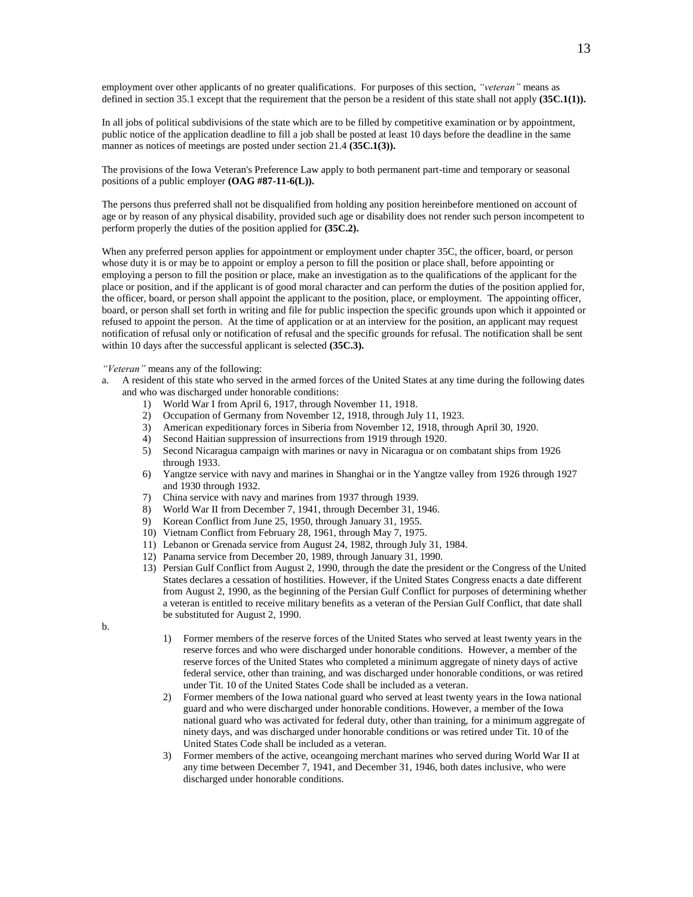employment over other applicants of no greater qualifications. For purposes of this section, *"veteran"* means as defined in section 35.1 except that the requirement that the person be a resident of this state shall not apply **(35C.1(1)).**

In all jobs of political subdivisions of the state which are to be filled by competitive examination or by appointment, public notice of the application deadline to fill a job shall be posted at least 10 days before the deadline in the same manner as notices of meetings are posted under section 21.4 **(35C.1(3)).**

The provisions of the Iowa Veteran's Preference Law apply to both permanent part-time and temporary or seasonal positions of a public employer **(OAG #87-11-6(L)).**

The persons thus preferred shall not be disqualified from holding any position hereinbefore mentioned on account of age or by reason of any physical disability, provided such age or disability does not render such person incompetent to perform properly the duties of the position applied for **(35C.2).**

When any preferred person applies for appointment or employment under chapter 35C, the officer, board, or person whose duty it is or may be to appoint or employ a person to fill the position or place shall, before appointing or employing a person to fill the position or place, make an investigation as to the qualifications of the applicant for the place or position, and if the applicant is of good moral character and can perform the duties of the position applied for, the officer, board, or person shall appoint the applicant to the position, place, or employment. The appointing officer, board, or person shall set forth in writing and file for public inspection the specific grounds upon which it appointed or refused to appoint the person. At the time of application or at an interview for the position, an applicant may request notification of refusal only or notification of refusal and the specific grounds for refusal. The notification shall be sent within 10 days after the successful applicant is selected **(35C.3).**

*"Veteran"* means any of the following:

a. A resident of this state who served in the armed forces of the United States at any time during the following dates and who was discharged under honorable conditions:
   1) World War I from April 6, 1917, through November 11, 1918.
   2) Occupation of Germany from November 12, 1918, through July 11, 1923.
   3) American expeditionary forces in Siberia from November 12, 1918, through April 30, 1920.
   4) Second Haitian suppression of insurrections from 1919 through 1920.
   5) Second Nicaragua campaign with marines or navy in Nicaragua or on combatant ships from 1926 through 1933.
   6) Yangtze service with navy and marines in Shanghai or in the Yangtze valley from 1926 through 1927 and 1930 through 1932.
   7) China service with navy and marines from 1937 through 1939.
   8) World War II from December 7, 1941, through December 31, 1946.
   9) Korean Conflict from June 25, 1950, through January 31, 1955.
   10) Vietnam Conflict from February 28, 1961, through May 7, 1975.
   11) Lebanon or Grenada service from August 24, 1982, through July 31, 1984.
   12) Panama service from December 20, 1989, through January 31, 1990.
   13) Persian Gulf Conflict from August 2, 1990, through the date the president or the Congress of the United States declares a cessation of hostilities. However, if the United States Congress enacts a date different from August 2, 1990, as the beginning of the Persian Gulf Conflict for purposes of determining whether a veteran is entitled to receive military benefits as a veteran of the Persian Gulf Conflict, that date shall be substituted for August 2, 1990.

b.
   1) Former members of the reserve forces of the United States who served at least twenty years in the reserve forces and who were discharged under honorable conditions. However, a member of the reserve forces of the United States who completed a minimum aggregate of ninety days of active federal service, other than training, and was discharged under honorable conditions, or was retired under Tit. 10 of the United States Code shall be included as a veteran.
   2) Former members of the Iowa national guard who served at least twenty years in the Iowa national guard and who were discharged under honorable conditions. However, a member of the Iowa national guard who was activated for federal duty, other than training, for a minimum aggregate of ninety days, and was discharged under honorable conditions or was retired under Tit. 10 of the United States Code shall be included as a veteran.
   3) Former members of the active, oceangoing merchant marines who served during World War II at any time between December 7, 1941, and December 31, 1946, both dates inclusive, who were discharged under honorable conditions.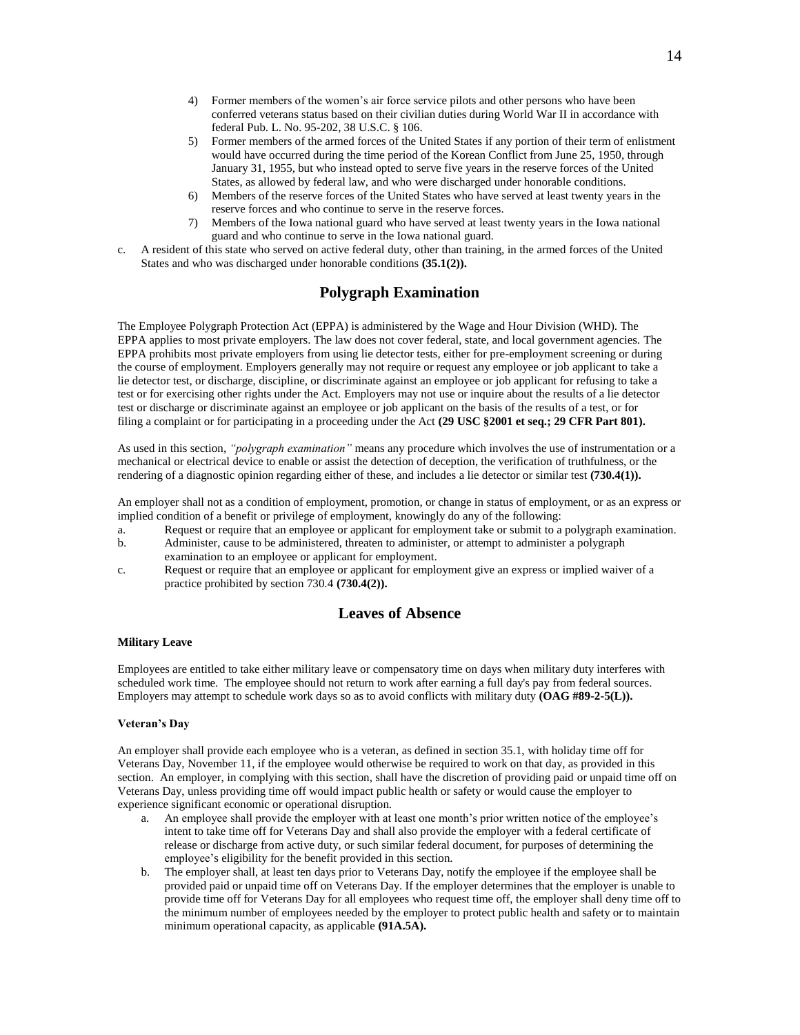4) Former members of the women's air force service pilots and other persons who have been conferred veterans status based on their civilian duties during World War II in accordance with federal Pub. L. No. 95-202, 38 U.S.C. § 106.
5) Former members of the armed forces of the United States if any portion of their term of enlistment would have occurred during the time period of the Korean Conflict from June 25, 1950, through January 31, 1955, but who instead opted to serve five years in the reserve forces of the United States, as allowed by federal law, and who were discharged under honorable conditions.
6) Members of the reserve forces of the United States who have served at least twenty years in the reserve forces and who continue to serve in the reserve forces.
7) Members of the Iowa national guard who have served at least twenty years in the Iowa national guard and who continue to serve in the Iowa national guard.

c. A resident of this state who served on active federal duty, other than training, in the armed forces of the United States and who was discharged under honorable conditions **(35.1(2)).**

## Polygraph Examination

The Employee Polygraph Protection Act (EPPA) is administered by the Wage and Hour Division (WHD). The EPPA applies to most private employers. The law does not cover federal, state, and local government agencies. The EPPA prohibits most private employers from using lie detector tests, either for pre-employment screening or during the course of employment. Employers generally may not require or request any employee or job applicant to take a lie detector test, or discharge, discipline, or discriminate against an employee or job applicant for refusing to take a test or for exercising other rights under the Act. Employers may not use or inquire about the results of a lie detector test or discharge or discriminate against an employee or job applicant on the basis of the results of a test, or for filing a complaint or for participating in a proceeding under the Act **(29 USC §2001 et seq.; 29 CFR Part 801).**

As used in this section, *"polygraph examination"* means any procedure which involves the use of instrumentation or a mechanical or electrical device to enable or assist the detection of deception, the verification of truthfulness, or the rendering of a diagnostic opinion regarding either of these, and includes a lie detector or similar test **(730.4(1)).**

An employer shall not as a condition of employment, promotion, or change in status of employment, or as an express or implied condition of a benefit or privilege of employment, knowingly do any of the following:

a. Request or require that an employee or applicant for employment take or submit to a polygraph examination.
b. Administer, cause to be administered, threaten to administer, or attempt to administer a polygraph examination to an employee or applicant for employment.
c. Request or require that an employee or applicant for employment give an express or implied waiver of a practice prohibited by section 730.4 **(730.4(2)).**

## Leaves of Absence

#### Military Leave

Employees are entitled to take either military leave or compensatory time on days when military duty interferes with scheduled work time. The employee should not return to work after earning a full day's pay from federal sources. Employers may attempt to schedule work days so as to avoid conflicts with military duty **(OAG #89-2-5(L)).**

#### Veteran's Day

An employer shall provide each employee who is a veteran, as defined in section 35.1, with holiday time off for Veterans Day, November 11, if the employee would otherwise be required to work on that day, as provided in this section. An employer, in complying with this section, shall have the discretion of providing paid or unpaid time off on Veterans Day, unless providing time off would impact public health or safety or would cause the employer to experience significant economic or operational disruption.

a. An employee shall provide the employer with at least one month's prior written notice of the employee's intent to take time off for Veterans Day and shall also provide the employer with a federal certificate of release or discharge from active duty, or such similar federal document, for purposes of determining the employee's eligibility for the benefit provided in this section.
b. The employer shall, at least ten days prior to Veterans Day, notify the employee if the employee shall be provided paid or unpaid time off on Veterans Day. If the employer determines that the employer is unable to provide time off for Veterans Day for all employees who request time off, the employer shall deny time off to the minimum number of employees needed by the employer to protect public health and safety or to maintain minimum operational capacity, as applicable **(91A.5A).**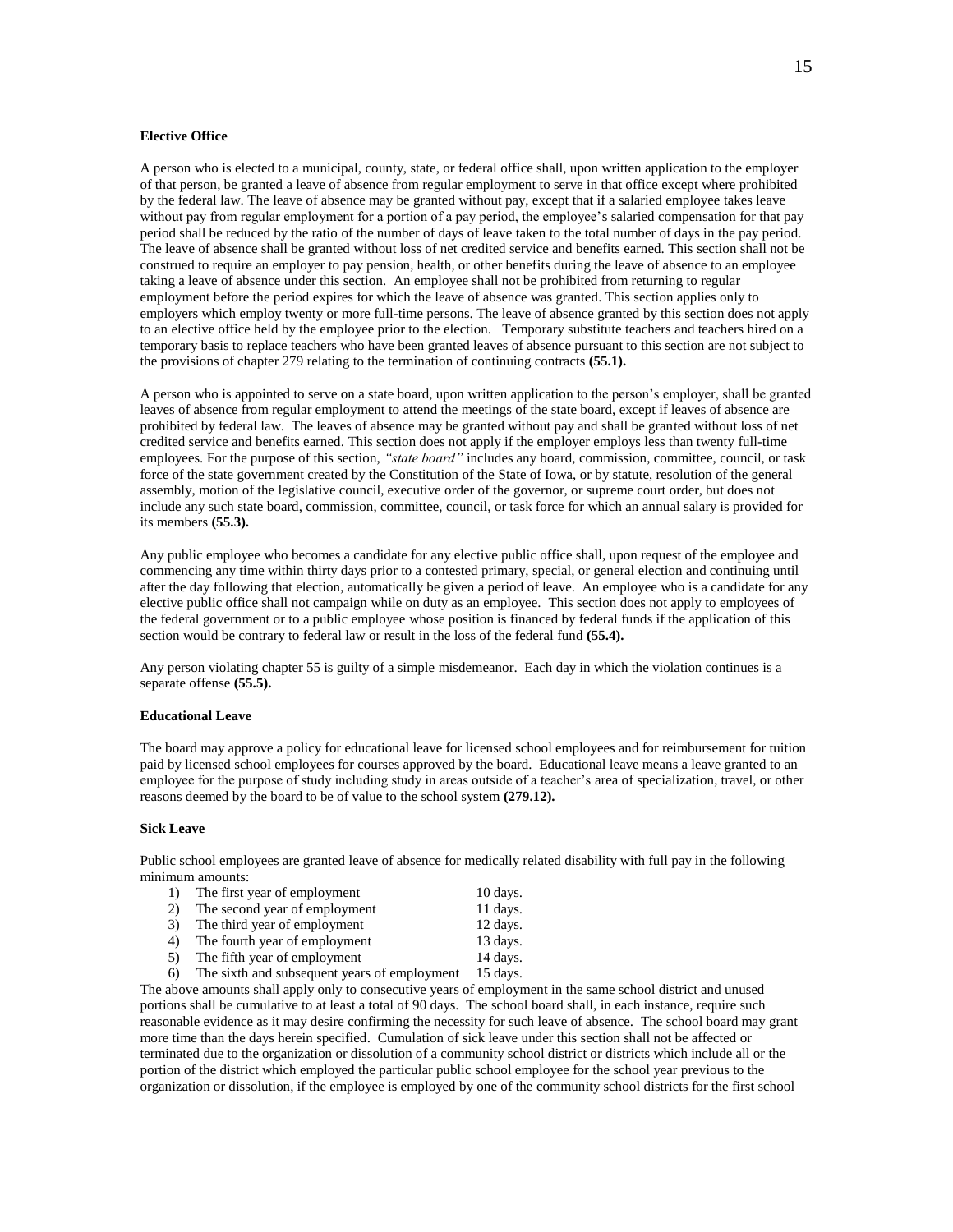**Elective Office**

A person who is elected to a municipal, county, state, or federal office shall, upon written application to the employer of that person, be granted a leave of absence from regular employment to serve in that office except where prohibited by the federal law. The leave of absence may be granted without pay, except that if a salaried employee takes leave without pay from regular employment for a portion of a pay period, the employee's salaried compensation for that pay period shall be reduced by the ratio of the number of days of leave taken to the total number of days in the pay period. The leave of absence shall be granted without loss of net credited service and benefits earned. This section shall not be construed to require an employer to pay pension, health, or other benefits during the leave of absence to an employee taking a leave of absence under this section. An employee shall not be prohibited from returning to regular employment before the period expires for which the leave of absence was granted. This section applies only to employers which employ twenty or more full-time persons. The leave of absence granted by this section does not apply to an elective office held by the employee prior to the election. Temporary substitute teachers and teachers hired on a temporary basis to replace teachers who have been granted leaves of absence pursuant to this section are not subject to the provisions of chapter 279 relating to the termination of continuing contracts **(55.1).**

A person who is appointed to serve on a state board, upon written application to the person's employer, shall be granted leaves of absence from regular employment to attend the meetings of the state board, except if leaves of absence are prohibited by federal law. The leaves of absence may be granted without pay and shall be granted without loss of net credited service and benefits earned. This section does not apply if the employer employs less than twenty full-time employees. For the purpose of this section, *"state board"* includes any board, commission, committee, council, or task force of the state government created by the Constitution of the State of Iowa, or by statute, resolution of the general assembly, motion of the legislative council, executive order of the governor, or supreme court order, but does not include any such state board, commission, committee, council, or task force for which an annual salary is provided for its members **(55.3).**

Any public employee who becomes a candidate for any elective public office shall, upon request of the employee and commencing any time within thirty days prior to a contested primary, special, or general election and continuing until after the day following that election, automatically be given a period of leave. An employee who is a candidate for any elective public office shall not campaign while on duty as an employee. This section does not apply to employees of the federal government or to a public employee whose position is financed by federal funds if the application of this section would be contrary to federal law or result in the loss of the federal fund **(55.4).**

Any person violating chapter 55 is guilty of a simple misdemeanor. Each day in which the violation continues is a separate offense **(55.5).**

**Educational Leave**

The board may approve a policy for educational leave for licensed school employees and for reimbursement for tuition paid by licensed school employees for courses approved by the board. Educational leave means a leave granted to an employee for the purpose of study including study in areas outside of a teacher's area of specialization, travel, or other reasons deemed by the board to be of value to the school system **(279.12).**

**Sick Leave**

Public school employees are granted leave of absence for medically related disability with full pay in the following minimum amounts:

1) The first year of employment 10 days.
2) The second year of employment 11 days.
3) The third year of employment 12 days.
4) The fourth year of employment 13 days.
5) The fifth year of employment 14 days.
6) The sixth and subsequent years of employment 15 days.

The above amounts shall apply only to consecutive years of employment in the same school district and unused portions shall be cumulative to at least a total of 90 days. The school board shall, in each instance, require such reasonable evidence as it may desire confirming the necessity for such leave of absence. The school board may grant more time than the days herein specified. Cumulation of sick leave under this section shall not be affected or terminated due to the organization or dissolution of a community school district or districts which include all or the portion of the district which employed the particular public school employee for the school year previous to the organization or dissolution, if the employee is employed by one of the community school districts for the first school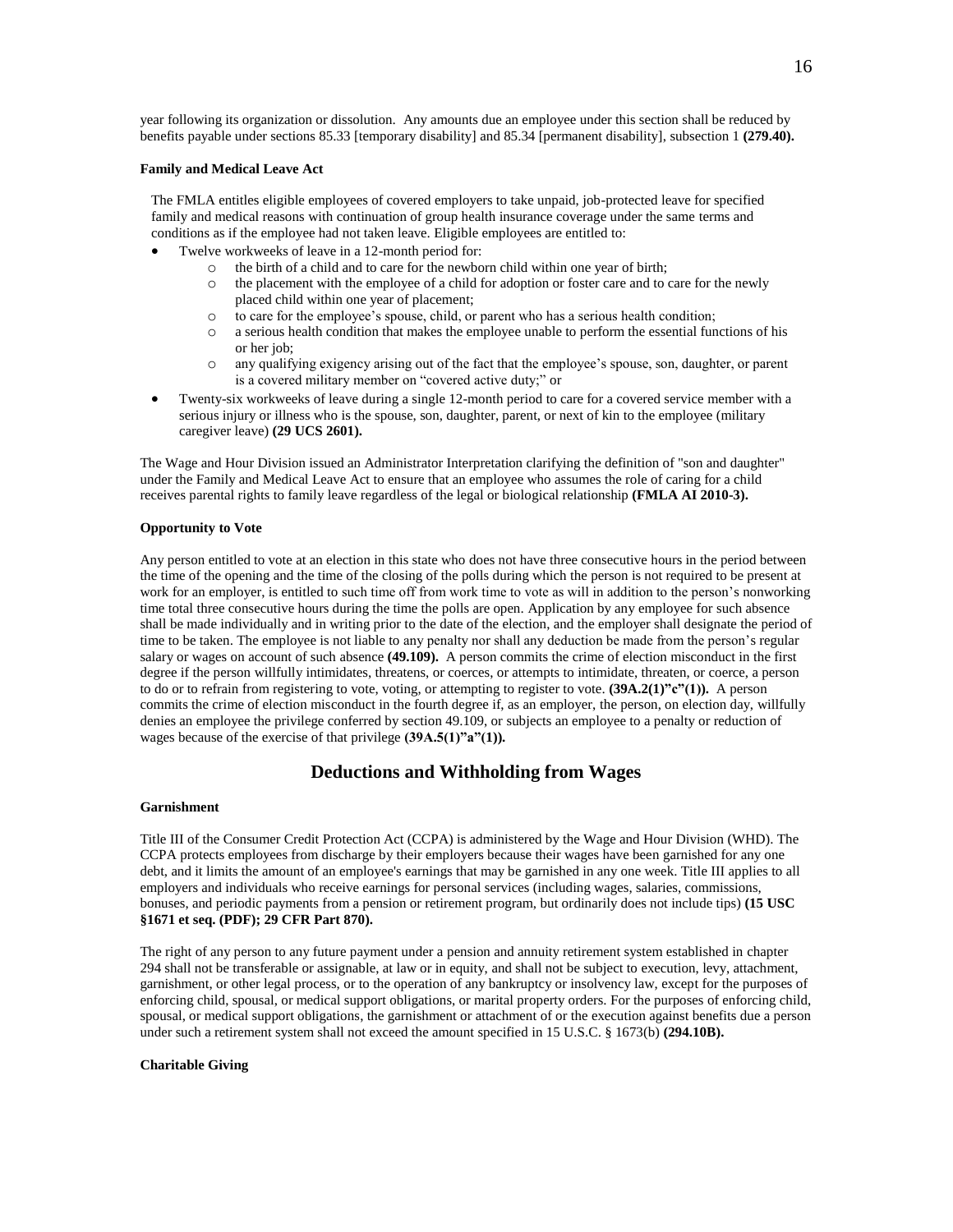year following its organization or dissolution. Any amounts due an employee under this section shall be reduced by benefits payable under sections 85.33 [temporary disability] and 85.34 [permanent disability], subsection 1 **(279.40).**

**Family and Medical Leave Act**

The FMLA entitles eligible employees of covered employers to take unpaid, job-protected leave for specified family and medical reasons with continuation of group health insurance coverage under the same terms and conditions as if the employee had not taken leave. Eligible employees are entitled to:

- Twelve workweeks of leave in a 12-month period for:
  - the birth of a child and to care for the newborn child within one year of birth;
  - the placement with the employee of a child for adoption or foster care and to care for the newly placed child within one year of placement;
  - to care for the employee's spouse, child, or parent who has a serious health condition;
  - a serious health condition that makes the employee unable to perform the essential functions of his or her job;
  - any qualifying exigency arising out of the fact that the employee's spouse, son, daughter, or parent is a covered military member on "covered active duty;" or
- Twenty-six workweeks of leave during a single 12-month period to care for a covered service member with a serious injury or illness who is the spouse, son, daughter, parent, or next of kin to the employee (military caregiver leave) **(29 UCS 2601).**

The Wage and Hour Division issued an Administrator Interpretation clarifying the definition of "son and daughter" under the Family and Medical Leave Act to ensure that an employee who assumes the role of caring for a child receives parental rights to family leave regardless of the legal or biological relationship **(FMLA AI 2010-3).**

**Opportunity to Vote**

Any person entitled to vote at an election in this state who does not have three consecutive hours in the period between the time of the opening and the time of the closing of the polls during which the person is not required to be present at work for an employer, is entitled to such time off from work time to vote as will in addition to the person's nonworking time total three consecutive hours during the time the polls are open. Application by any employee for such absence shall be made individually and in writing prior to the date of the election, and the employer shall designate the period of time to be taken. The employee is not liable to any penalty nor shall any deduction be made from the person's regular salary or wages on account of such absence **(49.109).** A person commits the crime of election misconduct in the first degree if the person willfully intimidates, threatens, or coerces, or attempts to intimidate, threaten, or coerce, a person to do or to refrain from registering to vote, voting, or attempting to register to vote. **(39A.2(1)"c"(1)).** A person commits the crime of election misconduct in the fourth degree if, as an employer, the person, on election day, willfully denies an employee the privilege conferred by section 49.109, or subjects an employee to a penalty or reduction of wages because of the exercise of that privilege **(39A.5(1)"a"(1)).**

## Deductions and Withholding from Wages

**Garnishment**

Title III of the Consumer Credit Protection Act (CCPA) is administered by the Wage and Hour Division (WHD). The CCPA protects employees from discharge by their employers because their wages have been garnished for any one debt, and it limits the amount of an employee's earnings that may be garnished in any one week. Title III applies to all employers and individuals who receive earnings for personal services (including wages, salaries, commissions, bonuses, and periodic payments from a pension or retirement program, but ordinarily does not include tips) **(15 USC §1671 et seq. (PDF); 29 CFR Part 870).**

The right of any person to any future payment under a pension and annuity retirement system established in chapter 294 shall not be transferable or assignable, at law or in equity, and shall not be subject to execution, levy, attachment, garnishment, or other legal process, or to the operation of any bankruptcy or insolvency law, except for the purposes of enforcing child, spousal, or medical support obligations, or marital property orders. For the purposes of enforcing child, spousal, or medical support obligations, the garnishment or attachment of or the execution against benefits due a person under such a retirement system shall not exceed the amount specified in 15 U.S.C. § 1673(b) **(294.10B).**

**Charitable Giving**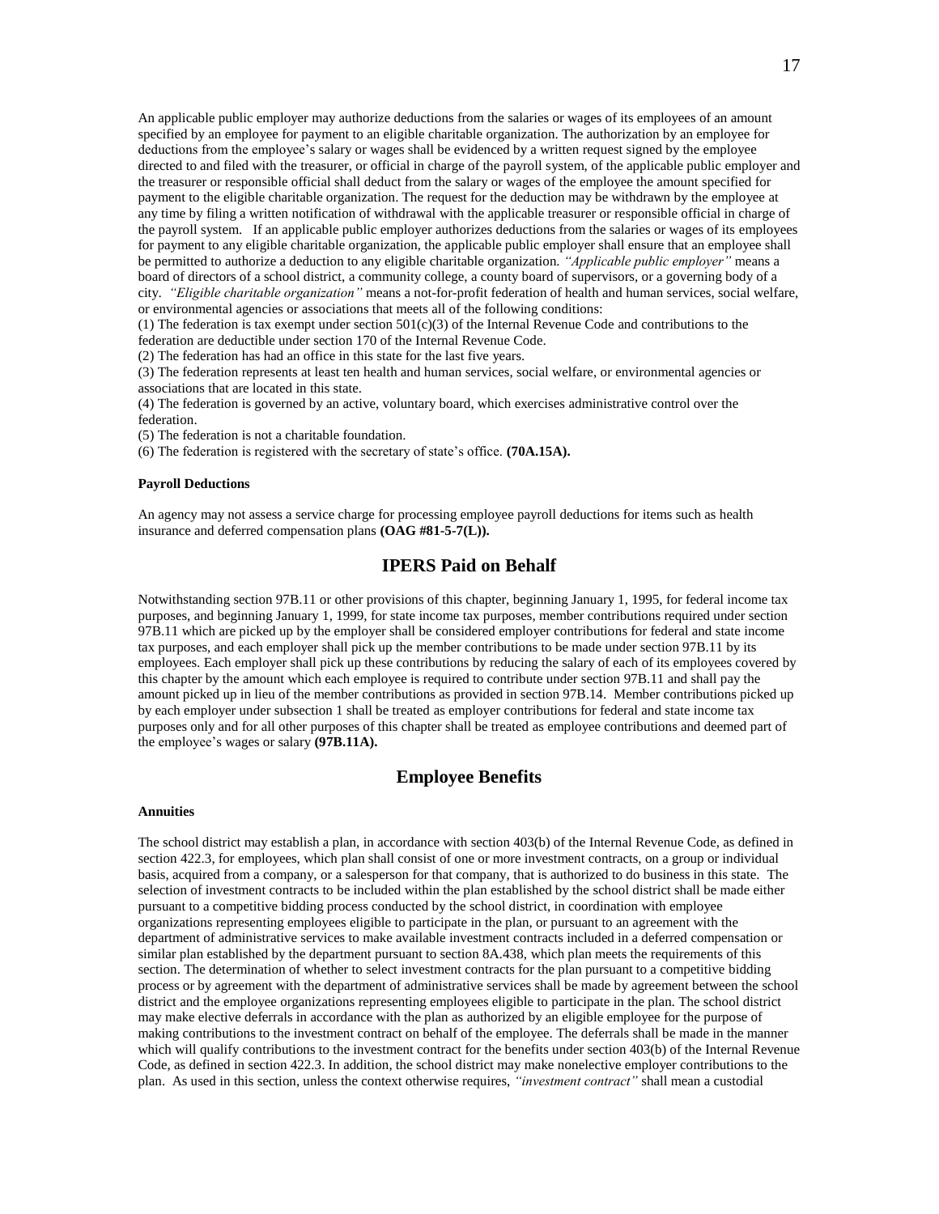An applicable public employer may authorize deductions from the salaries or wages of its employees of an amount specified by an employee for payment to an eligible charitable organization. The authorization by an employee for deductions from the employee's salary or wages shall be evidenced by a written request signed by the employee directed to and filed with the treasurer, or official in charge of the payroll system, of the applicable public employer and the treasurer or responsible official shall deduct from the salary or wages of the employee the amount specified for payment to the eligible charitable organization. The request for the deduction may be withdrawn by the employee at any time by filing a written notification of withdrawal with the applicable treasurer or responsible official in charge of the payroll system. If an applicable public employer authorizes deductions from the salaries or wages of its employees for payment to any eligible charitable organization, the applicable public employer shall ensure that an employee shall be permitted to authorize a deduction to any eligible charitable organization. *"Applicable public employer"* means a board of directors of a school district, a community college, a county board of supervisors, or a governing body of a city. *"Eligible charitable organization"* means a not-for-profit federation of health and human services, social welfare, or environmental agencies or associations that meets all of the following conditions:

(1) The federation is tax exempt under section 501(c)(3) of the Internal Revenue Code and contributions to the federation are deductible under section 170 of the Internal Revenue Code.

(2) The federation has had an office in this state for the last five years.

(3) The federation represents at least ten health and human services, social welfare, or environmental agencies or associations that are located in this state.

(4) The federation is governed by an active, voluntary board, which exercises administrative control over the federation.

(5) The federation is not a charitable foundation.

(6) The federation is registered with the secretary of state's office. **(70A.15A).**

#### Payroll Deductions

An agency may not assess a service charge for processing employee payroll deductions for items such as health insurance and deferred compensation plans **(OAG #81-5-7(L)).**

## IPERS Paid on Behalf

Notwithstanding section 97B.11 or other provisions of this chapter, beginning January 1, 1995, for federal income tax purposes, and beginning January 1, 1999, for state income tax purposes, member contributions required under section 97B.11 which are picked up by the employer shall be considered employer contributions for federal and state income tax purposes, and each employer shall pick up the member contributions to be made under section 97B.11 by its employees. Each employer shall pick up these contributions by reducing the salary of each of its employees covered by this chapter by the amount which each employee is required to contribute under section 97B.11 and shall pay the amount picked up in lieu of the member contributions as provided in section 97B.14. Member contributions picked up by each employer under subsection 1 shall be treated as employer contributions for federal and state income tax purposes only and for all other purposes of this chapter shall be treated as employee contributions and deemed part of the employee's wages or salary **(97B.11A).**

## Employee Benefits

#### Annuities

The school district may establish a plan, in accordance with section 403(b) of the Internal Revenue Code, as defined in section 422.3, for employees, which plan shall consist of one or more investment contracts, on a group or individual basis, acquired from a company, or a salesperson for that company, that is authorized to do business in this state. The selection of investment contracts to be included within the plan established by the school district shall be made either pursuant to a competitive bidding process conducted by the school district, in coordination with employee organizations representing employees eligible to participate in the plan, or pursuant to an agreement with the department of administrative services to make available investment contracts included in a deferred compensation or similar plan established by the department pursuant to section 8A.438, which plan meets the requirements of this section. The determination of whether to select investment contracts for the plan pursuant to a competitive bidding process or by agreement with the department of administrative services shall be made by agreement between the school district and the employee organizations representing employees eligible to participate in the plan. The school district may make elective deferrals in accordance with the plan as authorized by an eligible employee for the purpose of making contributions to the investment contract on behalf of the employee. The deferrals shall be made in the manner which will qualify contributions to the investment contract for the benefits under section 403(b) of the Internal Revenue Code, as defined in section 422.3. In addition, the school district may make nonelective employer contributions to the plan. As used in this section, unless the context otherwise requires, *"investment contract"* shall mean a custodial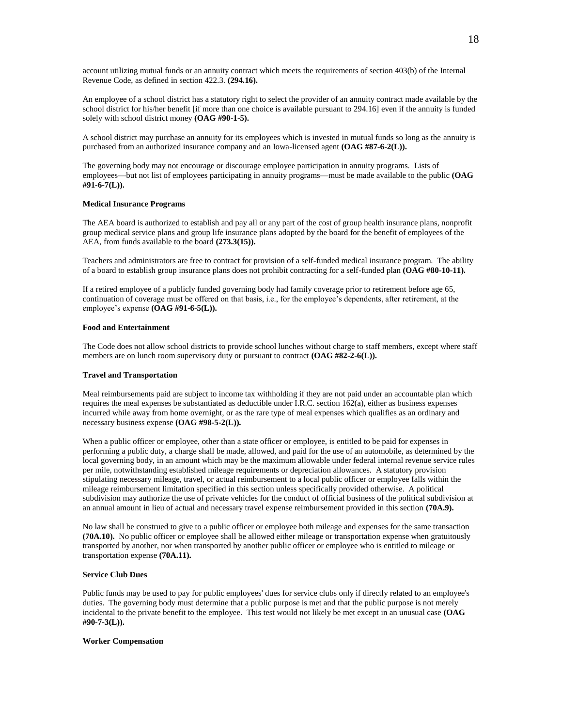account utilizing mutual funds or an annuity contract which meets the requirements of section 403(b) of the Internal Revenue Code, as defined in section 422.3. **(294.16).**

An employee of a school district has a statutory right to select the provider of an annuity contract made available by the school district for his/her benefit [if more than one choice is available pursuant to 294.16] even if the annuity is funded solely with school district money **(OAG #90-1-5).**

A school district may purchase an annuity for its employees which is invested in mutual funds so long as the annuity is purchased from an authorized insurance company and an Iowa-licensed agent **(OAG #87-6-2(L)).**

The governing body may not encourage or discourage employee participation in annuity programs. Lists of employees—but not list of employees participating in annuity programs—must be made available to the public **(OAG #91-6-7(L)).**

#### Medical Insurance Programs

The AEA board is authorized to establish and pay all or any part of the cost of group health insurance plans, nonprofit group medical service plans and group life insurance plans adopted by the board for the benefit of employees of the AEA, from funds available to the board **(273.3(15)).**

Teachers and administrators are free to contract for provision of a self-funded medical insurance program. The ability of a board to establish group insurance plans does not prohibit contracting for a self-funded plan **(OAG #80-10-11).**

If a retired employee of a publicly funded governing body had family coverage prior to retirement before age 65, continuation of coverage must be offered on that basis, i.e., for the employee's dependents, after retirement, at the employee's expense **(OAG #91-6-5(L)).**

#### Food and Entertainment

The Code does not allow school districts to provide school lunches without charge to staff members, except where staff members are on lunch room supervisory duty or pursuant to contract **(OAG #82-2-6(L)).**

#### Travel and Transportation

Meal reimbursements paid are subject to income tax withholding if they are not paid under an accountable plan which requires the meal expenses be substantiated as deductible under I.R.C. section 162(a), either as business expenses incurred while away from home overnight, or as the rare type of meal expenses which qualifies as an ordinary and necessary business expense **(OAG #98-5-2(L)).**

When a public officer or employee, other than a state officer or employee, is entitled to be paid for expenses in performing a public duty, a charge shall be made, allowed, and paid for the use of an automobile, as determined by the local governing body, in an amount which may be the maximum allowable under federal internal revenue service rules per mile, notwithstanding established mileage requirements or depreciation allowances. A statutory provision stipulating necessary mileage, travel, or actual reimbursement to a local public officer or employee falls within the mileage reimbursement limitation specified in this section unless specifically provided otherwise. A political subdivision may authorize the use of private vehicles for the conduct of official business of the political subdivision at an annual amount in lieu of actual and necessary travel expense reimbursement provided in this section **(70A.9).**

No law shall be construed to give to a public officer or employee both mileage and expenses for the same transaction **(70A.10).** No public officer or employee shall be allowed either mileage or transportation expense when gratuitously transported by another, nor when transported by another public officer or employee who is entitled to mileage or transportation expense **(70A.11).**

#### Service Club Dues

Public funds may be used to pay for public employees' dues for service clubs only if directly related to an employee's duties. The governing body must determine that a public purpose is met and that the public purpose is not merely incidental to the private benefit to the employee. This test would not likely be met except in an unusual case **(OAG #90-7-3(L)).**

#### Worker Compensation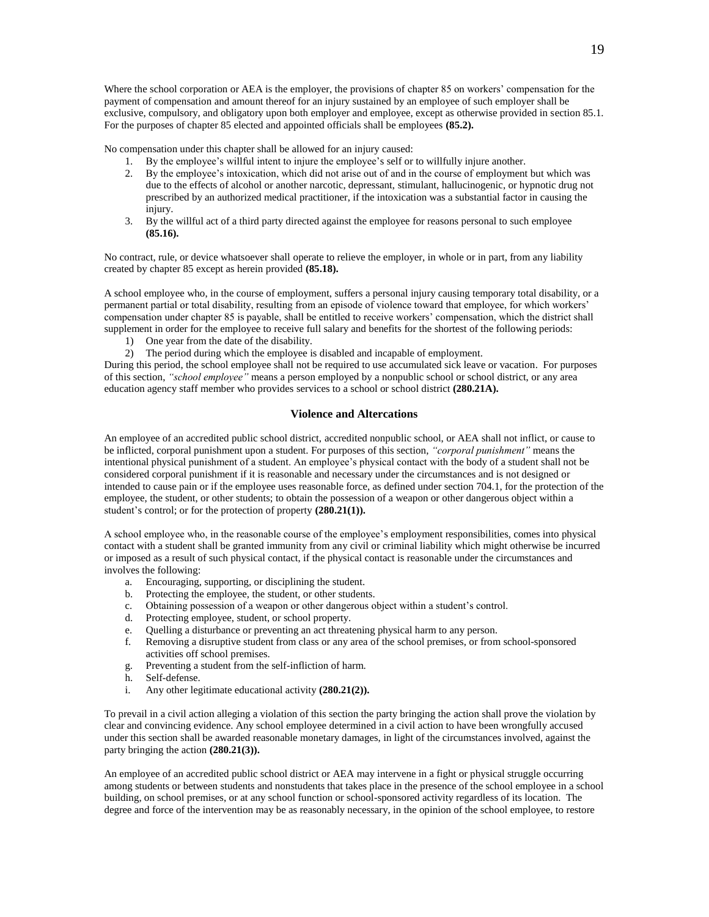Where the school corporation or AEA is the employer, the provisions of chapter 85 on workers' compensation for the payment of compensation and amount thereof for an injury sustained by an employee of such employer shall be exclusive, compulsory, and obligatory upon both employer and employee, except as otherwise provided in section 85.1. For the purposes of chapter 85 elected and appointed officials shall be employees **(85.2).**

No compensation under this chapter shall be allowed for an injury caused:

1. By the employee's willful intent to injure the employee's self or to willfully injure another.
2. By the employee's intoxication, which did not arise out of and in the course of employment but which was due to the effects of alcohol or another narcotic, depressant, stimulant, hallucinogenic, or hypnotic drug not prescribed by an authorized medical practitioner, if the intoxication was a substantial factor in causing the injury.
3. By the willful act of a third party directed against the employee for reasons personal to such employee **(85.16).**

No contract, rule, or device whatsoever shall operate to relieve the employer, in whole or in part, from any liability created by chapter 85 except as herein provided **(85.18).**

A school employee who, in the course of employment, suffers a personal injury causing temporary total disability, or a permanent partial or total disability, resulting from an episode of violence toward that employee, for which workers' compensation under chapter 85 is payable, shall be entitled to receive workers' compensation, which the district shall supplement in order for the employee to receive full salary and benefits for the shortest of the following periods:

1) One year from the date of the disability.
2) The period during which the employee is disabled and incapable of employment.

During this period, the school employee shall not be required to use accumulated sick leave or vacation. For purposes of this section, *"school employee"* means a person employed by a nonpublic school or school district, or any area education agency staff member who provides services to a school or school district **(280.21A).**

### Violence and Altercations

An employee of an accredited public school district, accredited nonpublic school, or AEA shall not inflict, or cause to be inflicted, corporal punishment upon a student. For purposes of this section, *"corporal punishment"* means the intentional physical punishment of a student. An employee's physical contact with the body of a student shall not be considered corporal punishment if it is reasonable and necessary under the circumstances and is not designed or intended to cause pain or if the employee uses reasonable force, as defined under section 704.1, for the protection of the employee, the student, or other students; to obtain the possession of a weapon or other dangerous object within a student's control; or for the protection of property **(280.21(1)).**

A school employee who, in the reasonable course of the employee's employment responsibilities, comes into physical contact with a student shall be granted immunity from any civil or criminal liability which might otherwise be incurred or imposed as a result of such physical contact, if the physical contact is reasonable under the circumstances and involves the following:

a. Encouraging, supporting, or disciplining the student.
b. Protecting the employee, the student, or other students.
c. Obtaining possession of a weapon or other dangerous object within a student's control.
d. Protecting employee, student, or school property.
e. Quelling a disturbance or preventing an act threatening physical harm to any person.
f. Removing a disruptive student from class or any area of the school premises, or from school-sponsored activities off school premises.
g. Preventing a student from the self-infliction of harm.
h. Self-defense.
i. Any other legitimate educational activity **(280.21(2)).**

To prevail in a civil action alleging a violation of this section the party bringing the action shall prove the violation by clear and convincing evidence. Any school employee determined in a civil action to have been wrongfully accused under this section shall be awarded reasonable monetary damages, in light of the circumstances involved, against the party bringing the action **(280.21(3)).**

An employee of an accredited public school district or AEA may intervene in a fight or physical struggle occurring among students or between students and nonstudents that takes place in the presence of the school employee in a school building, on school premises, or at any school function or school-sponsored activity regardless of its location. The degree and force of the intervention may be as reasonably necessary, in the opinion of the school employee, to restore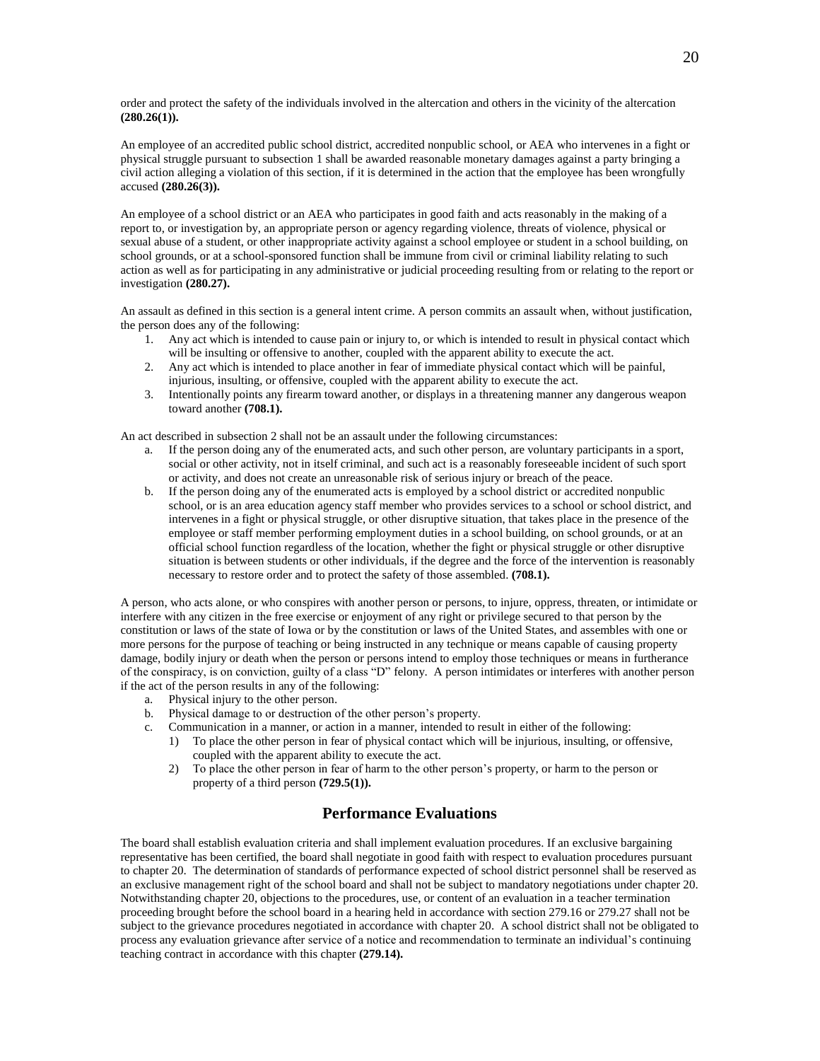order and protect the safety of the individuals involved in the altercation and others in the vicinity of the altercation **(280.26(1)).**

An employee of an accredited public school district, accredited nonpublic school, or AEA who intervenes in a fight or physical struggle pursuant to subsection 1 shall be awarded reasonable monetary damages against a party bringing a civil action alleging a violation of this section, if it is determined in the action that the employee has been wrongfully accused **(280.26(3)).**

An employee of a school district or an AEA who participates in good faith and acts reasonably in the making of a report to, or investigation by, an appropriate person or agency regarding violence, threats of violence, physical or sexual abuse of a student, or other inappropriate activity against a school employee or student in a school building, on school grounds, or at a school-sponsored function shall be immune from civil or criminal liability relating to such action as well as for participating in any administrative or judicial proceeding resulting from or relating to the report or investigation **(280.27).**

An assault as defined in this section is a general intent crime. A person commits an assault when, without justification, the person does any of the following:

1. Any act which is intended to cause pain or injury to, or which is intended to result in physical contact which will be insulting or offensive to another, coupled with the apparent ability to execute the act.
2. Any act which is intended to place another in fear of immediate physical contact which will be painful, injurious, insulting, or offensive, coupled with the apparent ability to execute the act.
3. Intentionally points any firearm toward another, or displays in a threatening manner any dangerous weapon toward another **(708.1).**

An act described in subsection 2 shall not be an assault under the following circumstances:

a. If the person doing any of the enumerated acts, and such other person, are voluntary participants in a sport, social or other activity, not in itself criminal, and such act is a reasonably foreseeable incident of such sport or activity, and does not create an unreasonable risk of serious injury or breach of the peace.
b. If the person doing any of the enumerated acts is employed by a school district or accredited nonpublic school, or is an area education agency staff member who provides services to a school or school district, and intervenes in a fight or physical struggle, or other disruptive situation, that takes place in the presence of the employee or staff member performing employment duties in a school building, on school grounds, or at an official school function regardless of the location, whether the fight or physical struggle or other disruptive situation is between students or other individuals, if the degree and the force of the intervention is reasonably necessary to restore order and to protect the safety of those assembled. **(708.1).**

A person, who acts alone, or who conspires with another person or persons, to injure, oppress, threaten, or intimidate or interfere with any citizen in the free exercise or enjoyment of any right or privilege secured to that person by the constitution or laws of the state of Iowa or by the constitution or laws of the United States, and assembles with one or more persons for the purpose of teaching or being instructed in any technique or means capable of causing property damage, bodily injury or death when the person or persons intend to employ those techniques or means in furtherance of the conspiracy, is on conviction, guilty of a class "D" felony. A person intimidates or interferes with another person if the act of the person results in any of the following:

a. Physical injury to the other person.
b. Physical damage to or destruction of the other person's property.
c. Communication in a manner, or action in a manner, intended to result in either of the following:
   1) To place the other person in fear of physical contact which will be injurious, insulting, or offensive, coupled with the apparent ability to execute the act.
   2) To place the other person in fear of harm to the other person's property, or harm to the person or property of a third person **(729.5(1)).**

## Performance Evaluations

The board shall establish evaluation criteria and shall implement evaluation procedures. If an exclusive bargaining representative has been certified, the board shall negotiate in good faith with respect to evaluation procedures pursuant to chapter 20. The determination of standards of performance expected of school district personnel shall be reserved as an exclusive management right of the school board and shall not be subject to mandatory negotiations under chapter 20. Notwithstanding chapter 20, objections to the procedures, use, or content of an evaluation in a teacher termination proceeding brought before the school board in a hearing held in accordance with section 279.16 or 279.27 shall not be subject to the grievance procedures negotiated in accordance with chapter 20. A school district shall not be obligated to process any evaluation grievance after service of a notice and recommendation to terminate an individual's continuing teaching contract in accordance with this chapter **(279.14).**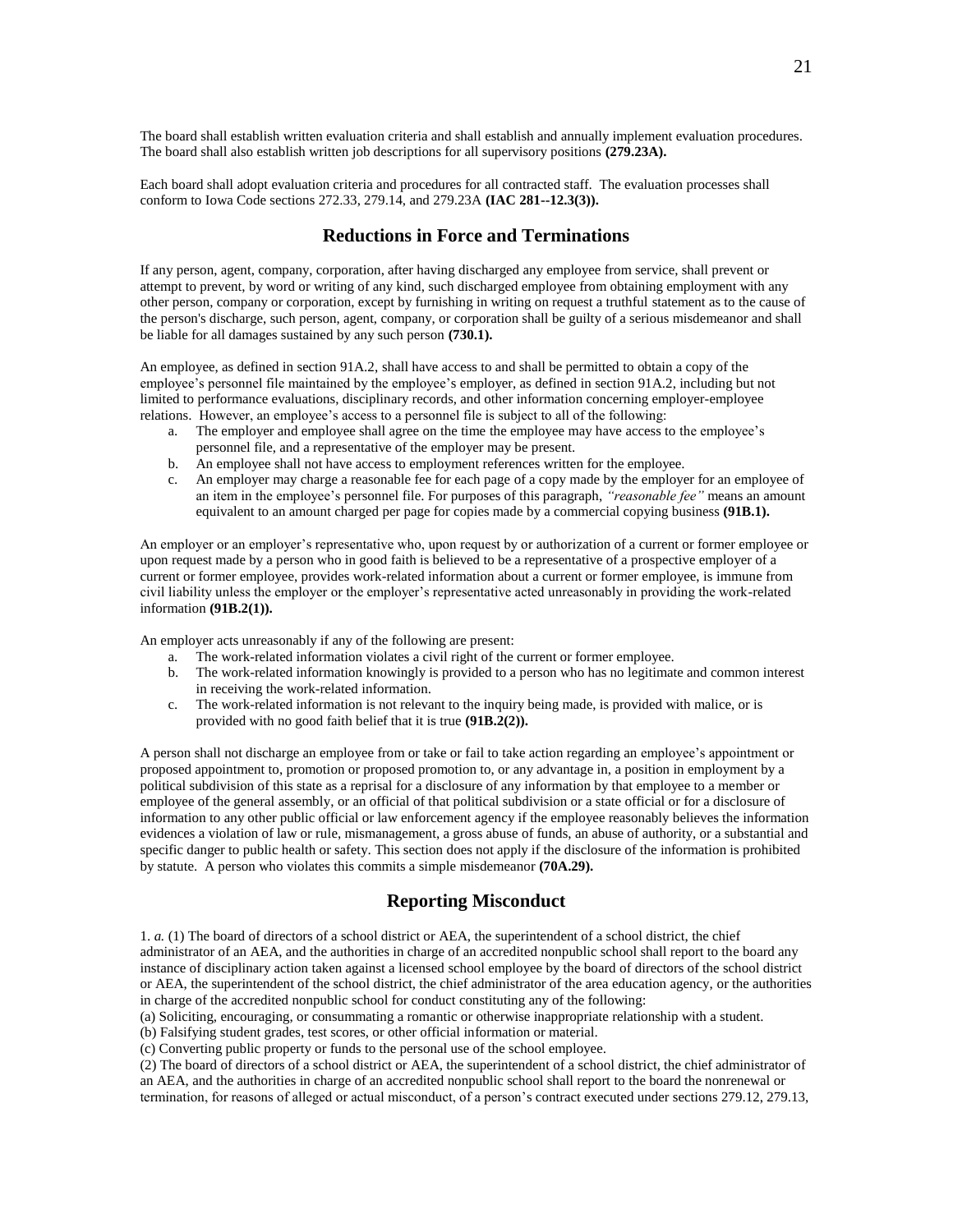The board shall establish written evaluation criteria and shall establish and annually implement evaluation procedures. The board shall also establish written job descriptions for all supervisory positions **(279.23A).**

Each board shall adopt evaluation criteria and procedures for all contracted staff. The evaluation processes shall conform to Iowa Code sections 272.33, 279.14, and 279.23A **(IAC 281--12.3(3)).**

## Reductions in Force and Terminations

If any person, agent, company, corporation, after having discharged any employee from service, shall prevent or attempt to prevent, by word or writing of any kind, such discharged employee from obtaining employment with any other person, company or corporation, except by furnishing in writing on request a truthful statement as to the cause of the person's discharge, such person, agent, company, or corporation shall be guilty of a serious misdemeanor and shall be liable for all damages sustained by any such person **(730.1).**

An employee, as defined in section 91A.2, shall have access to and shall be permitted to obtain a copy of the employee's personnel file maintained by the employee's employer, as defined in section 91A.2, including but not limited to performance evaluations, disciplinary records, and other information concerning employer-employee relations. However, an employee's access to a personnel file is subject to all of the following:

a. The employer and employee shall agree on the time the employee may have access to the employee's personnel file, and a representative of the employer may be present.
b. An employee shall not have access to employment references written for the employee.
c. An employer may charge a reasonable fee for each page of a copy made by the employer for an employee of an item in the employee's personnel file. For purposes of this paragraph, *"reasonable fee"* means an amount equivalent to an amount charged per page for copies made by a commercial copying business **(91B.1).**

An employer or an employer's representative who, upon request by or authorization of a current or former employee or upon request made by a person who in good faith is believed to be a representative of a prospective employer of a current or former employee, provides work-related information about a current or former employee, is immune from civil liability unless the employer or the employer's representative acted unreasonably in providing the work-related information **(91B.2(1)).**

An employer acts unreasonably if any of the following are present:

a. The work-related information violates a civil right of the current or former employee.
b. The work-related information knowingly is provided to a person who has no legitimate and common interest in receiving the work-related information.
c. The work-related information is not relevant to the inquiry being made, is provided with malice, or is provided with no good faith belief that it is true **(91B.2(2)).**

A person shall not discharge an employee from or take or fail to take action regarding an employee's appointment or proposed appointment to, promotion or proposed promotion to, or any advantage in, a position in employment by a political subdivision of this state as a reprisal for a disclosure of any information by that employee to a member or employee of the general assembly, or an official of that political subdivision or a state official or for a disclosure of information to any other public official or law enforcement agency if the employee reasonably believes the information evidences a violation of law or rule, mismanagement, a gross abuse of funds, an abuse of authority, or a substantial and specific danger to public health or safety. This section does not apply if the disclosure of the information is prohibited by statute. A person who violates this commits a simple misdemeanor **(70A.29).**

## Reporting Misconduct

1. *a.* (1) The board of directors of a school district or AEA, the superintendent of a school district, the chief administrator of an AEA, and the authorities in charge of an accredited nonpublic school shall report to the board any instance of disciplinary action taken against a licensed school employee by the board of directors of the school district or AEA, the superintendent of the school district, the chief administrator of the area education agency, or the authorities in charge of the accredited nonpublic school for conduct constituting any of the following:
(a) Soliciting, encouraging, or consummating a romantic or otherwise inappropriate relationship with a student.
(b) Falsifying student grades, test scores, or other official information or material.
(c) Converting public property or funds to the personal use of the school employee.
(2) The board of directors of a school district or AEA, the superintendent of a school district, the chief administrator of an AEA, and the authorities in charge of an accredited nonpublic school shall report to the board the nonrenewal or termination, for reasons of alleged or actual misconduct, of a person's contract executed under sections 279.12, 279.13,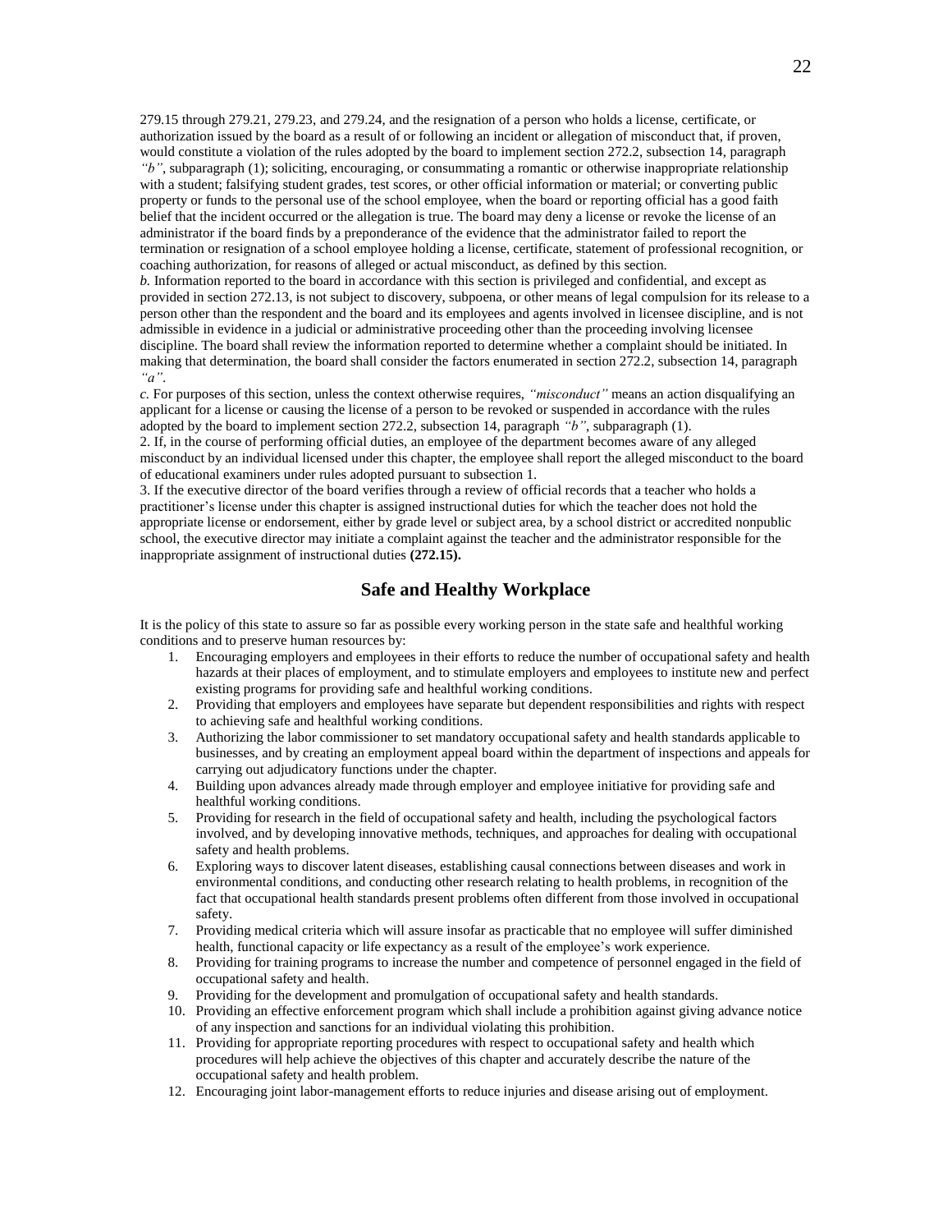279.15 through 279.21, 279.23, and 279.24, and the resignation of a person who holds a license, certificate, or authorization issued by the board as a result of or following an incident or allegation of misconduct that, if proven, would constitute a violation of the rules adopted by the board to implement section 272.2, subsection 14, paragraph *"b"*, subparagraph (1); soliciting, encouraging, or consummating a romantic or otherwise inappropriate relationship with a student; falsifying student grades, test scores, or other official information or material; or converting public property or funds to the personal use of the school employee, when the board or reporting official has a good faith belief that the incident occurred or the allegation is true. The board may deny a license or revoke the license of an administrator if the board finds by a preponderance of the evidence that the administrator failed to report the termination or resignation of a school employee holding a license, certificate, statement of professional recognition, or coaching authorization, for reasons of alleged or actual misconduct, as defined by this section.

*b.* Information reported to the board in accordance with this section is privileged and confidential, and except as provided in section 272.13, is not subject to discovery, subpoena, or other means of legal compulsion for its release to a person other than the respondent and the board and its employees and agents involved in licensee discipline, and is not admissible in evidence in a judicial or administrative proceeding other than the proceeding involving licensee discipline. The board shall review the information reported to determine whether a complaint should be initiated. In making that determination, the board shall consider the factors enumerated in section 272.2, subsection 14, paragraph *"a"*.

*c.* For purposes of this section, unless the context otherwise requires, *"misconduct"* means an action disqualifying an applicant for a license or causing the license of a person to be revoked or suspended in accordance with the rules adopted by the board to implement section 272.2, subsection 14, paragraph *"b"*, subparagraph (1).

2. If, in the course of performing official duties, an employee of the department becomes aware of any alleged misconduct by an individual licensed under this chapter, the employee shall report the alleged misconduct to the board of educational examiners under rules adopted pursuant to subsection 1.

3. If the executive director of the board verifies through a review of official records that a teacher who holds a practitioner's license under this chapter is assigned instructional duties for which the teacher does not hold the appropriate license or endorsement, either by grade level or subject area, by a school district or accredited nonpublic school, the executive director may initiate a complaint against the teacher and the administrator responsible for the inappropriate assignment of instructional duties **(272.15).**

## Safe and Healthy Workplace

It is the policy of this state to assure so far as possible every working person in the state safe and healthful working conditions and to preserve human resources by:

1. Encouraging employers and employees in their efforts to reduce the number of occupational safety and health hazards at their places of employment, and to stimulate employers and employees to institute new and perfect existing programs for providing safe and healthful working conditions.
2. Providing that employers and employees have separate but dependent responsibilities and rights with respect to achieving safe and healthful working conditions.
3. Authorizing the labor commissioner to set mandatory occupational safety and health standards applicable to businesses, and by creating an employment appeal board within the department of inspections and appeals for carrying out adjudicatory functions under the chapter.
4. Building upon advances already made through employer and employee initiative for providing safe and healthful working conditions.
5. Providing for research in the field of occupational safety and health, including the psychological factors involved, and by developing innovative methods, techniques, and approaches for dealing with occupational safety and health problems.
6. Exploring ways to discover latent diseases, establishing causal connections between diseases and work in environmental conditions, and conducting other research relating to health problems, in recognition of the fact that occupational health standards present problems often different from those involved in occupational safety.
7. Providing medical criteria which will assure insofar as practicable that no employee will suffer diminished health, functional capacity or life expectancy as a result of the employee's work experience.
8. Providing for training programs to increase the number and competence of personnel engaged in the field of occupational safety and health.
9. Providing for the development and promulgation of occupational safety and health standards.
10. Providing an effective enforcement program which shall include a prohibition against giving advance notice of any inspection and sanctions for an individual violating this prohibition.
11. Providing for appropriate reporting procedures with respect to occupational safety and health which procedures will help achieve the objectives of this chapter and accurately describe the nature of the occupational safety and health problem.
12. Encouraging joint labor-management efforts to reduce injuries and disease arising out of employment.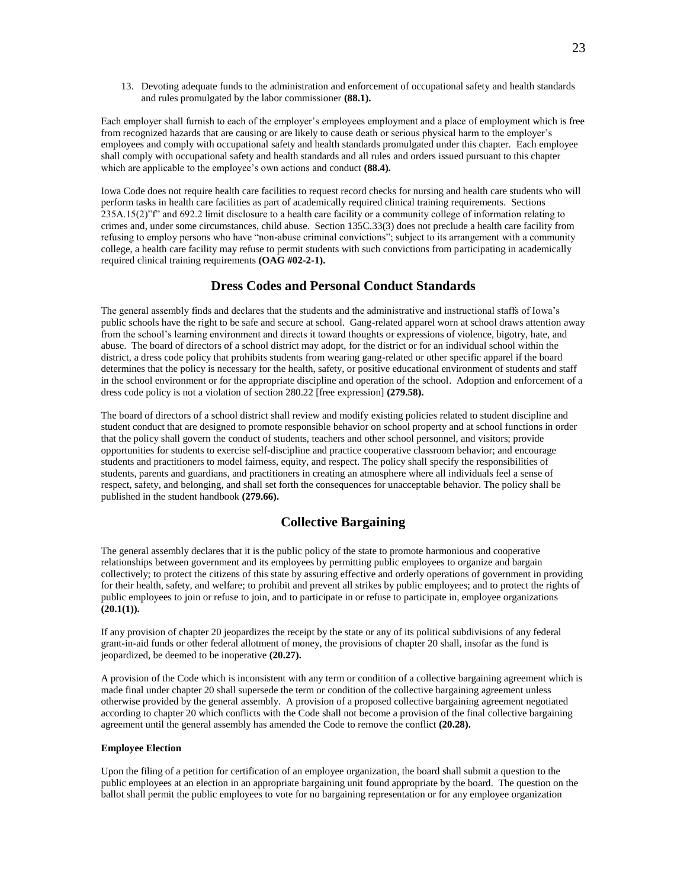13. Devoting adequate funds to the administration and enforcement of occupational safety and health standards and rules promulgated by the labor commissioner **(88.1).**

Each employer shall furnish to each of the employer's employees employment and a place of employment which is free from recognized hazards that are causing or are likely to cause death or serious physical harm to the employer's employees and comply with occupational safety and health standards promulgated under this chapter. Each employee shall comply with occupational safety and health standards and all rules and orders issued pursuant to this chapter which are applicable to the employee's own actions and conduct **(88.4).**

Iowa Code does not require health care facilities to request record checks for nursing and health care students who will perform tasks in health care facilities as part of academically required clinical training requirements. Sections 235A.15(2)"f" and 692.2 limit disclosure to a health care facility or a community college of information relating to crimes and, under some circumstances, child abuse. Section 135C.33(3) does not preclude a health care facility from refusing to employ persons who have "non-abuse criminal convictions"; subject to its arrangement with a community college, a health care facility may refuse to permit students with such convictions from participating in academically required clinical training requirements **(OAG #02-2-1).**

## Dress Codes and Personal Conduct Standards

The general assembly finds and declares that the students and the administrative and instructional staffs of Iowa's public schools have the right to be safe and secure at school. Gang-related apparel worn at school draws attention away from the school's learning environment and directs it toward thoughts or expressions of violence, bigotry, hate, and abuse. The board of directors of a school district may adopt, for the district or for an individual school within the district, a dress code policy that prohibits students from wearing gang-related or other specific apparel if the board determines that the policy is necessary for the health, safety, or positive educational environment of students and staff in the school environment or for the appropriate discipline and operation of the school. Adoption and enforcement of a dress code policy is not a violation of section 280.22 [free expression] **(279.58).**

The board of directors of a school district shall review and modify existing policies related to student discipline and student conduct that are designed to promote responsible behavior on school property and at school functions in order that the policy shall govern the conduct of students, teachers and other school personnel, and visitors; provide opportunities for students to exercise self-discipline and practice cooperative classroom behavior; and encourage students and practitioners to model fairness, equity, and respect. The policy shall specify the responsibilities of students, parents and guardians, and practitioners in creating an atmosphere where all individuals feel a sense of respect, safety, and belonging, and shall set forth the consequences for unacceptable behavior. The policy shall be published in the student handbook **(279.66).**

## Collective Bargaining

The general assembly declares that it is the public policy of the state to promote harmonious and cooperative relationships between government and its employees by permitting public employees to organize and bargain collectively; to protect the citizens of this state by assuring effective and orderly operations of government in providing for their health, safety, and welfare; to prohibit and prevent all strikes by public employees; and to protect the rights of public employees to join or refuse to join, and to participate in or refuse to participate in, employee organizations **(20.1(1)).**

If any provision of chapter 20 jeopardizes the receipt by the state or any of its political subdivisions of any federal grant-in-aid funds or other federal allotment of money, the provisions of chapter 20 shall, insofar as the fund is jeopardized, be deemed to be inoperative **(20.27).**

A provision of the Code which is inconsistent with any term or condition of a collective bargaining agreement which is made final under chapter 20 shall supersede the term or condition of the collective bargaining agreement unless otherwise provided by the general assembly. A provision of a proposed collective bargaining agreement negotiated according to chapter 20 which conflicts with the Code shall not become a provision of the final collective bargaining agreement until the general assembly has amended the Code to remove the conflict **(20.28).**

#### Employee Election

Upon the filing of a petition for certification of an employee organization, the board shall submit a question to the public employees at an election in an appropriate bargaining unit found appropriate by the board. The question on the ballot shall permit the public employees to vote for no bargaining representation or for any employee organization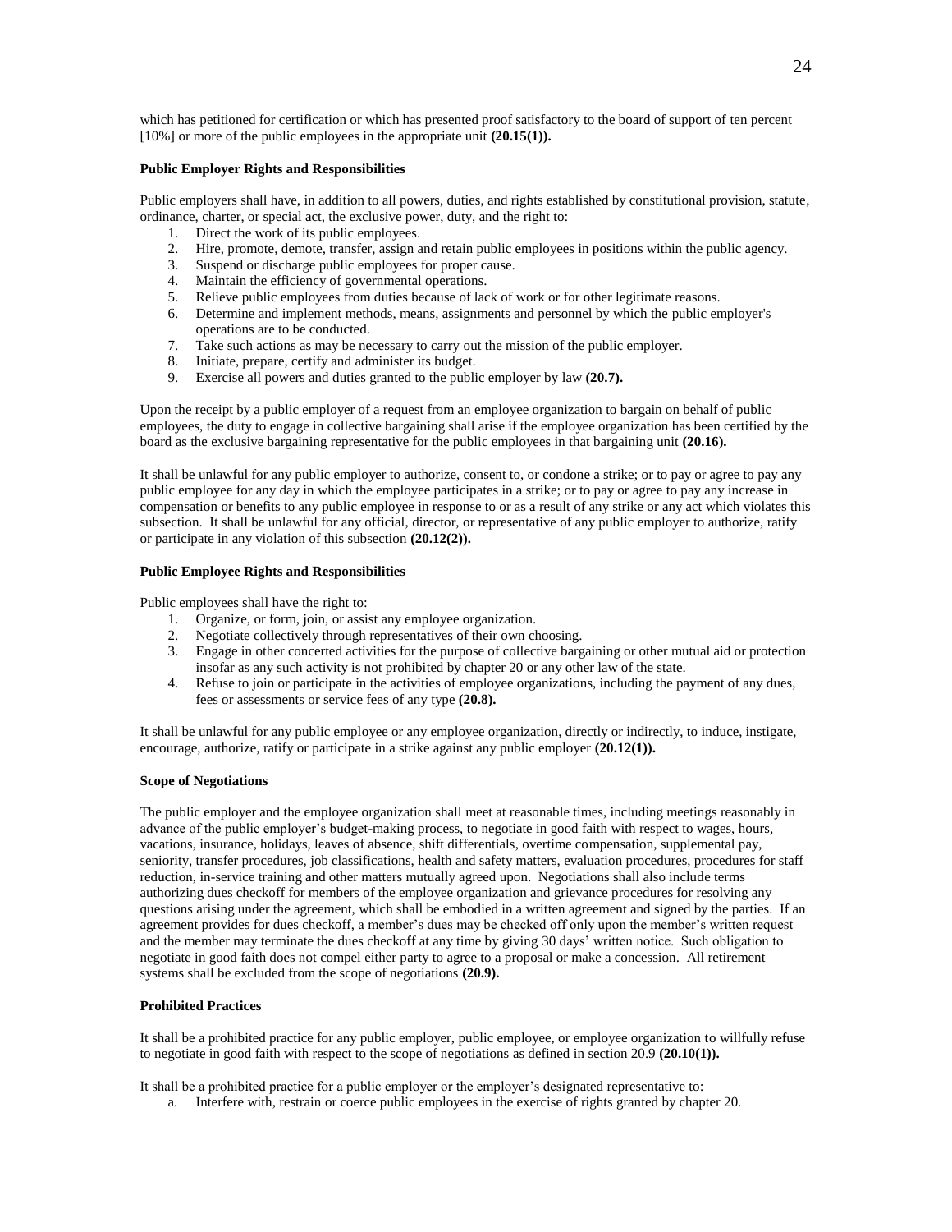which has petitioned for certification or which has presented proof satisfactory to the board of support of ten percent [10%] or more of the public employees in the appropriate unit **(20.15(1)).**

**Public Employer Rights and Responsibilities**

Public employers shall have, in addition to all powers, duties, and rights established by constitutional provision, statute, ordinance, charter, or special act, the exclusive power, duty, and the right to:

1. Direct the work of its public employees.
2. Hire, promote, demote, transfer, assign and retain public employees in positions within the public agency.
3. Suspend or discharge public employees for proper cause.
4. Maintain the efficiency of governmental operations.
5. Relieve public employees from duties because of lack of work or for other legitimate reasons.
6. Determine and implement methods, means, assignments and personnel by which the public employer's operations are to be conducted.
7. Take such actions as may be necessary to carry out the mission of the public employer.
8. Initiate, prepare, certify and administer its budget.
9. Exercise all powers and duties granted to the public employer by law **(20.7).**

Upon the receipt by a public employer of a request from an employee organization to bargain on behalf of public employees, the duty to engage in collective bargaining shall arise if the employee organization has been certified by the board as the exclusive bargaining representative for the public employees in that bargaining unit **(20.16).**

It shall be unlawful for any public employer to authorize, consent to, or condone a strike; or to pay or agree to pay any public employee for any day in which the employee participates in a strike; or to pay or agree to pay any increase in compensation or benefits to any public employee in response to or as a result of any strike or any act which violates this subsection. It shall be unlawful for any official, director, or representative of any public employer to authorize, ratify or participate in any violation of this subsection **(20.12(2)).**

**Public Employee Rights and Responsibilities**

Public employees shall have the right to:

1. Organize, or form, join, or assist any employee organization.
2. Negotiate collectively through representatives of their own choosing.
3. Engage in other concerted activities for the purpose of collective bargaining or other mutual aid or protection insofar as any such activity is not prohibited by chapter 20 or any other law of the state.
4. Refuse to join or participate in the activities of employee organizations, including the payment of any dues, fees or assessments or service fees of any type **(20.8).**

It shall be unlawful for any public employee or any employee organization, directly or indirectly, to induce, instigate, encourage, authorize, ratify or participate in a strike against any public employer **(20.12(1)).**

**Scope of Negotiations**

The public employer and the employee organization shall meet at reasonable times, including meetings reasonably in advance of the public employer's budget-making process, to negotiate in good faith with respect to wages, hours, vacations, insurance, holidays, leaves of absence, shift differentials, overtime compensation, supplemental pay, seniority, transfer procedures, job classifications, health and safety matters, evaluation procedures, procedures for staff reduction, in-service training and other matters mutually agreed upon. Negotiations shall also include terms authorizing dues checkoff for members of the employee organization and grievance procedures for resolving any questions arising under the agreement, which shall be embodied in a written agreement and signed by the parties. If an agreement provides for dues checkoff, a member's dues may be checked off only upon the member's written request and the member may terminate the dues checkoff at any time by giving 30 days' written notice. Such obligation to negotiate in good faith does not compel either party to agree to a proposal or make a concession. All retirement systems shall be excluded from the scope of negotiations **(20.9).**

**Prohibited Practices**

It shall be a prohibited practice for any public employer, public employee, or employee organization to willfully refuse to negotiate in good faith with respect to the scope of negotiations as defined in section 20.9 **(20.10(1)).**

It shall be a prohibited practice for a public employer or the employer's designated representative to:

a. Interfere with, restrain or coerce public employees in the exercise of rights granted by chapter 20.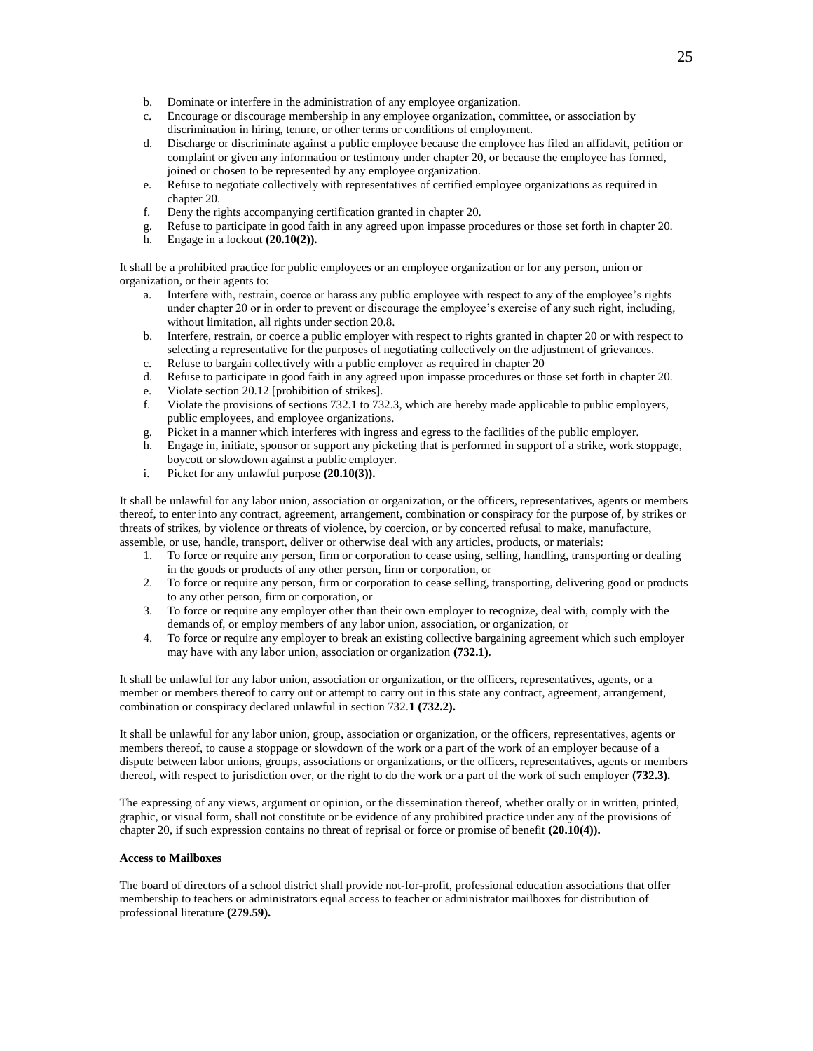b. Dominate or interfere in the administration of any employee organization.
c. Encourage or discourage membership in any employee organization, committee, or association by discrimination in hiring, tenure, or other terms or conditions of employment.
d. Discharge or discriminate against a public employee because the employee has filed an affidavit, petition or complaint or given any information or testimony under chapter 20, or because the employee has formed, joined or chosen to be represented by any employee organization.
e. Refuse to negotiate collectively with representatives of certified employee organizations as required in chapter 20.
f. Deny the rights accompanying certification granted in chapter 20.
g. Refuse to participate in good faith in any agreed upon impasse procedures or those set forth in chapter 20.
h. Engage in a lockout **(20.10(2)).**

It shall be a prohibited practice for public employees or an employee organization or for any person, union or organization, or their agents to:

a. Interfere with, restrain, coerce or harass any public employee with respect to any of the employee's rights under chapter 20 or in order to prevent or discourage the employee's exercise of any such right, including, without limitation, all rights under section 20.8.
b. Interfere, restrain, or coerce a public employer with respect to rights granted in chapter 20 or with respect to selecting a representative for the purposes of negotiating collectively on the adjustment of grievances.
c. Refuse to bargain collectively with a public employer as required in chapter 20
d. Refuse to participate in good faith in any agreed upon impasse procedures or those set forth in chapter 20.
e. Violate section 20.12 [prohibition of strikes].
f. Violate the provisions of sections 732.1 to 732.3, which are hereby made applicable to public employers, public employees, and employee organizations.
g. Picket in a manner which interferes with ingress and egress to the facilities of the public employer.
h. Engage in, initiate, sponsor or support any picketing that is performed in support of a strike, work stoppage, boycott or slowdown against a public employer.
i. Picket for any unlawful purpose **(20.10(3)).**

It shall be unlawful for any labor union, association or organization, or the officers, representatives, agents or members thereof, to enter into any contract, agreement, arrangement, combination or conspiracy for the purpose of, by strikes or threats of strikes, by violence or threats of violence, by coercion, or by concerted refusal to make, manufacture, assemble, or use, handle, transport, deliver or otherwise deal with any articles, products, or materials:

1. To force or require any person, firm or corporation to cease using, selling, handling, transporting or dealing in the goods or products of any other person, firm or corporation, or
2. To force or require any person, firm or corporation to cease selling, transporting, delivering good or products to any other person, firm or corporation, or
3. To force or require any employer other than their own employer to recognize, deal with, comply with the demands of, or employ members of any labor union, association, or organization, or
4. To force or require any employer to break an existing collective bargaining agreement which such employer may have with any labor union, association or organization **(732.1).**

It shall be unlawful for any labor union, association or organization, or the officers, representatives, agents, or a member or members thereof to carry out or attempt to carry out in this state any contract, agreement, arrangement, combination or conspiracy declared unlawful in section 732.**1 (732.2).**

It shall be unlawful for any labor union, group, association or organization, or the officers, representatives, agents or members thereof, to cause a stoppage or slowdown of the work or a part of the work of an employer because of a dispute between labor unions, groups, associations or organizations, or the officers, representatives, agents or members thereof, with respect to jurisdiction over, or the right to do the work or a part of the work of such employer **(732.3).**

The expressing of any views, argument or opinion, or the dissemination thereof, whether orally or in written, printed, graphic, or visual form, shall not constitute or be evidence of any prohibited practice under any of the provisions of chapter 20, if such expression contains no threat of reprisal or force or promise of benefit **(20.10(4)).**

**Access to Mailboxes**

The board of directors of a school district shall provide not-for-profit, professional education associations that offer membership to teachers or administrators equal access to teacher or administrator mailboxes for distribution of professional literature **(279.59).**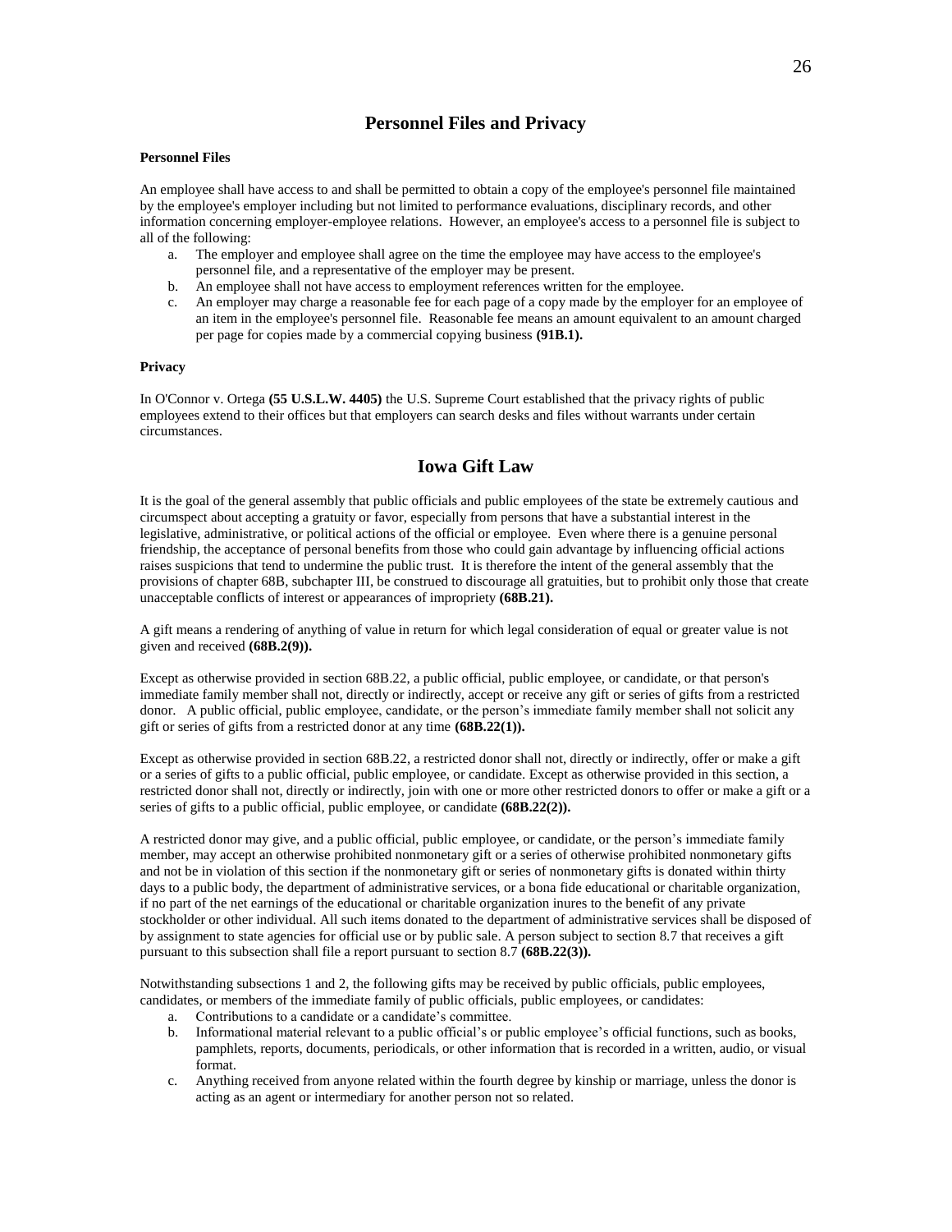## Personnel Files and Privacy

**Personnel Files**

An employee shall have access to and shall be permitted to obtain a copy of the employee's personnel file maintained by the employee's employer including but not limited to performance evaluations, disciplinary records, and other information concerning employer-employee relations. However, an employee's access to a personnel file is subject to all of the following:

a. The employer and employee shall agree on the time the employee may have access to the employee's personnel file, and a representative of the employer may be present.
b. An employee shall not have access to employment references written for the employee.
c. An employer may charge a reasonable fee for each page of a copy made by the employer for an employee of an item in the employee's personnel file. Reasonable fee means an amount equivalent to an amount charged per page for copies made by a commercial copying business **(91B.1).**

**Privacy**

In O'Connor v. Ortega **(55 U.S.L.W. 4405)** the U.S. Supreme Court established that the privacy rights of public employees extend to their offices but that employers can search desks and files without warrants under certain circumstances.

## Iowa Gift Law

It is the goal of the general assembly that public officials and public employees of the state be extremely cautious and circumspect about accepting a gratuity or favor, especially from persons that have a substantial interest in the legislative, administrative, or political actions of the official or employee. Even where there is a genuine personal friendship, the acceptance of personal benefits from those who could gain advantage by influencing official actions raises suspicions that tend to undermine the public trust. It is therefore the intent of the general assembly that the provisions of chapter 68B, subchapter III, be construed to discourage all gratuities, but to prohibit only those that create unacceptable conflicts of interest or appearances of impropriety **(68B.21).**

A gift means a rendering of anything of value in return for which legal consideration of equal or greater value is not given and received **(68B.2(9)).**

Except as otherwise provided in section 68B.22, a public official, public employee, or candidate, or that person's immediate family member shall not, directly or indirectly, accept or receive any gift or series of gifts from a restricted donor. A public official, public employee, candidate, or the person's immediate family member shall not solicit any gift or series of gifts from a restricted donor at any time **(68B.22(1)).**

Except as otherwise provided in section 68B.22, a restricted donor shall not, directly or indirectly, offer or make a gift or a series of gifts to a public official, public employee, or candidate. Except as otherwise provided in this section, a restricted donor shall not, directly or indirectly, join with one or more other restricted donors to offer or make a gift or a series of gifts to a public official, public employee, or candidate **(68B.22(2)).**

A restricted donor may give, and a public official, public employee, or candidate, or the person's immediate family member, may accept an otherwise prohibited nonmonetary gift or a series of otherwise prohibited nonmonetary gifts and not be in violation of this section if the nonmonetary gift or series of nonmonetary gifts is donated within thirty days to a public body, the department of administrative services, or a bona fide educational or charitable organization, if no part of the net earnings of the educational or charitable organization inures to the benefit of any private stockholder or other individual. All such items donated to the department of administrative services shall be disposed of by assignment to state agencies for official use or by public sale. A person subject to section 8.7 that receives a gift pursuant to this subsection shall file a report pursuant to section 8.7 **(68B.22(3)).**

Notwithstanding subsections 1 and 2, the following gifts may be received by public officials, public employees, candidates, or members of the immediate family of public officials, public employees, or candidates:

a. Contributions to a candidate or a candidate's committee.
b. Informational material relevant to a public official's or public employee's official functions, such as books, pamphlets, reports, documents, periodicals, or other information that is recorded in a written, audio, or visual format.
c. Anything received from anyone related within the fourth degree by kinship or marriage, unless the donor is acting as an agent or intermediary for another person not so related.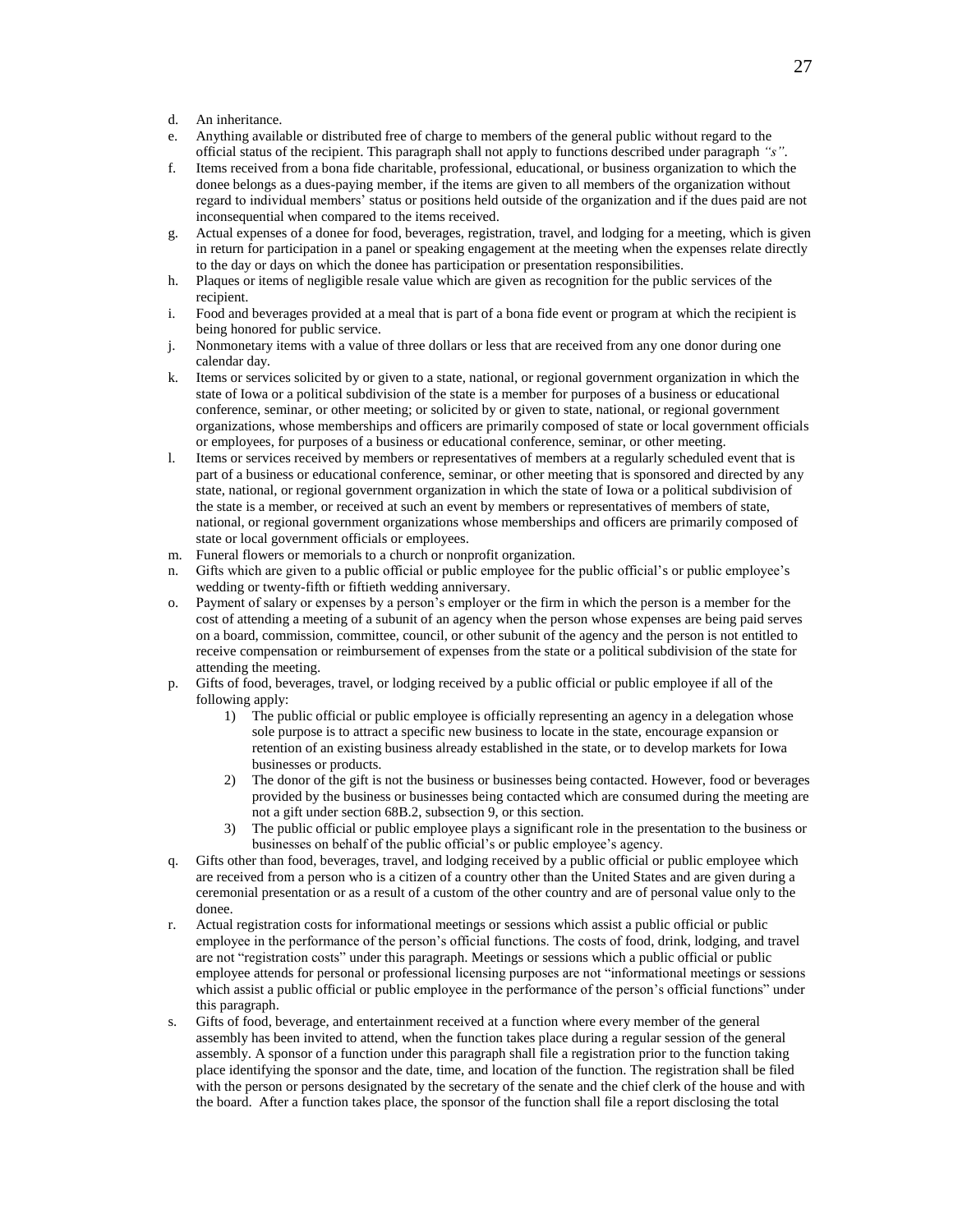d. An inheritance.
e. Anything available or distributed free of charge to members of the general public without regard to the official status of the recipient. This paragraph shall not apply to functions described under paragraph *"s"*.
f. Items received from a bona fide charitable, professional, educational, or business organization to which the donee belongs as a dues-paying member, if the items are given to all members of the organization without regard to individual members' status or positions held outside of the organization and if the dues paid are not inconsequential when compared to the items received.
g. Actual expenses of a donee for food, beverages, registration, travel, and lodging for a meeting, which is given in return for participation in a panel or speaking engagement at the meeting when the expenses relate directly to the day or days on which the donee has participation or presentation responsibilities.
h. Plaques or items of negligible resale value which are given as recognition for the public services of the recipient.
i. Food and beverages provided at a meal that is part of a bona fide event or program at which the recipient is being honored for public service.
j. Nonmonetary items with a value of three dollars or less that are received from any one donor during one calendar day.
k. Items or services solicited by or given to a state, national, or regional government organization in which the state of Iowa or a political subdivision of the state is a member for purposes of a business or educational conference, seminar, or other meeting; or solicited by or given to state, national, or regional government organizations, whose memberships and officers are primarily composed of state or local government officials or employees, for purposes of a business or educational conference, seminar, or other meeting.
l. Items or services received by members or representatives of members at a regularly scheduled event that is part of a business or educational conference, seminar, or other meeting that is sponsored and directed by any state, national, or regional government organization in which the state of Iowa or a political subdivision of the state is a member, or received at such an event by members or representatives of members of state, national, or regional government organizations whose memberships and officers are primarily composed of state or local government officials or employees.
m. Funeral flowers or memorials to a church or nonprofit organization.
n. Gifts which are given to a public official or public employee for the public official's or public employee's wedding or twenty-fifth or fiftieth wedding anniversary.
o. Payment of salary or expenses by a person's employer or the firm in which the person is a member for the cost of attending a meeting of a subunit of an agency when the person whose expenses are being paid serves on a board, commission, committee, council, or other subunit of the agency and the person is not entitled to receive compensation or reimbursement of expenses from the state or a political subdivision of the state for attending the meeting.
p. Gifts of food, beverages, travel, or lodging received by a public official or public employee if all of the following apply:
    1) The public official or public employee is officially representing an agency in a delegation whose sole purpose is to attract a specific new business to locate in the state, encourage expansion or retention of an existing business already established in the state, or to develop markets for Iowa businesses or products.
    2) The donor of the gift is not the business or businesses being contacted. However, food or beverages provided by the business or businesses being contacted which are consumed during the meeting are not a gift under section 68B.2, subsection 9, or this section.
    3) The public official or public employee plays a significant role in the presentation to the business or businesses on behalf of the public official's or public employee's agency.
q. Gifts other than food, beverages, travel, and lodging received by a public official or public employee which are received from a person who is a citizen of a country other than the United States and are given during a ceremonial presentation or as a result of a custom of the other country and are of personal value only to the donee.
r. Actual registration costs for informational meetings or sessions which assist a public official or public employee in the performance of the person's official functions. The costs of food, drink, lodging, and travel are not "registration costs" under this paragraph. Meetings or sessions which a public official or public employee attends for personal or professional licensing purposes are not "informational meetings or sessions which assist a public official or public employee in the performance of the person's official functions" under this paragraph.
s. Gifts of food, beverage, and entertainment received at a function where every member of the general assembly has been invited to attend, when the function takes place during a regular session of the general assembly. A sponsor of a function under this paragraph shall file a registration prior to the function taking place identifying the sponsor and the date, time, and location of the function. The registration shall be filed with the person or persons designated by the secretary of the senate and the chief clerk of the house and with the board. After a function takes place, the sponsor of the function shall file a report disclosing the total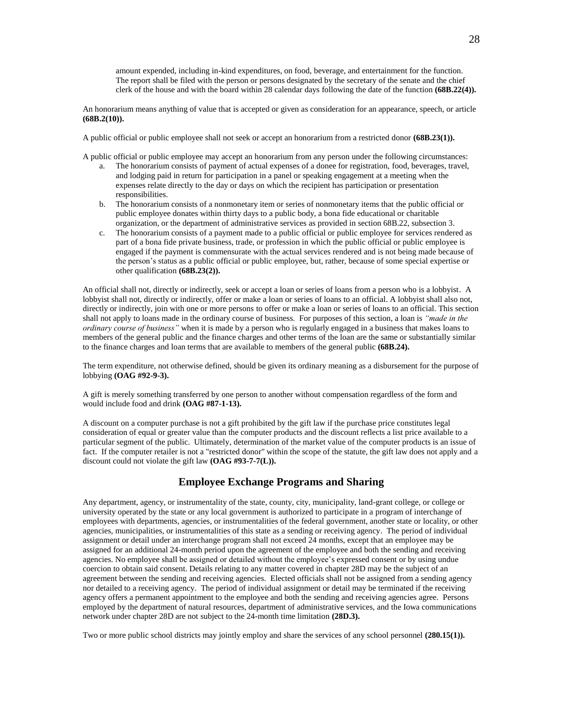amount expended, including in-kind expenditures, on food, beverage, and entertainment for the function. The report shall be filed with the person or persons designated by the secretary of the senate and the chief clerk of the house and with the board within 28 calendar days following the date of the function **(68B.22(4)).**

An honorarium means anything of value that is accepted or given as consideration for an appearance, speech, or article **(68B.2(10)).**

A public official or public employee shall not seek or accept an honorarium from a restricted donor **(68B.23(1)).**

A public official or public employee may accept an honorarium from any person under the following circumstances:

a. The honorarium consists of payment of actual expenses of a donee for registration, food, beverages, travel, and lodging paid in return for participation in a panel or speaking engagement at a meeting when the expenses relate directly to the day or days on which the recipient has participation or presentation responsibilities.
b. The honorarium consists of a nonmonetary item or series of nonmonetary items that the public official or public employee donates within thirty days to a public body, a bona fide educational or charitable organization, or the department of administrative services as provided in section 68B.22, subsection 3.
c. The honorarium consists of a payment made to a public official or public employee for services rendered as part of a bona fide private business, trade, or profession in which the public official or public employee is engaged if the payment is commensurate with the actual services rendered and is not being made because of the person's status as a public official or public employee, but, rather, because of some special expertise or other qualification **(68B.23(2)).**

An official shall not, directly or indirectly, seek or accept a loan or series of loans from a person who is a lobbyist. A lobbyist shall not, directly or indirectly, offer or make a loan or series of loans to an official. A lobbyist shall also not, directly or indirectly, join with one or more persons to offer or make a loan or series of loans to an official. This section shall not apply to loans made in the ordinary course of business. For purposes of this section, a loan is *"made in the ordinary course of business"* when it is made by a person who is regularly engaged in a business that makes loans to members of the general public and the finance charges and other terms of the loan are the same or substantially similar to the finance charges and loan terms that are available to members of the general public **(68B.24).**

The term expenditure, not otherwise defined, should be given its ordinary meaning as a disbursement for the purpose of lobbying **(OAG #92-9-3).**

A gift is merely something transferred by one person to another without compensation regardless of the form and would include food and drink **(OAG #87-1-13).**

A discount on a computer purchase is not a gift prohibited by the gift law if the purchase price constitutes legal consideration of equal or greater value than the computer products and the discount reflects a list price available to a particular segment of the public. Ultimately, determination of the market value of the computer products is an issue of fact. If the computer retailer is not a "restricted donor" within the scope of the statute, the gift law does not apply and a discount could not violate the gift law **(OAG #93-7-7(L)).**

## Employee Exchange Programs and Sharing

Any department, agency, or instrumentality of the state, county, city, municipality, land-grant college, or college or university operated by the state or any local government is authorized to participate in a program of interchange of employees with departments, agencies, or instrumentalities of the federal government, another state or locality, or other agencies, municipalities, or instrumentalities of this state as a sending or receiving agency. The period of individual assignment or detail under an interchange program shall not exceed 24 months, except that an employee may be assigned for an additional 24-month period upon the agreement of the employee and both the sending and receiving agencies. No employee shall be assigned or detailed without the employee's expressed consent or by using undue coercion to obtain said consent. Details relating to any matter covered in chapter 28D may be the subject of an agreement between the sending and receiving agencies. Elected officials shall not be assigned from a sending agency nor detailed to a receiving agency. The period of individual assignment or detail may be terminated if the receiving agency offers a permanent appointment to the employee and both the sending and receiving agencies agree. Persons employed by the department of natural resources, department of administrative services, and the Iowa communications network under chapter 28D are not subject to the 24-month time limitation **(28D.3).**

Two or more public school districts may jointly employ and share the services of any school personnel **(280.15(1)).**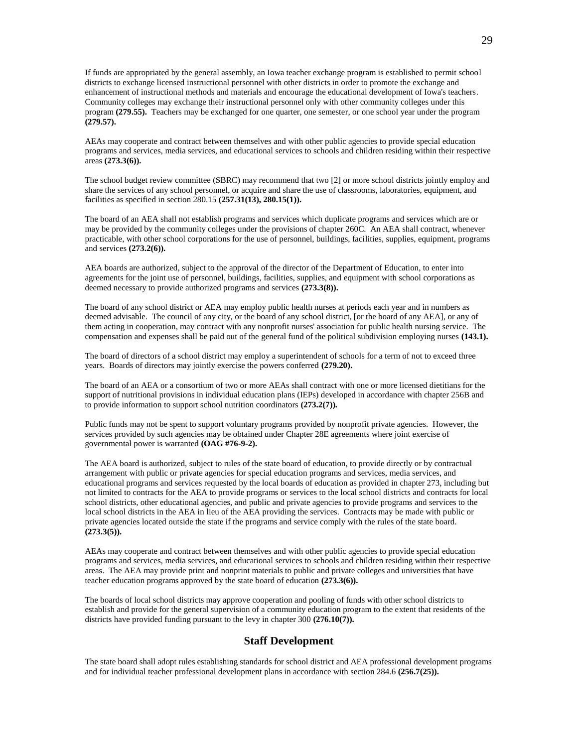If funds are appropriated by the general assembly, an Iowa teacher exchange program is established to permit school districts to exchange licensed instructional personnel with other districts in order to promote the exchange and enhancement of instructional methods and materials and encourage the educational development of Iowa's teachers. Community colleges may exchange their instructional personnel only with other community colleges under this program **(279.55).** Teachers may be exchanged for one quarter, one semester, or one school year under the program **(279.57).**

AEAs may cooperate and contract between themselves and with other public agencies to provide special education programs and services, media services, and educational services to schools and children residing within their respective areas **(273.3(6)).**

The school budget review committee (SBRC) may recommend that two [2] or more school districts jointly employ and share the services of any school personnel, or acquire and share the use of classrooms, laboratories, equipment, and facilities as specified in section 280.15 **(257.31(13), 280.15(1)).**

The board of an AEA shall not establish programs and services which duplicate programs and services which are or may be provided by the community colleges under the provisions of chapter 260C. An AEA shall contract, whenever practicable, with other school corporations for the use of personnel, buildings, facilities, supplies, equipment, programs and services **(273.2(6)).**

AEA boards are authorized, subject to the approval of the director of the Department of Education, to enter into agreements for the joint use of personnel, buildings, facilities, supplies, and equipment with school corporations as deemed necessary to provide authorized programs and services **(273.3(8)).**

The board of any school district or AEA may employ public health nurses at periods each year and in numbers as deemed advisable. The council of any city, or the board of any school district, [or the board of any AEA], or any of them acting in cooperation, may contract with any nonprofit nurses' association for public health nursing service. The compensation and expenses shall be paid out of the general fund of the political subdivision employing nurses **(143.1).**

The board of directors of a school district may employ a superintendent of schools for a term of not to exceed three years. Boards of directors may jointly exercise the powers conferred **(279.20).**

The board of an AEA or a consortium of two or more AEAs shall contract with one or more licensed dietitians for the support of nutritional provisions in individual education plans (IEPs) developed in accordance with chapter 256B and to provide information to support school nutrition coordinators **(273.2(7)).**

Public funds may not be spent to support voluntary programs provided by nonprofit private agencies. However, the services provided by such agencies may be obtained under Chapter 28E agreements where joint exercise of governmental power is warranted **(OAG #76-9-2).**

The AEA board is authorized, subject to rules of the state board of education, to provide directly or by contractual arrangement with public or private agencies for special education programs and services, media services, and educational programs and services requested by the local boards of education as provided in chapter 273, including but not limited to contracts for the AEA to provide programs or services to the local school districts and contracts for local school districts, other educational agencies, and public and private agencies to provide programs and services to the local school districts in the AEA in lieu of the AEA providing the services. Contracts may be made with public or private agencies located outside the state if the programs and service comply with the rules of the state board. **(273.3(5)).**

AEAs may cooperate and contract between themselves and with other public agencies to provide special education programs and services, media services, and educational services to schools and children residing within their respective areas. The AEA may provide print and nonprint materials to public and private colleges and universities that have teacher education programs approved by the state board of education **(273.3(6)).**

The boards of local school districts may approve cooperation and pooling of funds with other school districts to establish and provide for the general supervision of a community education program to the extent that residents of the districts have provided funding pursuant to the levy in chapter 300 **(276.10(7)).**

## Staff Development

The state board shall adopt rules establishing standards for school district and AEA professional development programs and for individual teacher professional development plans in accordance with section 284.6 **(256.7(25)).**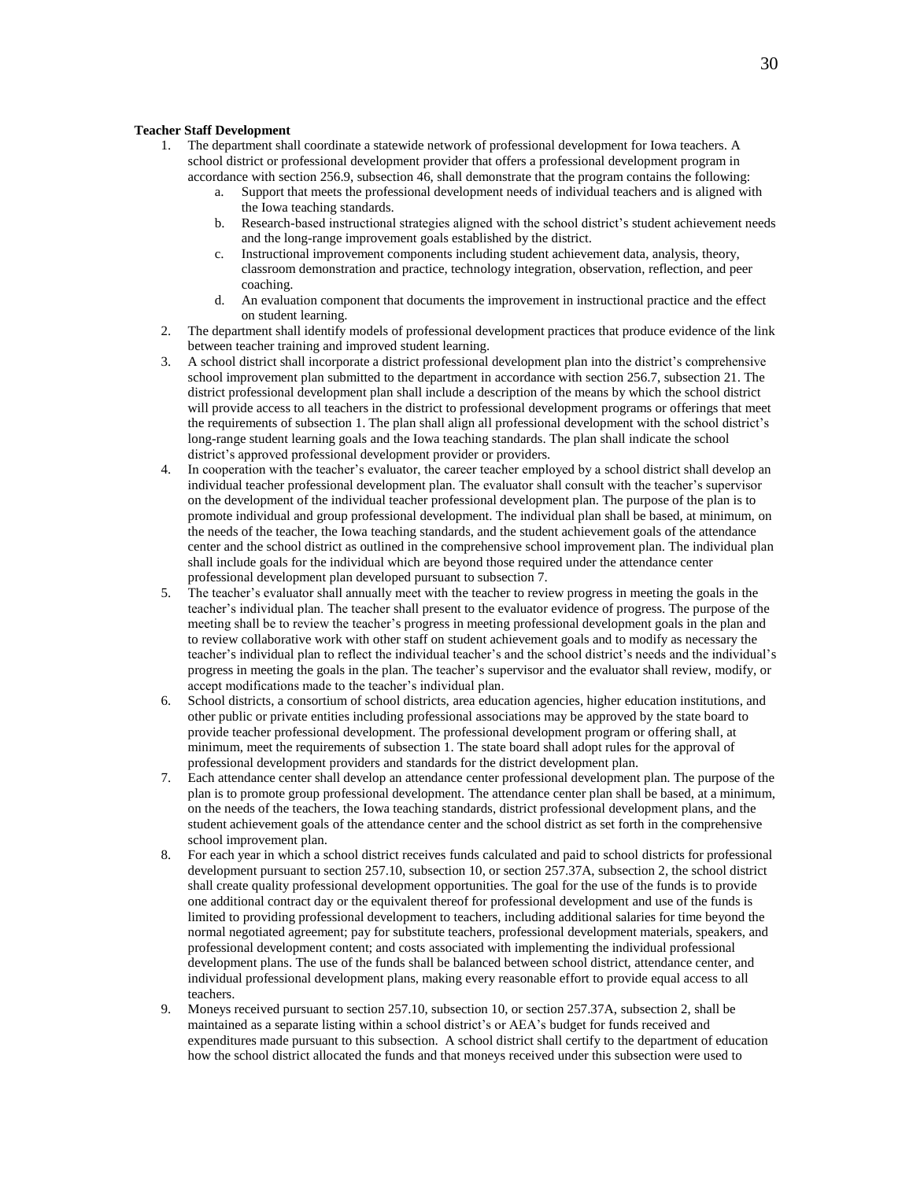**Teacher Staff Development**

1. The department shall coordinate a statewide network of professional development for Iowa teachers. A school district or professional development provider that offers a professional development program in accordance with section 256.9, subsection 46, shall demonstrate that the program contains the following:
    a. Support that meets the professional development needs of individual teachers and is aligned with the Iowa teaching standards.
    b. Research-based instructional strategies aligned with the school district's student achievement needs and the long-range improvement goals established by the district.
    c. Instructional improvement components including student achievement data, analysis, theory, classroom demonstration and practice, technology integration, observation, reflection, and peer coaching.
    d. An evaluation component that documents the improvement in instructional practice and the effect on student learning.
2. The department shall identify models of professional development practices that produce evidence of the link between teacher training and improved student learning.
3. A school district shall incorporate a district professional development plan into the district's comprehensive school improvement plan submitted to the department in accordance with section 256.7, subsection 21. The district professional development plan shall include a description of the means by which the school district will provide access to all teachers in the district to professional development programs or offerings that meet the requirements of subsection 1. The plan shall align all professional development with the school district's long-range student learning goals and the Iowa teaching standards. The plan shall indicate the school district's approved professional development provider or providers.
4. In cooperation with the teacher's evaluator, the career teacher employed by a school district shall develop an individual teacher professional development plan. The evaluator shall consult with the teacher's supervisor on the development of the individual teacher professional development plan. The purpose of the plan is to promote individual and group professional development. The individual plan shall be based, at minimum, on the needs of the teacher, the Iowa teaching standards, and the student achievement goals of the attendance center and the school district as outlined in the comprehensive school improvement plan. The individual plan shall include goals for the individual which are beyond those required under the attendance center professional development plan developed pursuant to subsection 7.
5. The teacher's evaluator shall annually meet with the teacher to review progress in meeting the goals in the teacher's individual plan. The teacher shall present to the evaluator evidence of progress. The purpose of the meeting shall be to review the teacher's progress in meeting professional development goals in the plan and to review collaborative work with other staff on student achievement goals and to modify as necessary the teacher's individual plan to reflect the individual teacher's and the school district's needs and the individual's progress in meeting the goals in the plan. The teacher's supervisor and the evaluator shall review, modify, or accept modifications made to the teacher's individual plan.
6. School districts, a consortium of school districts, area education agencies, higher education institutions, and other public or private entities including professional associations may be approved by the state board to provide teacher professional development. The professional development program or offering shall, at minimum, meet the requirements of subsection 1. The state board shall adopt rules for the approval of professional development providers and standards for the district development plan.
7. Each attendance center shall develop an attendance center professional development plan. The purpose of the plan is to promote group professional development. The attendance center plan shall be based, at a minimum, on the needs of the teachers, the Iowa teaching standards, district professional development plans, and the student achievement goals of the attendance center and the school district as set forth in the comprehensive school improvement plan.
8. For each year in which a school district receives funds calculated and paid to school districts for professional development pursuant to section 257.10, subsection 10, or section 257.37A, subsection 2, the school district shall create quality professional development opportunities. The goal for the use of the funds is to provide one additional contract day or the equivalent thereof for professional development and use of the funds is limited to providing professional development to teachers, including additional salaries for time beyond the normal negotiated agreement; pay for substitute teachers, professional development materials, speakers, and professional development content; and costs associated with implementing the individual professional development plans. The use of the funds shall be balanced between school district, attendance center, and individual professional development plans, making every reasonable effort to provide equal access to all teachers.
9. Moneys received pursuant to section 257.10, subsection 10, or section 257.37A, subsection 2, shall be maintained as a separate listing within a school district's or AEA's budget for funds received and expenditures made pursuant to this subsection. A school district shall certify to the department of education how the school district allocated the funds and that moneys received under this subsection were used to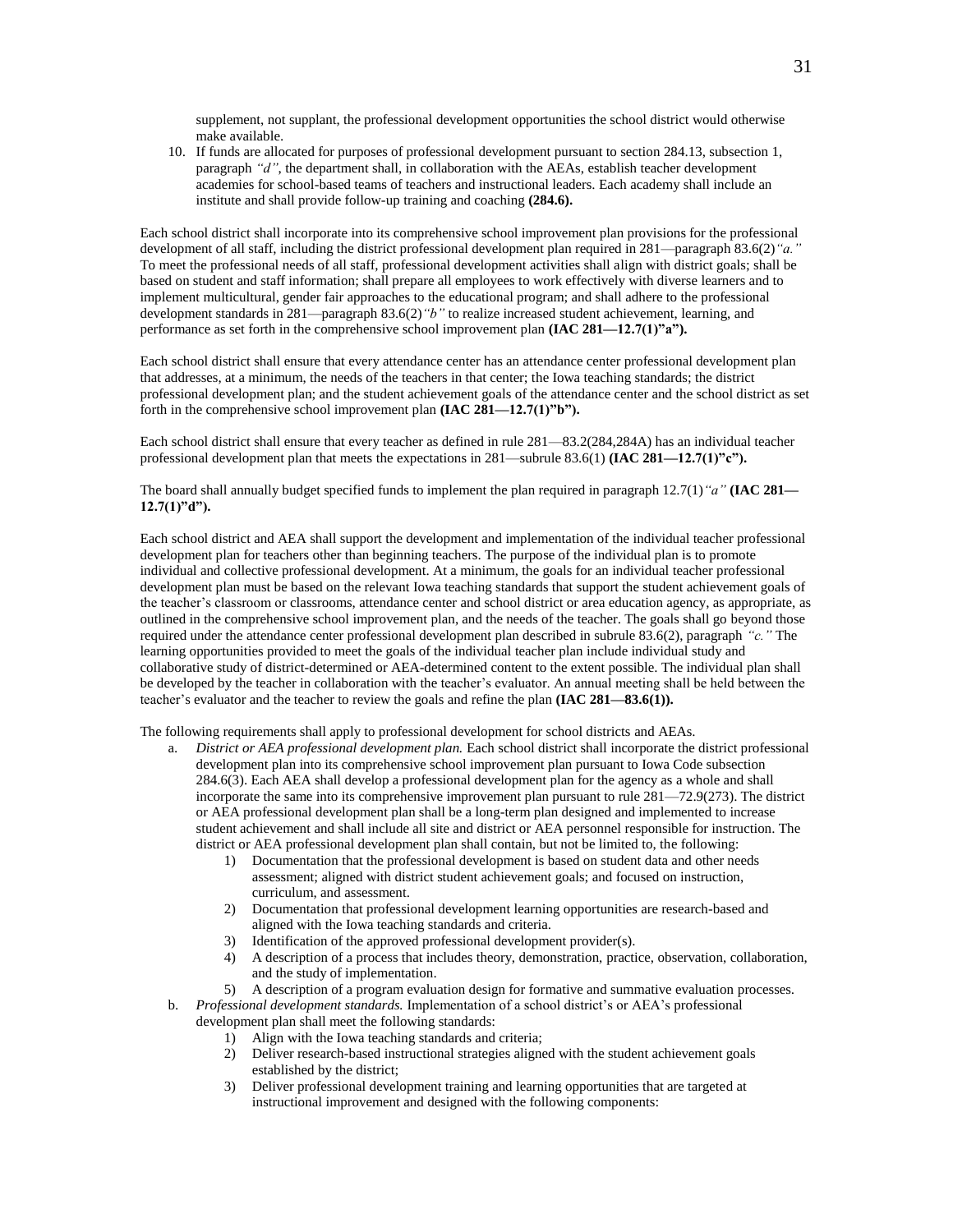supplement, not supplant, the professional development opportunities the school district would otherwise make available.

10. If funds are allocated for purposes of professional development pursuant to section 284.13, subsection 1, paragraph *"d"*, the department shall, in collaboration with the AEAs, establish teacher development academies for school-based teams of teachers and instructional leaders. Each academy shall include an institute and shall provide follow-up training and coaching **(284.6).**

Each school district shall incorporate into its comprehensive school improvement plan provisions for the professional development of all staff, including the district professional development plan required in 281—paragraph 83.6(2)*"a."* To meet the professional needs of all staff, professional development activities shall align with district goals; shall be based on student and staff information; shall prepare all employees to work effectively with diverse learners and to implement multicultural, gender fair approaches to the educational program; and shall adhere to the professional development standards in 281—paragraph 83.6(2)*"b"* to realize increased student achievement, learning, and performance as set forth in the comprehensive school improvement plan **(IAC 281—12.7(1)"a").**

Each school district shall ensure that every attendance center has an attendance center professional development plan that addresses, at a minimum, the needs of the teachers in that center; the Iowa teaching standards; the district professional development plan; and the student achievement goals of the attendance center and the school district as set forth in the comprehensive school improvement plan **(IAC 281—12.7(1)"b").**

Each school district shall ensure that every teacher as defined in rule 281—83.2(284,284A) has an individual teacher professional development plan that meets the expectations in 281—subrule 83.6(1) **(IAC 281—12.7(1)"c").**

The board shall annually budget specified funds to implement the plan required in paragraph 12.7(1)*"a"* **(IAC 281—12.7(1)"d").**

Each school district and AEA shall support the development and implementation of the individual teacher professional development plan for teachers other than beginning teachers. The purpose of the individual plan is to promote individual and collective professional development. At a minimum, the goals for an individual teacher professional development plan must be based on the relevant Iowa teaching standards that support the student achievement goals of the teacher's classroom or classrooms, attendance center and school district or area education agency, as appropriate, as outlined in the comprehensive school improvement plan, and the needs of the teacher. The goals shall go beyond those required under the attendance center professional development plan described in subrule 83.6(2), paragraph *"c."* The learning opportunities provided to meet the goals of the individual teacher plan include individual study and collaborative study of district-determined or AEA-determined content to the extent possible. The individual plan shall be developed by the teacher in collaboration with the teacher's evaluator. An annual meeting shall be held between the teacher's evaluator and the teacher to review the goals and refine the plan **(IAC 281—83.6(1)).**

The following requirements shall apply to professional development for school districts and AEAs.

a. *District or AEA professional development plan.* Each school district shall incorporate the district professional development plan into its comprehensive school improvement plan pursuant to Iowa Code subsection 284.6(3). Each AEA shall develop a professional development plan for the agency as a whole and shall incorporate the same into its comprehensive improvement plan pursuant to rule 281—72.9(273). The district or AEA professional development plan shall be a long-term plan designed and implemented to increase student achievement and shall include all site and district or AEA personnel responsible for instruction. The district or AEA professional development plan shall contain, but not be limited to, the following:
    1) Documentation that the professional development is based on student data and other needs assessment; aligned with district student achievement goals; and focused on instruction, curriculum, and assessment.
    2) Documentation that professional development learning opportunities are research-based and aligned with the Iowa teaching standards and criteria.
    3) Identification of the approved professional development provider(s).
    4) A description of a process that includes theory, demonstration, practice, observation, collaboration, and the study of implementation.
    5) A description of a program evaluation design for formative and summative evaluation processes.
b. *Professional development standards.* Implementation of a school district's or AEA's professional development plan shall meet the following standards:
    1) Align with the Iowa teaching standards and criteria;
    2) Deliver research-based instructional strategies aligned with the student achievement goals established by the district;
    3) Deliver professional development training and learning opportunities that are targeted at instructional improvement and designed with the following components: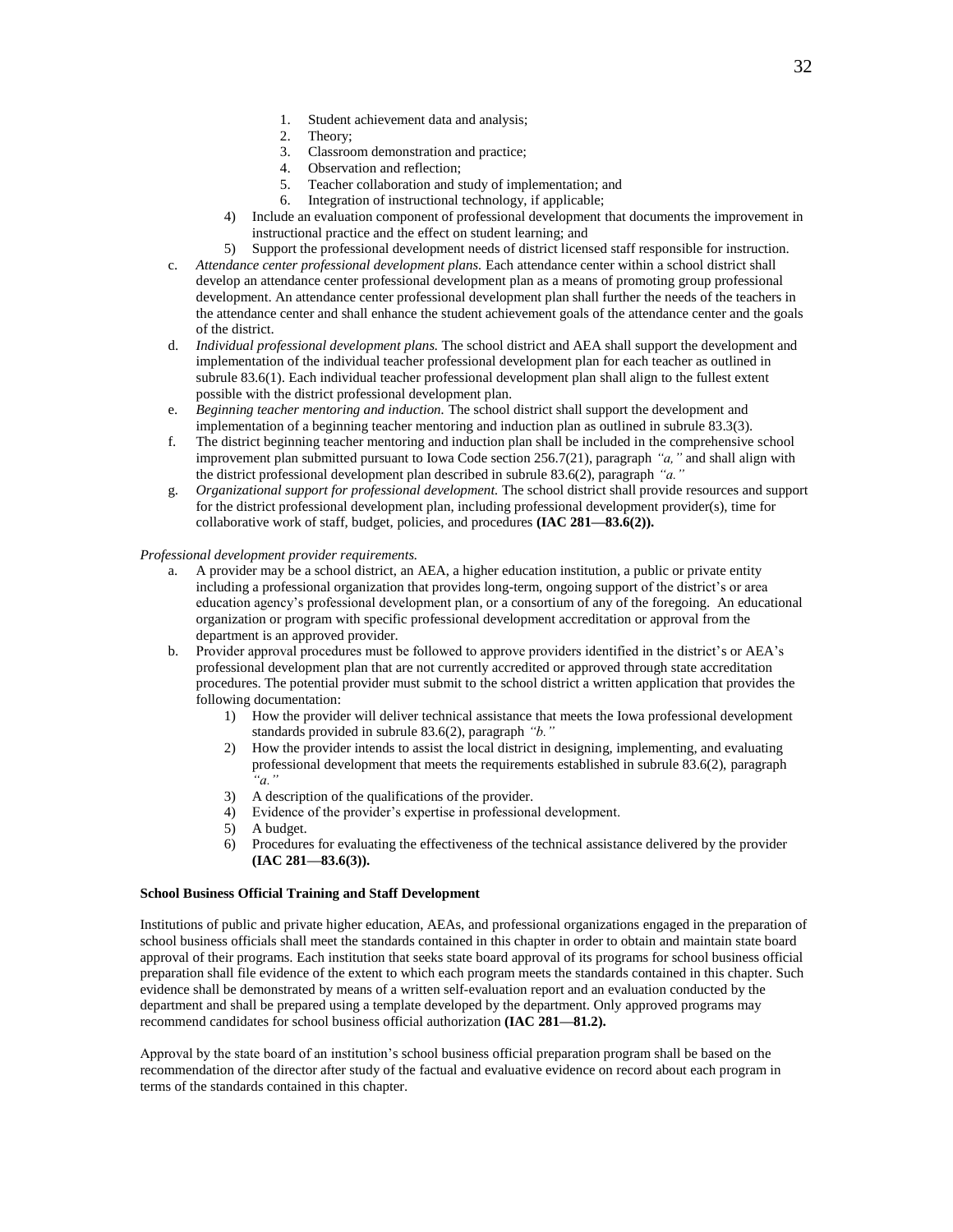1. Student achievement data and analysis;
2. Theory;
3. Classroom demonstration and practice;
4. Observation and reflection;
5. Teacher collaboration and study of implementation; and
6. Integration of instructional technology, if applicable;

4) Include an evaluation component of professional development that documents the improvement in instructional practice and the effect on student learning; and
5) Support the professional development needs of district licensed staff responsible for instruction.

c. *Attendance center professional development plans.* Each attendance center within a school district shall develop an attendance center professional development plan as a means of promoting group professional development. An attendance center professional development plan shall further the needs of the teachers in the attendance center and shall enhance the student achievement goals of the attendance center and the goals of the district.

d. *Individual professional development plans.* The school district and AEA shall support the development and implementation of the individual teacher professional development plan for each teacher as outlined in subrule 83.6(1). Each individual teacher professional development plan shall align to the fullest extent possible with the district professional development plan.

e. *Beginning teacher mentoring and induction.* The school district shall support the development and implementation of a beginning teacher mentoring and induction plan as outlined in subrule 83.3(3).

f. The district beginning teacher mentoring and induction plan shall be included in the comprehensive school improvement plan submitted pursuant to Iowa Code section 256.7(21), paragraph *"a,"* and shall align with the district professional development plan described in subrule 83.6(2), paragraph *"a."*

g. *Organizational support for professional development.* The school district shall provide resources and support for the district professional development plan, including professional development provider(s), time for collaborative work of staff, budget, policies, and procedures **(IAC 281—83.6(2)).**

*Professional development provider requirements.*

a. A provider may be a school district, an AEA, a higher education institution, a public or private entity including a professional organization that provides long-term, ongoing support of the district's or area education agency's professional development plan, or a consortium of any of the foregoing. An educational organization or program with specific professional development accreditation or approval from the department is an approved provider.

b. Provider approval procedures must be followed to approve providers identified in the district's or AEA's professional development plan that are not currently accredited or approved through state accreditation procedures. The potential provider must submit to the school district a written application that provides the following documentation:
   1) How the provider will deliver technical assistance that meets the Iowa professional development standards provided in subrule 83.6(2), paragraph *"b."*
   2) How the provider intends to assist the local district in designing, implementing, and evaluating professional development that meets the requirements established in subrule 83.6(2), paragraph *"a."*
   3) A description of the qualifications of the provider.
   4) Evidence of the provider's expertise in professional development.
   5) A budget.
   6) Procedures for evaluating the effectiveness of the technical assistance delivered by the provider **(IAC 281—83.6(3)).**

**School Business Official Training and Staff Development**

Institutions of public and private higher education, AEAs, and professional organizations engaged in the preparation of school business officials shall meet the standards contained in this chapter in order to obtain and maintain state board approval of their programs. Each institution that seeks state board approval of its programs for school business official preparation shall file evidence of the extent to which each program meets the standards contained in this chapter. Such evidence shall be demonstrated by means of a written self-evaluation report and an evaluation conducted by the department and shall be prepared using a template developed by the department. Only approved programs may recommend candidates for school business official authorization **(IAC 281—81.2).**

Approval by the state board of an institution's school business official preparation program shall be based on the recommendation of the director after study of the factual and evaluative evidence on record about each program in terms of the standards contained in this chapter.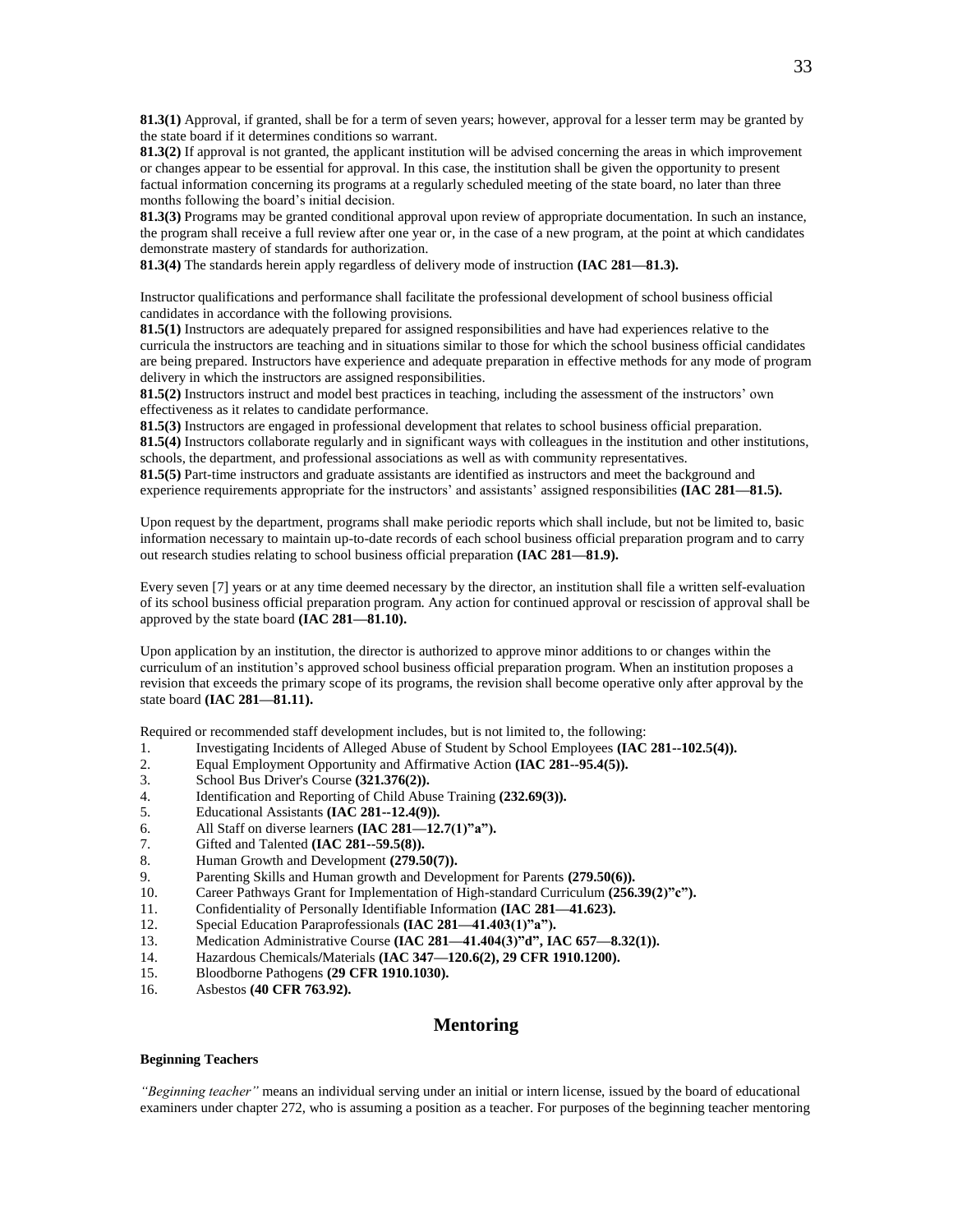**81.3(1)** Approval, if granted, shall be for a term of seven years; however, approval for a lesser term may be granted by the state board if it determines conditions so warrant.
**81.3(2)** If approval is not granted, the applicant institution will be advised concerning the areas in which improvement or changes appear to be essential for approval. In this case, the institution shall be given the opportunity to present factual information concerning its programs at a regularly scheduled meeting of the state board, no later than three months following the board's initial decision.
**81.3(3)** Programs may be granted conditional approval upon review of appropriate documentation. In such an instance, the program shall receive a full review after one year or, in the case of a new program, at the point at which candidates demonstrate mastery of standards for authorization.
**81.3(4)** The standards herein apply regardless of delivery mode of instruction **(IAC 281—81.3).**

Instructor qualifications and performance shall facilitate the professional development of school business official candidates in accordance with the following provisions.
**81.5(1)** Instructors are adequately prepared for assigned responsibilities and have had experiences relative to the curricula the instructors are teaching and in situations similar to those for which the school business official candidates are being prepared. Instructors have experience and adequate preparation in effective methods for any mode of program delivery in which the instructors are assigned responsibilities.
**81.5(2)** Instructors instruct and model best practices in teaching, including the assessment of the instructors' own effectiveness as it relates to candidate performance.
**81.5(3)** Instructors are engaged in professional development that relates to school business official preparation.
**81.5(4)** Instructors collaborate regularly and in significant ways with colleagues in the institution and other institutions, schools, the department, and professional associations as well as with community representatives.
**81.5(5)** Part-time instructors and graduate assistants are identified as instructors and meet the background and experience requirements appropriate for the instructors' and assistants' assigned responsibilities **(IAC 281—81.5).**

Upon request by the department, programs shall make periodic reports which shall include, but not be limited to, basic information necessary to maintain up-to-date records of each school business official preparation program and to carry out research studies relating to school business official preparation **(IAC 281—81.9).**

Every seven [7] years or at any time deemed necessary by the director, an institution shall file a written self-evaluation of its school business official preparation program. Any action for continued approval or rescission of approval shall be approved by the state board **(IAC 281—81.10).**

Upon application by an institution, the director is authorized to approve minor additions to or changes within the curriculum of an institution's approved school business official preparation program. When an institution proposes a revision that exceeds the primary scope of its programs, the revision shall become operative only after approval by the state board **(IAC 281—81.11).**

Required or recommended staff development includes, but is not limited to, the following:

1. Investigating Incidents of Alleged Abuse of Student by School Employees **(IAC 281--102.5(4)).**
2. Equal Employment Opportunity and Affirmative Action **(IAC 281--95.4(5)).**
3. School Bus Driver's Course **(321.376(2)).**
4. Identification and Reporting of Child Abuse Training **(232.69(3)).**
5. Educational Assistants **(IAC 281--12.4(9)).**
6. All Staff on diverse learners **(IAC 281—12.7(1)"a").**
7. Gifted and Talented **(IAC 281--59.5(8)).**
8. Human Growth and Development **(279.50(7)).**
9. Parenting Skills and Human growth and Development for Parents **(279.50(6)).**
10. Career Pathways Grant for Implementation of High-standard Curriculum **(256.39(2)"c").**
11. Confidentiality of Personally Identifiable Information **(IAC 281—41.623).**
12. Special Education Paraprofessionals **(IAC 281—41.403(1)"a").**
13. Medication Administrative Course **(IAC 281—41.404(3)"d", IAC 657—8.32(1)).**
14. Hazardous Chemicals/Materials **(IAC 347—120.6(2), 29 CFR 1910.1200).**
15. Bloodborne Pathogens **(29 CFR 1910.1030).**
16. Asbestos **(40 CFR 763.92).**

## Mentoring

**Beginning Teachers**

*"Beginning teacher"* means an individual serving under an initial or intern license, issued by the board of educational examiners under chapter 272, who is assuming a position as a teacher. For purposes of the beginning teacher mentoring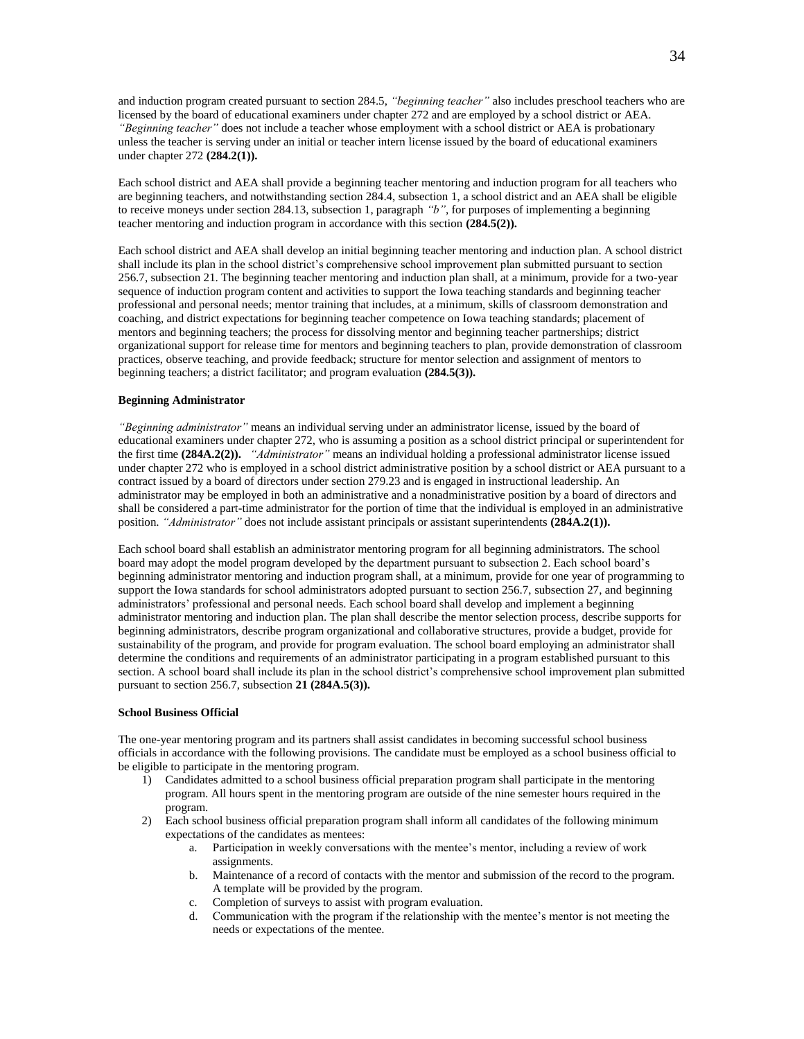and induction program created pursuant to section 284.5, *"beginning teacher"* also includes preschool teachers who are licensed by the board of educational examiners under chapter 272 and are employed by a school district or AEA. *"Beginning teacher"* does not include a teacher whose employment with a school district or AEA is probationary unless the teacher is serving under an initial or teacher intern license issued by the board of educational examiners under chapter 272 **(284.2(1)).**

Each school district and AEA shall provide a beginning teacher mentoring and induction program for all teachers who are beginning teachers, and notwithstanding section 284.4, subsection 1, a school district and an AEA shall be eligible to receive moneys under section 284.13, subsection 1, paragraph *"b"*, for purposes of implementing a beginning teacher mentoring and induction program in accordance with this section **(284.5(2)).**

Each school district and AEA shall develop an initial beginning teacher mentoring and induction plan. A school district shall include its plan in the school district's comprehensive school improvement plan submitted pursuant to section 256.7, subsection 21. The beginning teacher mentoring and induction plan shall, at a minimum, provide for a two-year sequence of induction program content and activities to support the Iowa teaching standards and beginning teacher professional and personal needs; mentor training that includes, at a minimum, skills of classroom demonstration and coaching, and district expectations for beginning teacher competence on Iowa teaching standards; placement of mentors and beginning teachers; the process for dissolving mentor and beginning teacher partnerships; district organizational support for release time for mentors and beginning teachers to plan, provide demonstration of classroom practices, observe teaching, and provide feedback; structure for mentor selection and assignment of mentors to beginning teachers; a district facilitator; and program evaluation **(284.5(3)).**

**Beginning Administrator**

*"Beginning administrator"* means an individual serving under an administrator license, issued by the board of educational examiners under chapter 272, who is assuming a position as a school district principal or superintendent for the first time **(284A.2(2)).** *"Administrator"* means an individual holding a professional administrator license issued under chapter 272 who is employed in a school district administrative position by a school district or AEA pursuant to a contract issued by a board of directors under section 279.23 and is engaged in instructional leadership. An administrator may be employed in both an administrative and a nonadministrative position by a board of directors and shall be considered a part-time administrator for the portion of time that the individual is employed in an administrative position. *"Administrator"* does not include assistant principals or assistant superintendents **(284A.2(1)).**

Each school board shall establish an administrator mentoring program for all beginning administrators. The school board may adopt the model program developed by the department pursuant to subsection 2. Each school board's beginning administrator mentoring and induction program shall, at a minimum, provide for one year of programming to support the Iowa standards for school administrators adopted pursuant to section 256.7, subsection 27, and beginning administrators' professional and personal needs. Each school board shall develop and implement a beginning administrator mentoring and induction plan. The plan shall describe the mentor selection process, describe supports for beginning administrators, describe program organizational and collaborative structures, provide a budget, provide for sustainability of the program, and provide for program evaluation. The school board employing an administrator shall determine the conditions and requirements of an administrator participating in a program established pursuant to this section. A school board shall include its plan in the school district's comprehensive school improvement plan submitted pursuant to section 256.7, subsection **21 (284A.5(3)).**

**School Business Official**

The one-year mentoring program and its partners shall assist candidates in becoming successful school business officials in accordance with the following provisions. The candidate must be employed as a school business official to be eligible to participate in the mentoring program.

1) Candidates admitted to a school business official preparation program shall participate in the mentoring program. All hours spent in the mentoring program are outside of the nine semester hours required in the program.
2) Each school business official preparation program shall inform all candidates of the following minimum expectations of the candidates as mentees:
    a. Participation in weekly conversations with the mentee's mentor, including a review of work assignments.
    b. Maintenance of a record of contacts with the mentor and submission of the record to the program. A template will be provided by the program.
    c. Completion of surveys to assist with program evaluation.
    d. Communication with the program if the relationship with the mentee's mentor is not meeting the needs or expectations of the mentee.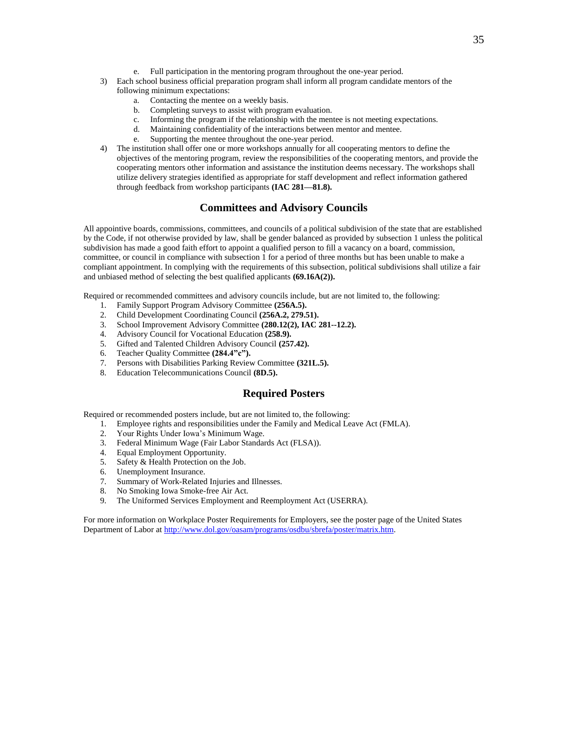e. Full participation in the mentoring program throughout the one-year period.

3) Each school business official preparation program shall inform all program candidate mentors of the following minimum expectations:
   a. Contacting the mentee on a weekly basis.
   b. Completing surveys to assist with program evaluation.
   c. Informing the program if the relationship with the mentee is not meeting expectations.
   d. Maintaining confidentiality of the interactions between mentor and mentee.
   e. Supporting the mentee throughout the one-year period.

4) The institution shall offer one or more workshops annually for all cooperating mentors to define the objectives of the mentoring program, review the responsibilities of the cooperating mentors, and provide the cooperating mentors other information and assistance the institution deems necessary. The workshops shall utilize delivery strategies identified as appropriate for staff development and reflect information gathered through feedback from workshop participants **(IAC 281—81.8).**

## Committees and Advisory Councils

All appointive boards, commissions, committees, and councils of a political subdivision of the state that are established by the Code, if not otherwise provided by law, shall be gender balanced as provided by subsection 1 unless the political subdivision has made a good faith effort to appoint a qualified person to fill a vacancy on a board, commission, committee, or council in compliance with subsection 1 for a period of three months but has been unable to make a compliant appointment. In complying with the requirements of this subsection, political subdivisions shall utilize a fair and unbiased method of selecting the best qualified applicants **(69.16A(2)).**

Required or recommended committees and advisory councils include, but are not limited to, the following:

1. Family Support Program Advisory Committee **(256A.5).**
2. Child Development Coordinating Council **(256A.2, 279.51).**
3. School Improvement Advisory Committee **(280.12(2), IAC 281--12.2).**
4. Advisory Council for Vocational Education **(258.9).**
5. Gifted and Talented Children Advisory Council **(257.42).**
6. Teacher Quality Committee **(284.4"c").**
7. Persons with Disabilities Parking Review Committee **(321L.5).**
8. Education Telecommunications Council **(8D.5).**

## Required Posters

Required or recommended posters include, but are not limited to, the following:

1. Employee rights and responsibilities under the Family and Medical Leave Act (FMLA).
2. Your Rights Under Iowa's Minimum Wage.
3. Federal Minimum Wage (Fair Labor Standards Act (FLSA)).
4. Equal Employment Opportunity.
5. Safety & Health Protection on the Job.
6. Unemployment Insurance.
7. Summary of Work-Related Injuries and Illnesses.
8. No Smoking Iowa Smoke-free Air Act.
9. The Uniformed Services Employment and Reemployment Act (USERRA).

For more information on Workplace Poster Requirements for Employers, see the poster page of the United States Department of Labor at http://www.dol.gov/oasam/programs/osdbu/sbrefa/poster/matrix.htm.